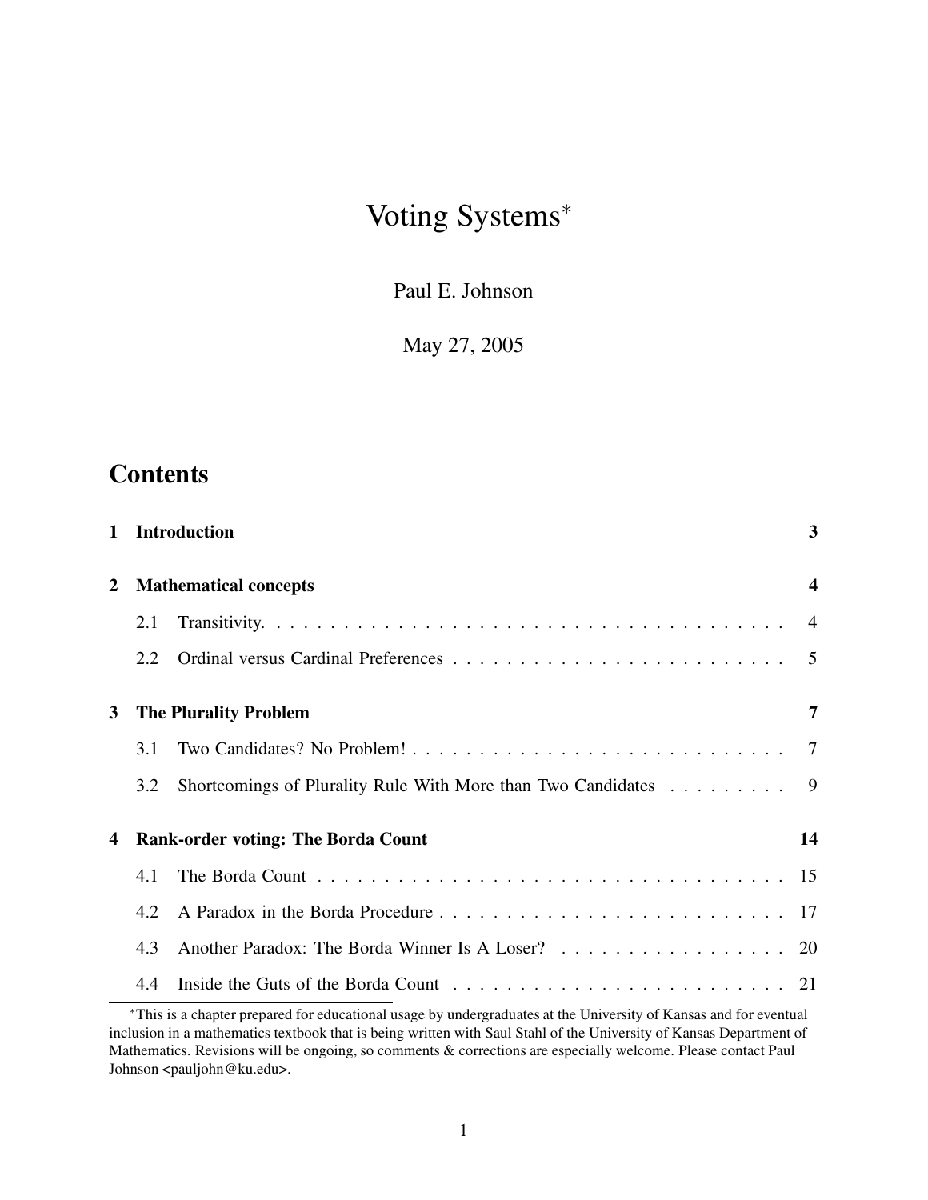# Voting Systems*

Paul E. Johnson

May 27, 2005

## Contents

| | | |
|---|---|---|
| **1** | **Introduction** | **3** |
| **2** | **Mathematical concepts** | **4** |
| 2.1 | Transitivity. | 4 |
| 2.2 | Ordinal versus Cardinal Preferences | 5 |
| **3** | **The Plurality Problem** | **7** |
| 3.1 | Two Candidates? No Problem! | 7 |
| 3.2 | Shortcomings of Plurality Rule With More than Two Candidates | 9 |
| **4** | **Rank-order voting: The Borda Count** | **14** |
| 4.1 | The Borda Count | 15 |
| 4.2 | A Paradox in the Borda Procedure | 17 |
| 4.3 | Another Paradox: The Borda Winner Is A Loser? | 20 |
| 4.4 | Inside the Guts of the Borda Count | 21 |

*This is a chapter prepared for educational usage by undergraduates at the University of Kansas and for eventual inclusion in a mathematics textbook that is being written with Saul Stahl of the University of Kansas Department of Mathematics. Revisions will be ongoing, so comments & corrections are especially welcome. Please contact Paul Johnson <pauljohn@ku.edu>.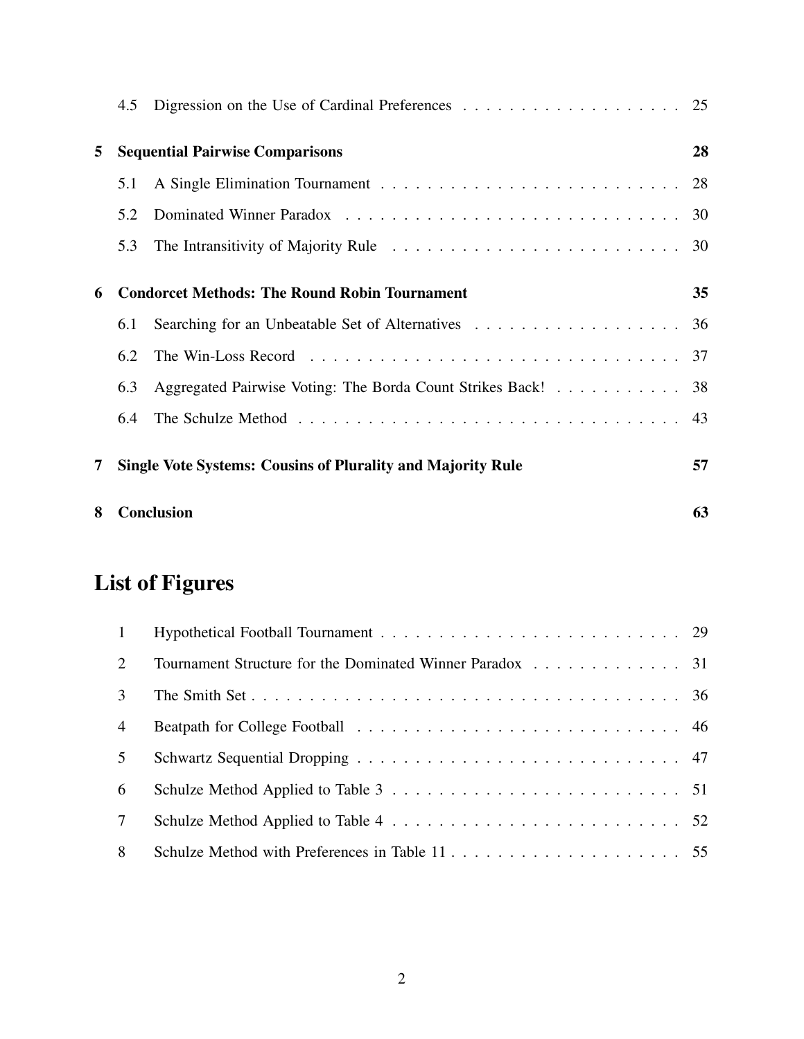4.5 Digression on the Use of Cardinal Preferences . . . . . . . . . . . . . . . . . . . 25

**5 Sequential Pairwise Comparisons 28**

5.1 A Single Elimination Tournament . . . . . . . . . . . . . . . . . . . . . . . . . 28

5.2 Dominated Winner Paradox . . . . . . . . . . . . . . . . . . . . . . . . . . . . 30

5.3 The Intransitivity of Majority Rule . . . . . . . . . . . . . . . . . . . . . . . . 30

**6 Condorcet Methods: The Round Robin Tournament 35**

6.1 Searching for an Unbeatable Set of Alternatives . . . . . . . . . . . . . . . . . . 36

6.2 The Win-Loss Record . . . . . . . . . . . . . . . . . . . . . . . . . . . . . . . . 37

6.3 Aggregated Pairwise Voting: The Borda Count Strikes Back! . . . . . . . . . . . 38

6.4 The Schulze Method . . . . . . . . . . . . . . . . . . . . . . . . . . . . . . . . . 43

**7 Single Vote Systems: Cousins of Plurality and Majority Rule 57**

**8 Conclusion 63**

# List of Figures

1 Hypothetical Football Tournament . . . . . . . . . . . . . . . . . . . . . . . . . 29

2 Tournament Structure for the Dominated Winner Paradox . . . . . . . . . . . . . 31

3 The Smith Set . . . . . . . . . . . . . . . . . . . . . . . . . . . . . . . . . . . . 36

4 Beatpath for College Football . . . . . . . . . . . . . . . . . . . . . . . . . . . 46

5 Schwartz Sequential Dropping . . . . . . . . . . . . . . . . . . . . . . . . . . . 47

6 Schulze Method Applied to Table 3 . . . . . . . . . . . . . . . . . . . . . . . . . 51

7 Schulze Method Applied to Table 4 . . . . . . . . . . . . . . . . . . . . . . . . . 52

8 Schulze Method with Preferences in Table 11 . . . . . . . . . . . . . . . . . . . 55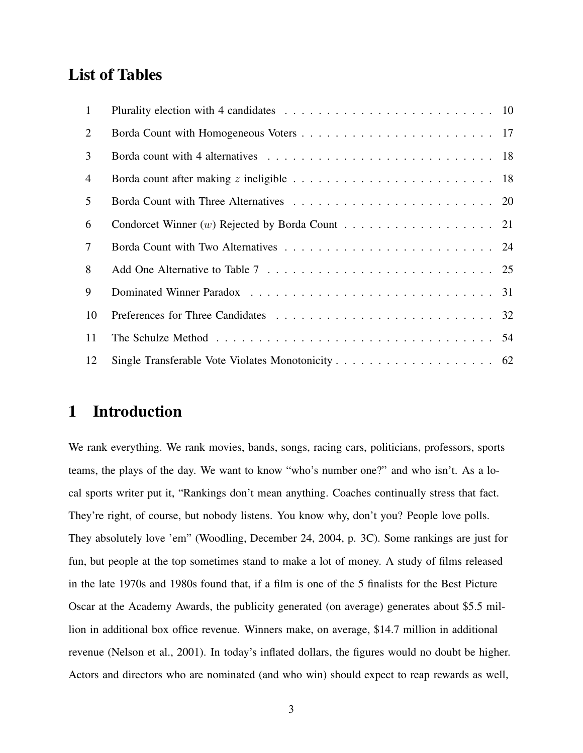## List of Tables

| | | |
|---|---|---|
| 1 | Plurality election with 4 candidates | 10 |
| 2 | Borda Count with Homogeneous Voters | 17 |
| 3 | Borda count with 4 alternatives | 18 |
| 4 | Borda count after making $z$ ineligible | 18 |
| 5 | Borda Count with Three Alternatives | 20 |
| 6 | Condorcet Winner ($w$) Rejected by Borda Count | 21 |
| 7 | Borda Count with Two Alternatives | 24 |
| 8 | Add One Alternative to Table 7 | 25 |
| 9 | Dominated Winner Paradox | 31 |
| 10 | Preferences for Three Candidates | 32 |
| 11 | The Schulze Method | 54 |
| 12 | Single Transferable Vote Violates Monotonicity | 62 |

# 1 Introduction

We rank everything. We rank movies, bands, songs, racing cars, politicians, professors, sports teams, the plays of the day. We want to know "who's number one?" and who isn't. As a local sports writer put it, "Rankings don't mean anything. Coaches continually stress that fact. They're right, of course, but nobody listens. You know why, don't you? People love polls. They absolutely love 'em" (Woodling, December 24, 2004, p. 3C). Some rankings are just for fun, but people at the top sometimes stand to make a lot of money. A study of films released in the late 1970s and 1980s found that, if a film is one of the 5 finalists for the Best Picture Oscar at the Academy Awards, the publicity generated (on average) generates about $5.5 million in additional box office revenue. Winners make, on average, $14.7 million in additional revenue (Nelson et al., 2001). In today's inflated dollars, the figures would no doubt be higher. Actors and directors who are nominated (and who win) should expect to reap rewards as well,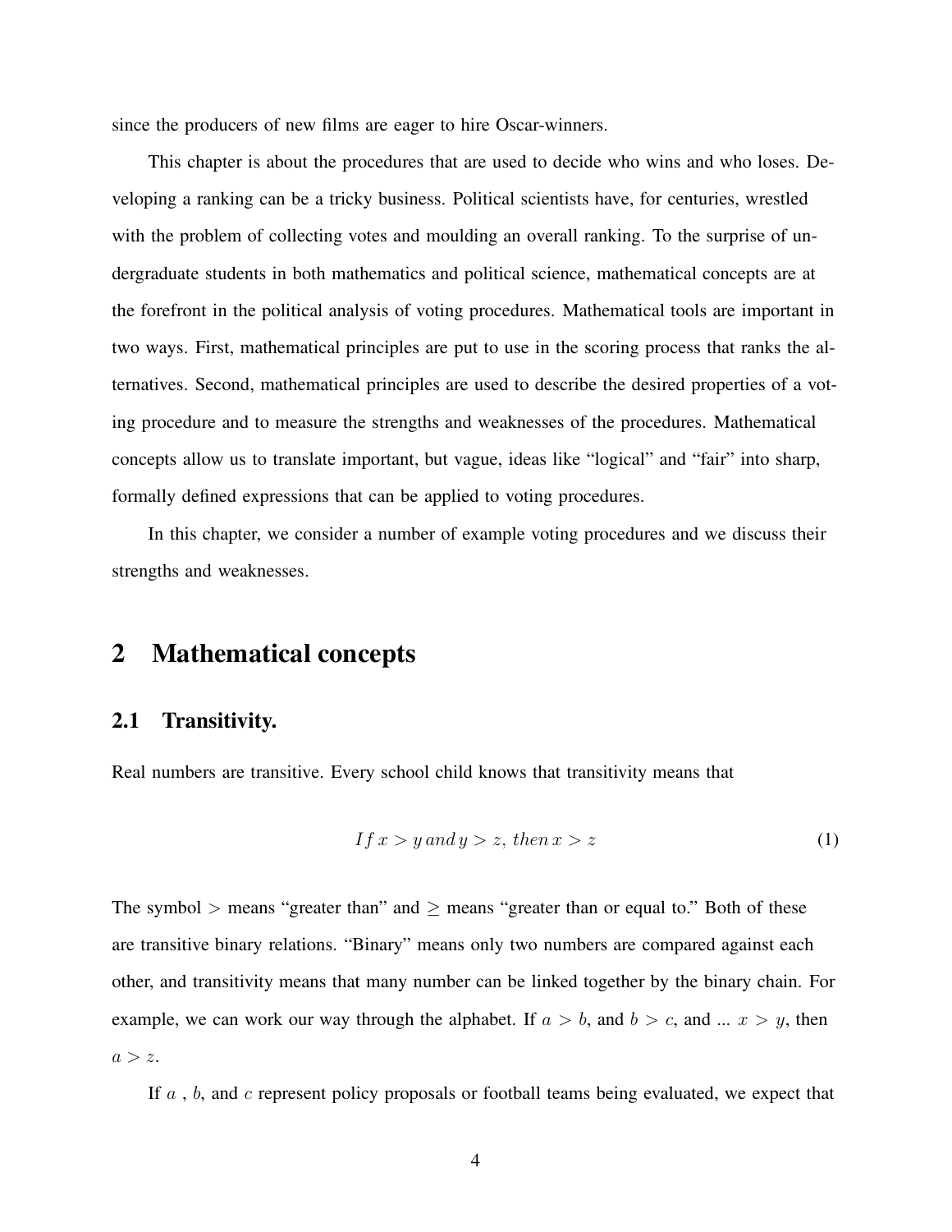since the producers of new films are eager to hire Oscar-winners.

This chapter is about the procedures that are used to decide who wins and who loses. Developing a ranking can be a tricky business. Political scientists have, for centuries, wrestled with the problem of collecting votes and moulding an overall ranking. To the surprise of undergraduate students in both mathematics and political science, mathematical concepts are at the forefront in the political analysis of voting procedures. Mathematical tools are important in two ways. First, mathematical principles are put to use in the scoring process that ranks the alternatives. Second, mathematical principles are used to describe the desired properties of a voting procedure and to measure the strengths and weaknesses of the procedures. Mathematical concepts allow us to translate important, but vague, ideas like "logical" and "fair" into sharp, formally defined expressions that can be applied to voting procedures.

In this chapter, we consider a number of example voting procedures and we discuss their strengths and weaknesses.

# 2 Mathematical concepts

## 2.1 Transitivity.

Real numbers are transitive. Every school child knows that transitivity means that

$$If\, x > y\, and\, y > z,\, then\, x > z \tag{1}$$

The symbol $>$ means "greater than" and $\geq$ means "greater than or equal to." Both of these are transitive binary relations. "Binary" means only two numbers are compared against each other, and transitivity means that many number can be linked together by the binary chain. For example, we can work our way through the alphabet. If $a > b$, and $b > c$, and ... $x > y$, then $a > z$.

If $a$ , $b$, and $c$ represent policy proposals or football teams being evaluated, we expect that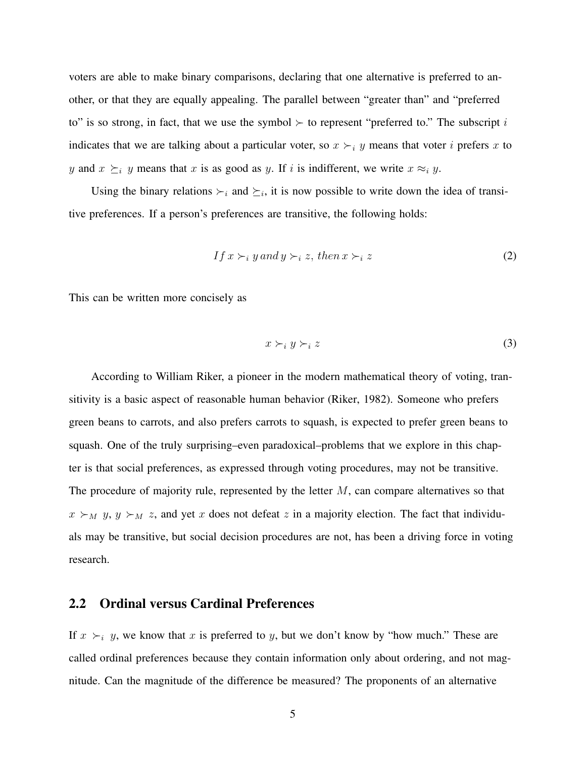voters are able to make binary comparisons, declaring that one alternative is preferred to another, or that they are equally appealing. The parallel between "greater than" and "preferred to" is so strong, in fact, that we use the symbol $\succ$ to represent "preferred to." The subscript $i$ indicates that we are talking about a particular voter, so $x \succ_i y$ means that voter $i$ prefers $x$ to $y$ and $x \succeq_i y$ means that $x$ is as good as $y$. If $i$ is indifferent, we write $x \approx_i y$.

Using the binary relations $\succ_i$ and $\succeq_i$, it is now possible to write down the idea of transitive preferences. If a person's preferences are transitive, the following holds:

$$If\, x \succ_i y\, and\, y \succ_i z,\, then\, x \succ_i z \tag{2}$$

This can be written more concisely as

$$x \succ_i y \succ_i z \tag{3}$$

According to William Riker, a pioneer in the modern mathematical theory of voting, transitivity is a basic aspect of reasonable human behavior (Riker, 1982). Someone who prefers green beans to carrots, and also prefers carrots to squash, is expected to prefer green beans to squash. One of the truly surprising–even paradoxical–problems that we explore in this chapter is that social preferences, as expressed through voting procedures, may not be transitive. The procedure of majority rule, represented by the letter $M$, can compare alternatives so that $x \succ_M y$, $y \succ_M z$, and yet $x$ does not defeat $z$ in a majority election. The fact that individuals may be transitive, but social decision procedures are not, has been a driving force in voting research.

## 2.2 Ordinal versus Cardinal Preferences

If $x \succ_i y$, we know that $x$ is preferred to $y$, but we don't know by "how much." These are called ordinal preferences because they contain information only about ordering, and not magnitude. Can the magnitude of the difference be measured? The proponents of an alternative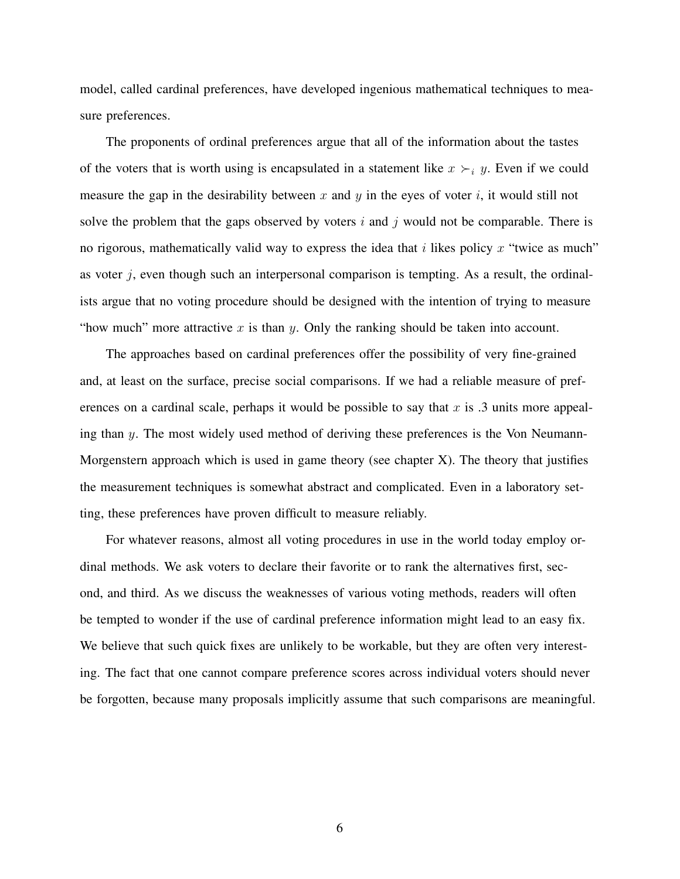model, called cardinal preferences, have developed ingenious mathematical techniques to measure preferences.

The proponents of ordinal preferences argue that all of the information about the tastes of the voters that is worth using is encapsulated in a statement like $x \succ_i y$. Even if we could measure the gap in the desirability between $x$ and $y$ in the eyes of voter $i$, it would still not solve the problem that the gaps observed by voters $i$ and $j$ would not be comparable. There is no rigorous, mathematically valid way to express the idea that $i$ likes policy $x$ "twice as much" as voter $j$, even though such an interpersonal comparison is tempting. As a result, the ordinalists argue that no voting procedure should be designed with the intention of trying to measure "how much" more attractive $x$ is than $y$. Only the ranking should be taken into account.

The approaches based on cardinal preferences offer the possibility of very fine-grained and, at least on the surface, precise social comparisons. If we had a reliable measure of preferences on a cardinal scale, perhaps it would be possible to say that $x$ is .3 units more appealing than $y$. The most widely used method of deriving these preferences is the Von Neumann-Morgenstern approach which is used in game theory (see chapter X). The theory that justifies the measurement techniques is somewhat abstract and complicated. Even in a laboratory setting, these preferences have proven difficult to measure reliably.

For whatever reasons, almost all voting procedures in use in the world today employ ordinal methods. We ask voters to declare their favorite or to rank the alternatives first, second, and third. As we discuss the weaknesses of various voting methods, readers will often be tempted to wonder if the use of cardinal preference information might lead to an easy fix. We believe that such quick fixes are unlikely to be workable, but they are often very interesting. The fact that one cannot compare preference scores across individual voters should never be forgotten, because many proposals implicitly assume that such comparisons are meaningful.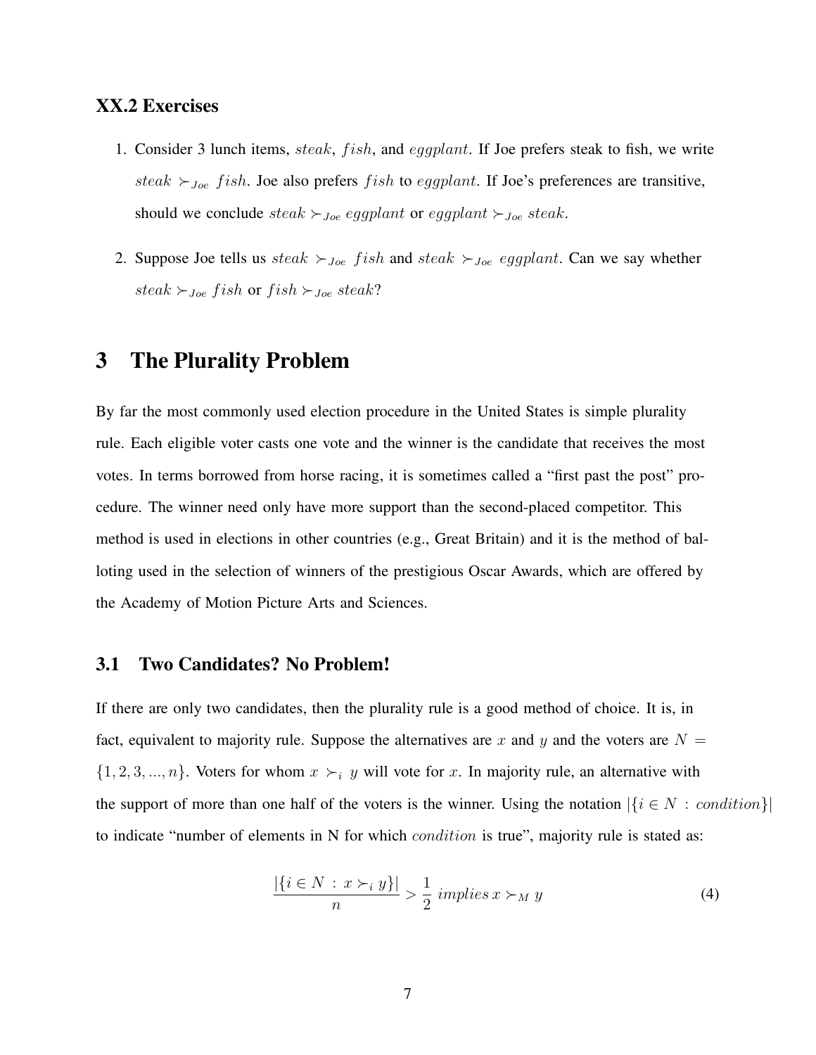### XX.2 Exercises

1. Consider 3 lunch items, $steak$, $fish$, and $eggplant$. If Joe prefers steak to fish, we write $steak \succ_{Joe} fish$. Joe also prefers $fish$ to $eggplant$. If Joe's preferences are transitive, should we conclude $steak \succ_{Joe} eggplant$ or $eggplant \succ_{Joe} steak$.

2. Suppose Joe tells us $steak \succ_{Joe} fish$ and $steak \succ_{Joe} eggplant$. Can we say whether $steak \succ_{Joe} fish$ or $fish \succ_{Joe} steak$?

# 3 The Plurality Problem

By far the most commonly used election procedure in the United States is simple plurality rule. Each eligible voter casts one vote and the winner is the candidate that receives the most votes. In terms borrowed from horse racing, it is sometimes called a "first past the post" procedure. The winner need only have more support than the second-placed competitor. This method is used in elections in other countries (e.g., Great Britain) and it is the method of balloting used in the selection of winners of the prestigious Oscar Awards, which are offered by the Academy of Motion Picture Arts and Sciences.

## 3.1 Two Candidates? No Problem!

If there are only two candidates, then the plurality rule is a good method of choice. It is, in fact, equivalent to majority rule. Suppose the alternatives are $x$ and $y$ and the voters are $N = \{1, 2, 3, ..., n\}$. Voters for whom $x \succ_i y$ will vote for $x$. In majority rule, an alternative with the support of more than one half of the voters is the winner. Using the notation $|\{i \in N : condition\}|$ to indicate "number of elements in N for which $condition$ is true", majority rule is stated as:

$$\frac{|\{i \in N : x \succ_i y\}|}{n} > \frac{1}{2} \; implies \; x \succ_M y \tag{4}$$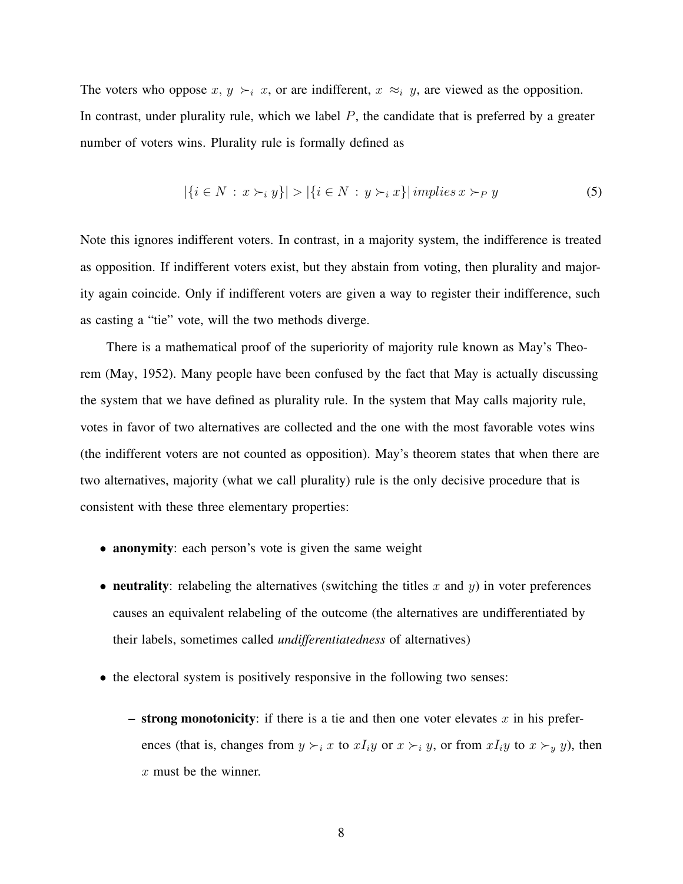The voters who oppose $x$, $y \succ_i x$, or are indifferent, $x \approx_i y$, are viewed as the opposition. In contrast, under plurality rule, which we label $P$, the candidate that is preferred by a greater number of voters wins. Plurality rule is formally defined as

$$|\{i \in N \,:\, x \succ_i y\}| > |\{i \in N \,:\, y \succ_i x\}| \, implies \, x \succ_P y \tag{5}$$

Note this ignores indifferent voters. In contrast, in a majority system, the indifference is treated as opposition. If indifferent voters exist, but they abstain from voting, then plurality and majority again coincide. Only if indifferent voters are given a way to register their indifference, such as casting a "tie" vote, will the two methods diverge.

There is a mathematical proof of the superiority of majority rule known as May's Theorem (May, 1952). Many people have been confused by the fact that May is actually discussing the system that we have defined as plurality rule. In the system that May calls majority rule, votes in favor of two alternatives are collected and the one with the most favorable votes wins (the indifferent voters are not counted as opposition). May's theorem states that when there are two alternatives, majority (what we call plurality) rule is the only decisive procedure that is consistent with these three elementary properties:

- **anonymity**: each person's vote is given the same weight
- **neutrality**: relabeling the alternatives (switching the titles $x$ and $y$) in voter preferences causes an equivalent relabeling of the outcome (the alternatives are undifferentiated by their labels, sometimes called *undifferentiatedness* of alternatives)
- the electoral system is positively responsive in the following two senses:
  - **strong monotonicity**: if there is a tie and then one voter elevates $x$ in his preferences (that is, changes from $y \succ_i x$ to $xI_iy$ or $x \succ_i y$, or from $xI_iy$ to $x \succ_y y$), then $x$ must be the winner.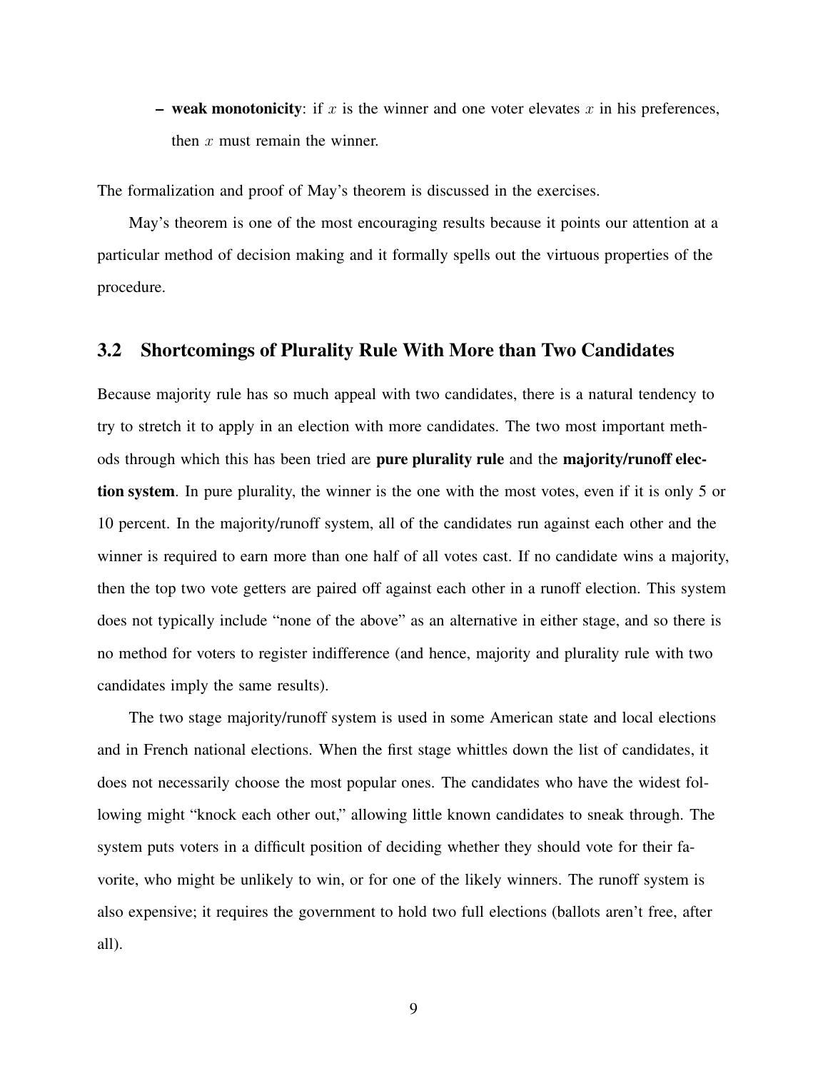- **weak monotonicity**: if $x$ is the winner and one voter elevates $x$ in his preferences, then $x$ must remain the winner.

The formalization and proof of May's theorem is discussed in the exercises.

May's theorem is one of the most encouraging results because it points our attention at a particular method of decision making and it formally spells out the virtuous properties of the procedure.

## 3.2 Shortcomings of Plurality Rule With More than Two Candidates

Because majority rule has so much appeal with two candidates, there is a natural tendency to try to stretch it to apply in an election with more candidates. The two most important methods through which this has been tried are **pure plurality rule** and the **majority/runoff election system**. In pure plurality, the winner is the one with the most votes, even if it is only 5 or 10 percent. In the majority/runoff system, all of the candidates run against each other and the winner is required to earn more than one half of all votes cast. If no candidate wins a majority, then the top two vote getters are paired off against each other in a runoff election. This system does not typically include "none of the above" as an alternative in either stage, and so there is no method for voters to register indifference (and hence, majority and plurality rule with two candidates imply the same results).

The two stage majority/runoff system is used in some American state and local elections and in French national elections. When the first stage whittles down the list of candidates, it does not necessarily choose the most popular ones. The candidates who have the widest following might "knock each other out," allowing little known candidates to sneak through. The system puts voters in a difficult position of deciding whether they should vote for their favorite, who might be unlikely to win, or for one of the likely winners. The runoff system is also expensive; it requires the government to hold two full elections (ballots aren't free, after all).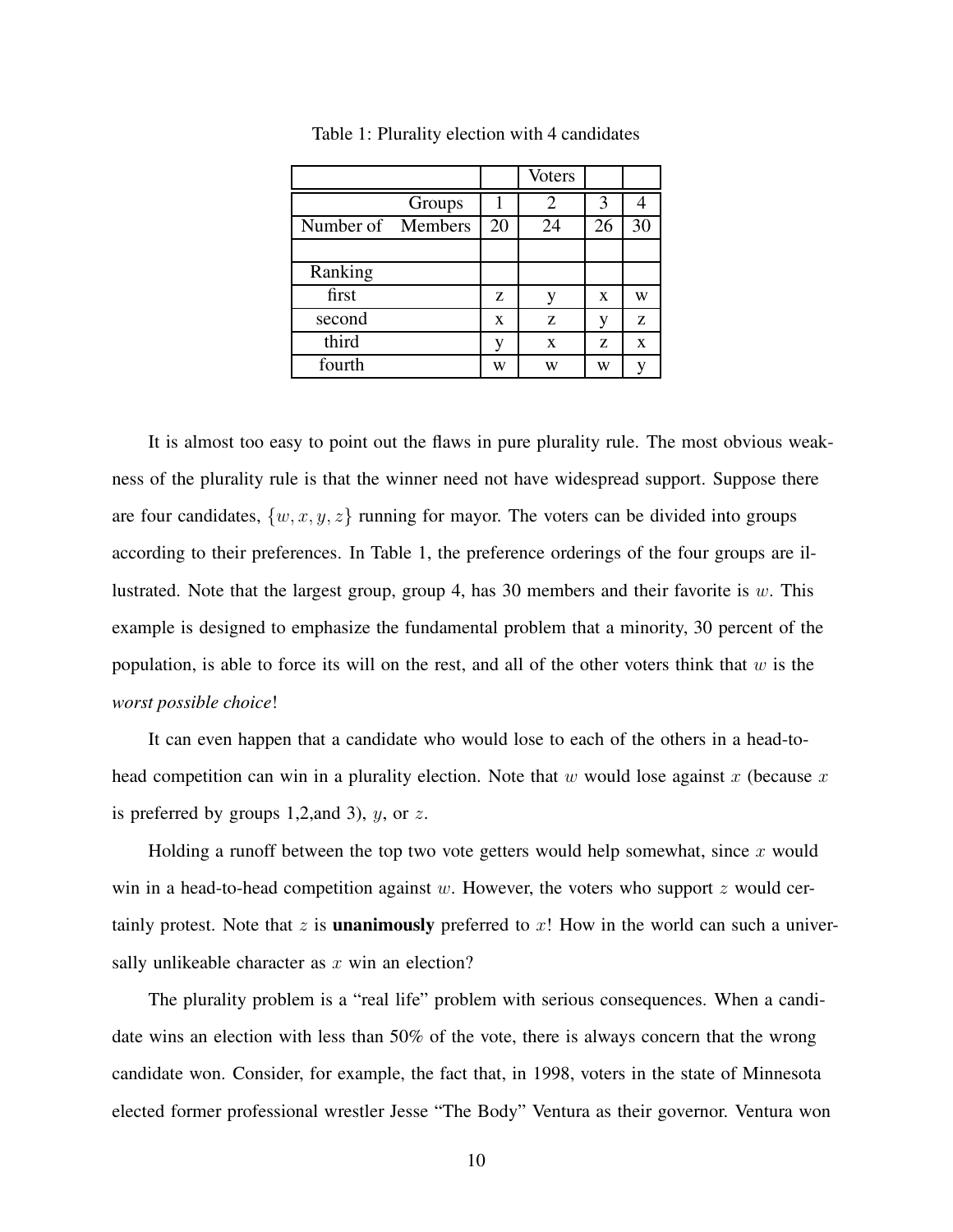Table 1: Plurality election with 4 candidates

| | | Voters | | |
|---|---|---|---|---|
| Groups | 1 | 2 | 3 | 4 |
| Number of Members | 20 | 24 | 26 | 30 |
| | | | | |
| Ranking | | | | |
| first | z | y | x | w |
| second | x | z | y | z |
| third | y | x | z | x |
| fourth | w | w | w | y |

It is almost too easy to point out the flaws in pure plurality rule. The most obvious weakness of the plurality rule is that the winner need not have widespread support. Suppose there are four candidates, $\{w, x, y, z\}$ running for mayor. The voters can be divided into groups according to their preferences. In Table 1, the preference orderings of the four groups are illustrated. Note that the largest group, group 4, has 30 members and their favorite is $w$. This example is designed to emphasize the fundamental problem that a minority, 30 percent of the population, is able to force its will on the rest, and all of the other voters think that $w$ is the *worst possible choice*!

It can even happen that a candidate who would lose to each of the others in a head-to-head competition can win in a plurality election. Note that $w$ would lose against $x$ (because $x$ is preferred by groups 1,2,and 3), $y$, or $z$.

Holding a runoff between the top two vote getters would help somewhat, since $x$ would win in a head-to-head competition against $w$. However, the voters who support $z$ would certainly protest. Note that $z$ is **unanimously** preferred to $x$! How in the world can such a universally unlikeable character as $x$ win an election?

The plurality problem is a "real life" problem with serious consequences. When a candidate wins an election with less than 50% of the vote, there is always concern that the wrong candidate won. Consider, for example, the fact that, in 1998, voters in the state of Minnesota elected former professional wrestler Jesse "The Body" Ventura as their governor. Ventura won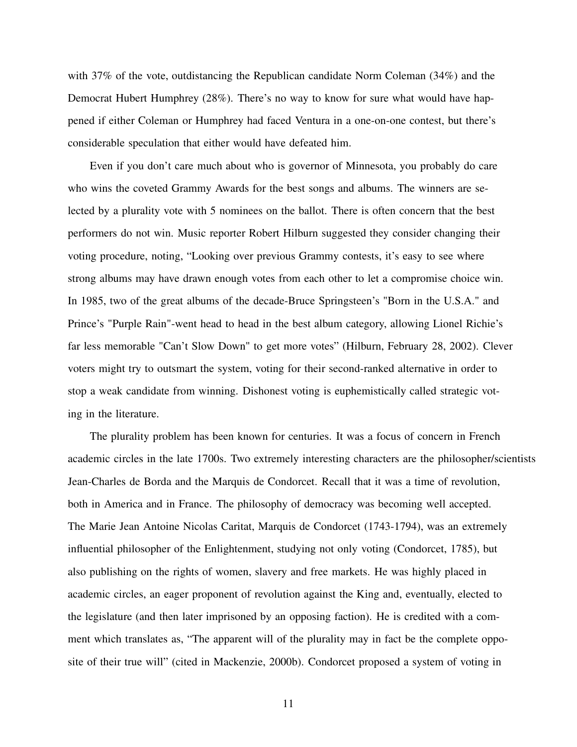with 37% of the vote, outdistancing the Republican candidate Norm Coleman (34%) and the Democrat Hubert Humphrey (28%). There's no way to know for sure what would have happened if either Coleman or Humphrey had faced Ventura in a one-on-one contest, but there's considerable speculation that either would have defeated him.

Even if you don't care much about who is governor of Minnesota, you probably do care who wins the coveted Grammy Awards for the best songs and albums. The winners are selected by a plurality vote with 5 nominees on the ballot. There is often concern that the best performers do not win. Music reporter Robert Hilburn suggested they consider changing their voting procedure, noting, "Looking over previous Grammy contests, it's easy to see where strong albums may have drawn enough votes from each other to let a compromise choice win. In 1985, two of the great albums of the decade-Bruce Springsteen's "Born in the U.S.A." and Prince's "Purple Rain"-went head to head in the best album category, allowing Lionel Richie's far less memorable "Can't Slow Down" to get more votes" (Hilburn, February 28, 2002). Clever voters might try to outsmart the system, voting for their second-ranked alternative in order to stop a weak candidate from winning. Dishonest voting is euphemistically called strategic voting in the literature.

The plurality problem has been known for centuries. It was a focus of concern in French academic circles in the late 1700s. Two extremely interesting characters are the philosopher/scientists Jean-Charles de Borda and the Marquis de Condorcet. Recall that it was a time of revolution, both in America and in France. The philosophy of democracy was becoming well accepted. The Marie Jean Antoine Nicolas Caritat, Marquis de Condorcet (1743-1794), was an extremely influential philosopher of the Enlightenment, studying not only voting (Condorcet, 1785), but also publishing on the rights of women, slavery and free markets. He was highly placed in academic circles, an eager proponent of revolution against the King and, eventually, elected to the legislature (and then later imprisoned by an opposing faction). He is credited with a comment which translates as, "The apparent will of the plurality may in fact be the complete opposite of their true will" (cited in Mackenzie, 2000b). Condorcet proposed a system of voting in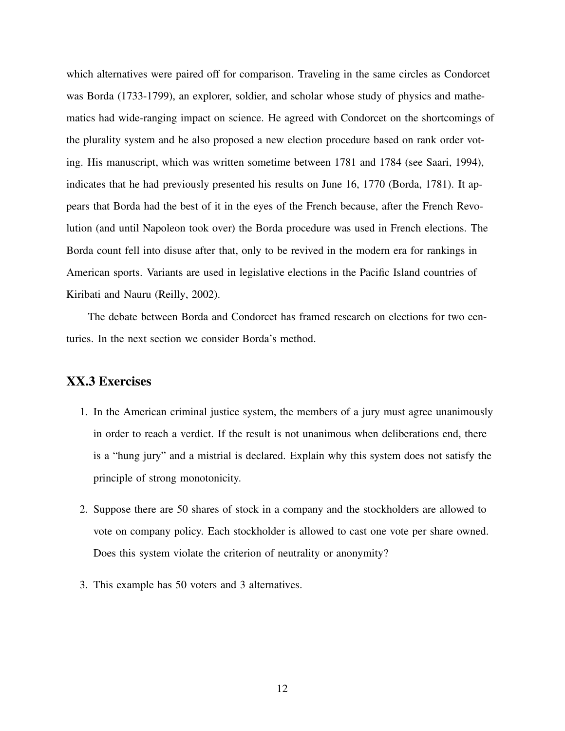which alternatives were paired off for comparison. Traveling in the same circles as Condorcet was Borda (1733-1799), an explorer, soldier, and scholar whose study of physics and mathematics had wide-ranging impact on science. He agreed with Condorcet on the shortcomings of the plurality system and he also proposed a new election procedure based on rank order voting. His manuscript, which was written sometime between 1781 and 1784 (see Saari, 1994), indicates that he had previously presented his results on June 16, 1770 (Borda, 1781). It appears that Borda had the best of it in the eyes of the French because, after the French Revolution (and until Napoleon took over) the Borda procedure was used in French elections. The Borda count fell into disuse after that, only to be revived in the modern era for rankings in American sports. Variants are used in legislative elections in the Pacific Island countries of Kiribati and Nauru (Reilly, 2002).

The debate between Borda and Condorcet has framed research on elections for two centuries. In the next section we consider Borda's method.

## XX.3 Exercises

1. In the American criminal justice system, the members of a jury must agree unanimously in order to reach a verdict. If the result is not unanimous when deliberations end, there is a "hung jury" and a mistrial is declared. Explain why this system does not satisfy the principle of strong monotonicity.

2. Suppose there are 50 shares of stock in a company and the stockholders are allowed to vote on company policy. Each stockholder is allowed to cast one vote per share owned. Does this system violate the criterion of neutrality or anonymity?

3. This example has 50 voters and 3 alternatives.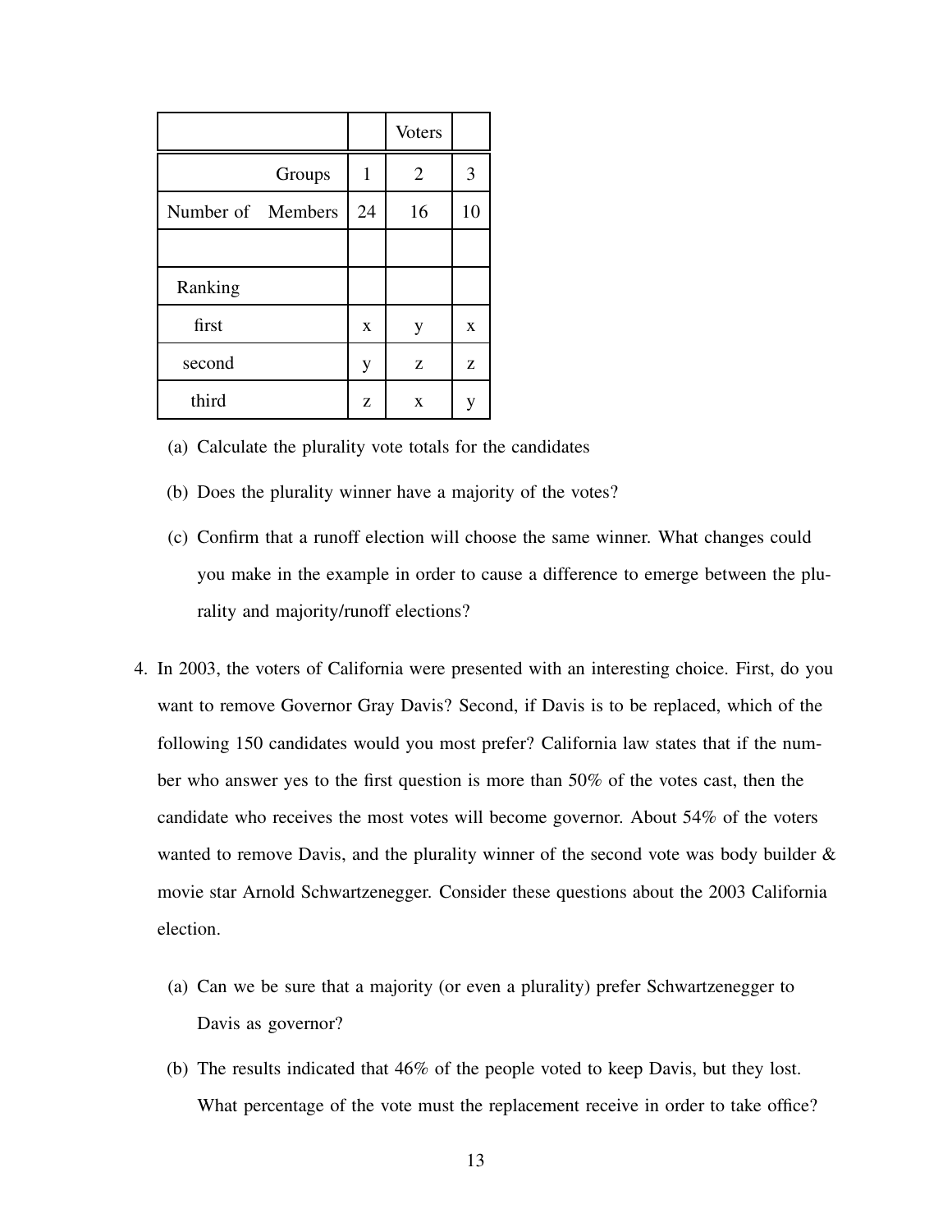| | | Voters | |
|---|---|---|---|
| Groups | 1 | 2 | 3 |
| Number of Members | 24 | 16 | 10 |
| | | | |
| Ranking | | | |
| first | x | y | x |
| second | y | z | z |
| third | z | x | y |

(a) Calculate the plurality vote totals for the candidates

(b) Does the plurality winner have a majority of the votes?

(c) Confirm that a runoff election will choose the same winner. What changes could you make in the example in order to cause a difference to emerge between the plurality and majority/runoff elections?

4. In 2003, the voters of California were presented with an interesting choice. First, do you want to remove Governor Gray Davis? Second, if Davis is to be replaced, which of the following 150 candidates would you most prefer? California law states that if the number who answer yes to the first question is more than 50% of the votes cast, then the candidate who receives the most votes will become governor. About 54% of the voters wanted to remove Davis, and the plurality winner of the second vote was body builder & movie star Arnold Schwartzenegger. Consider these questions about the 2003 California election.

   (a) Can we be sure that a majority (or even a plurality) prefer Schwartzenegger to Davis as governor?

   (b) The results indicated that 46% of the people voted to keep Davis, but they lost. What percentage of the vote must the replacement receive in order to take office?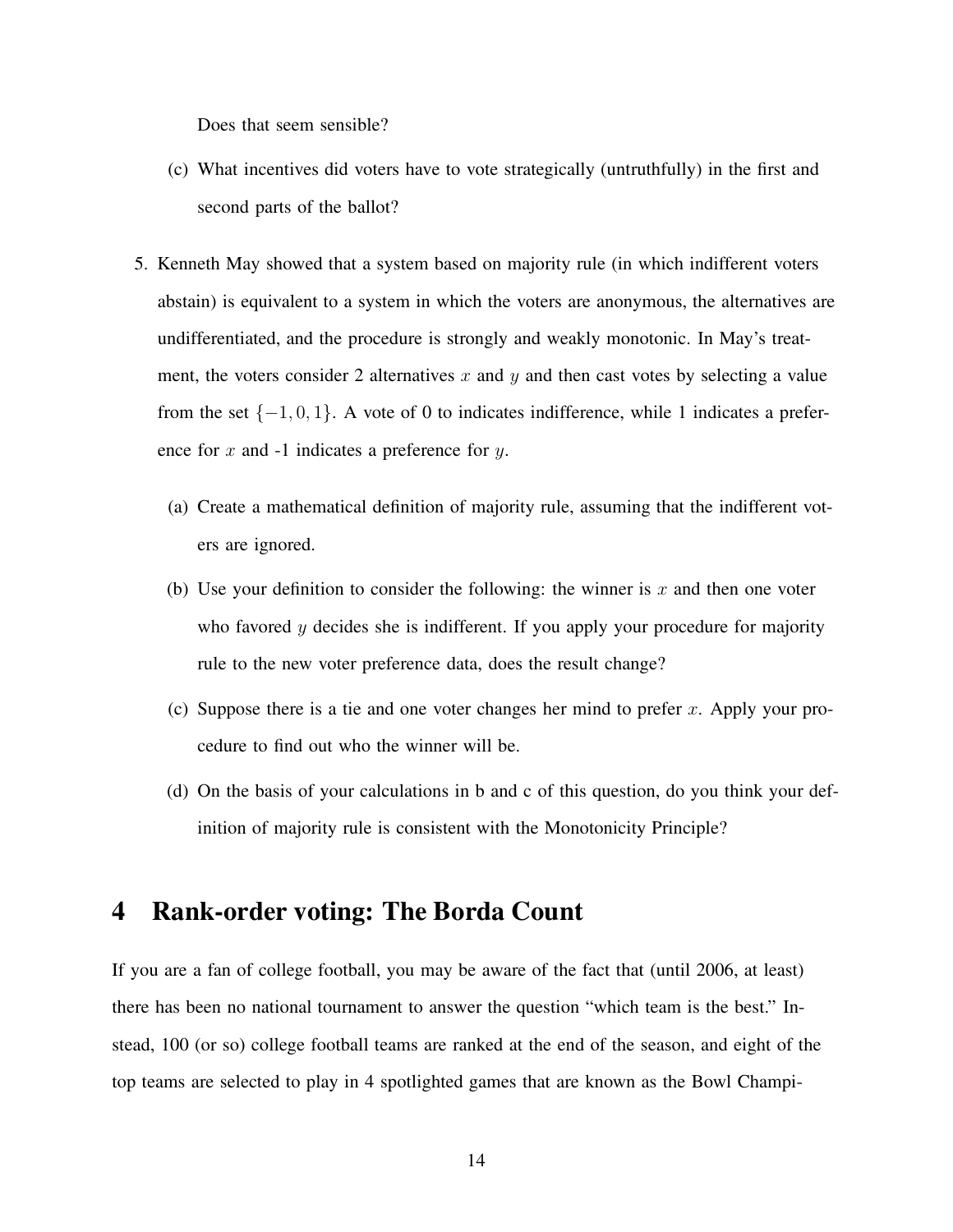Does that seem sensible?

(c) What incentives did voters have to vote strategically (untruthfully) in the first and second parts of the ballot?

5. Kenneth May showed that a system based on majority rule (in which indifferent voters abstain) is equivalent to a system in which the voters are anonymous, the alternatives are undifferentiated, and the procedure is strongly and weakly monotonic. In May's treatment, the voters consider 2 alternatives $x$ and $y$ and then cast votes by selecting a value from the set $\{-1, 0, 1\}$. A vote of 0 to indicates indifference, while 1 indicates a preference for $x$ and -1 indicates a preference for $y$.

   (a) Create a mathematical definition of majority rule, assuming that the indifferent voters are ignored.

   (b) Use your definition to consider the following: the winner is $x$ and then one voter who favored $y$ decides she is indifferent. If you apply your procedure for majority rule to the new voter preference data, does the result change?

   (c) Suppose there is a tie and one voter changes her mind to prefer $x$. Apply your procedure to find out who the winner will be.

   (d) On the basis of your calculations in b and c of this question, do you think your definition of majority rule is consistent with the Monotonicity Principle?

## 4 Rank-order voting: The Borda Count

If you are a fan of college football, you may be aware of the fact that (until 2006, at least) there has been no national tournament to answer the question "which team is the best." Instead, 100 (or so) college football teams are ranked at the end of the season, and eight of the top teams are selected to play in 4 spotlighted games that are known as the Bowl Champi-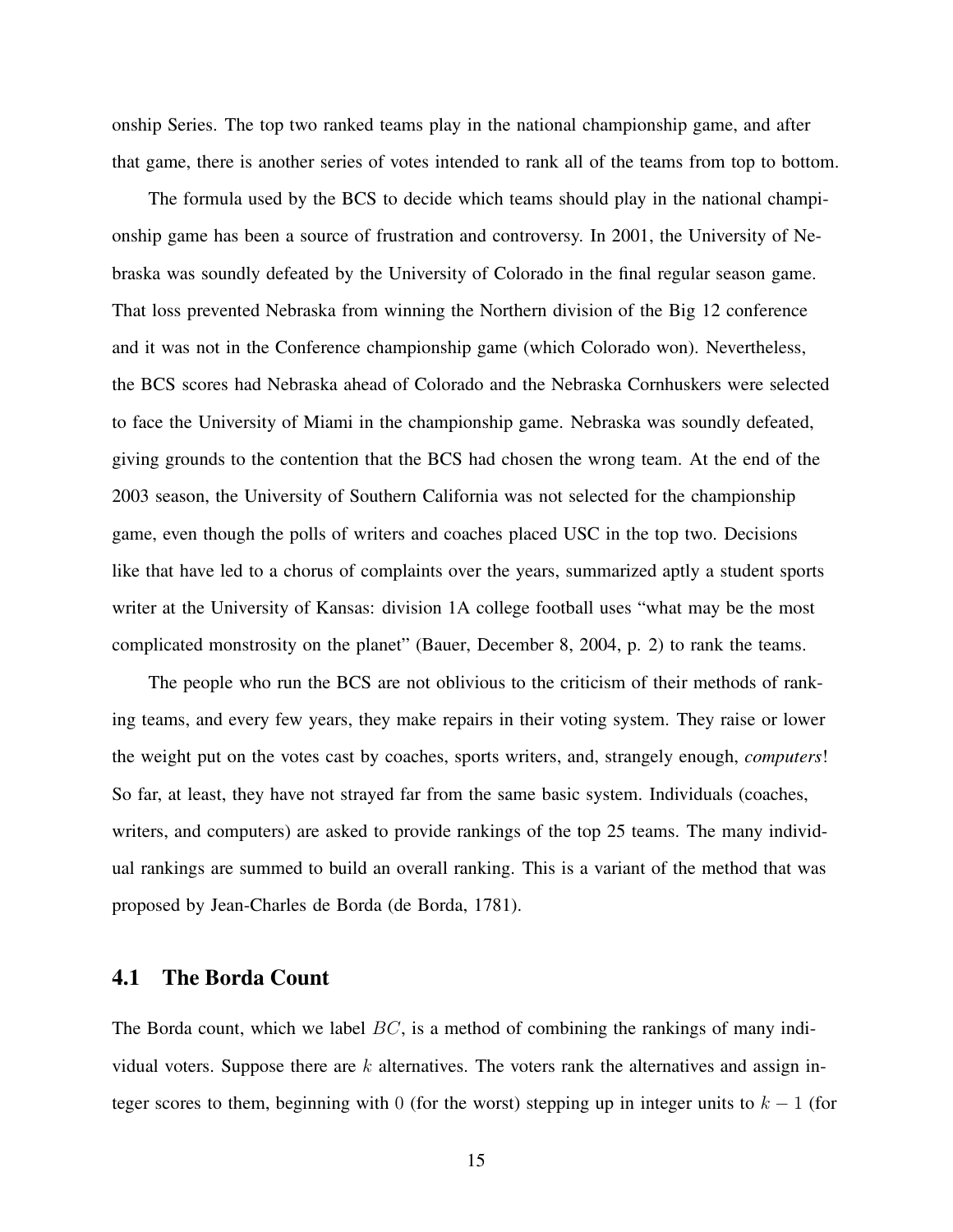onship Series. The top two ranked teams play in the national championship game, and after that game, there is another series of votes intended to rank all of the teams from top to bottom.

The formula used by the BCS to decide which teams should play in the national championship game has been a source of frustration and controversy. In 2001, the University of Nebraska was soundly defeated by the University of Colorado in the final regular season game. That loss prevented Nebraska from winning the Northern division of the Big 12 conference and it was not in the Conference championship game (which Colorado won). Nevertheless, the BCS scores had Nebraska ahead of Colorado and the Nebraska Cornhuskers were selected to face the University of Miami in the championship game. Nebraska was soundly defeated, giving grounds to the contention that the BCS had chosen the wrong team. At the end of the 2003 season, the University of Southern California was not selected for the championship game, even though the polls of writers and coaches placed USC in the top two. Decisions like that have led to a chorus of complaints over the years, summarized aptly a student sports writer at the University of Kansas: division 1A college football uses "what may be the most complicated monstrosity on the planet" (Bauer, December 8, 2004, p. 2) to rank the teams.

The people who run the BCS are not oblivious to the criticism of their methods of ranking teams, and every few years, they make repairs in their voting system. They raise or lower the weight put on the votes cast by coaches, sports writers, and, strangely enough, *computers*! So far, at least, they have not strayed far from the same basic system. Individuals (coaches, writers, and computers) are asked to provide rankings of the top 25 teams. The many individual rankings are summed to build an overall ranking. This is a variant of the method that was proposed by Jean-Charles de Borda (de Borda, 1781).

## 4.1 The Borda Count

The Borda count, which we label $BC$, is a method of combining the rankings of many individual voters. Suppose there are $k$ alternatives. The voters rank the alternatives and assign integer scores to them, beginning with $0$ (for the worst) stepping up in integer units to $k-1$ (for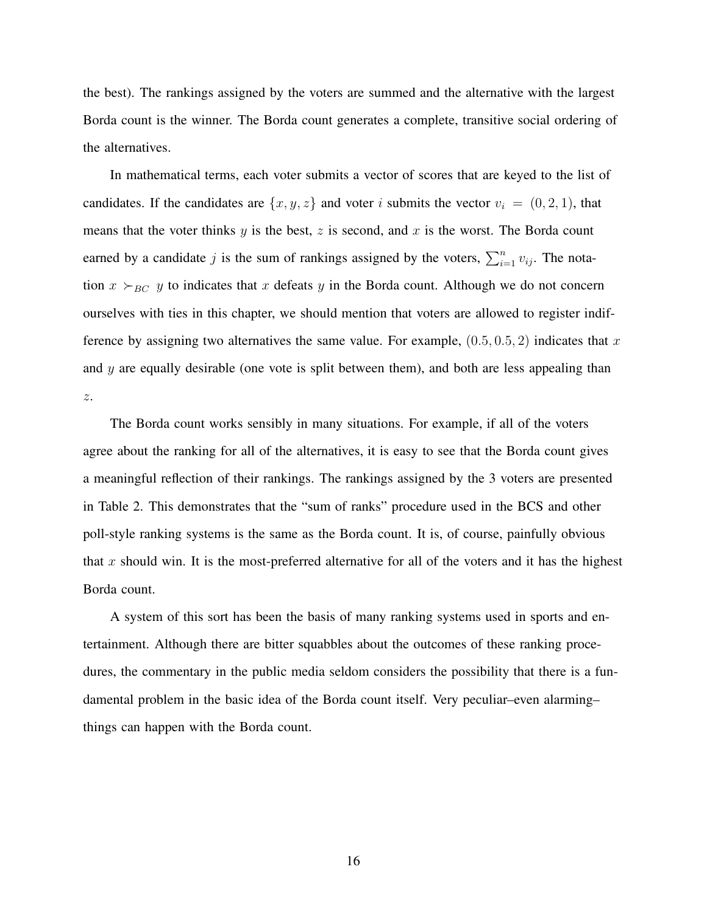the best). The rankings assigned by the voters are summed and the alternative with the largest Borda count is the winner. The Borda count generates a complete, transitive social ordering of the alternatives.

In mathematical terms, each voter submits a vector of scores that are keyed to the list of candidates. If the candidates are $\{x, y, z\}$ and voter $i$ submits the vector $v_i = (0, 2, 1)$, that means that the voter thinks $y$ is the best, $z$ is second, and $x$ is the worst. The Borda count earned by a candidate $j$ is the sum of rankings assigned by the voters, $\sum_{i=1}^{n} v_{ij}$. The notation $x \succ_{BC} y$ to indicates that $x$ defeats $y$ in the Borda count. Although we do not concern ourselves with ties in this chapter, we should mention that voters are allowed to register indifference by assigning two alternatives the same value. For example, $(0.5, 0.5, 2)$ indicates that $x$ and $y$ are equally desirable (one vote is split between them), and both are less appealing than $z$.

The Borda count works sensibly in many situations. For example, if all of the voters agree about the ranking for all of the alternatives, it is easy to see that the Borda count gives a meaningful reflection of their rankings. The rankings assigned by the 3 voters are presented in Table 2. This demonstrates that the "sum of ranks" procedure used in the BCS and other poll-style ranking systems is the same as the Borda count. It is, of course, painfully obvious that $x$ should win. It is the most-preferred alternative for all of the voters and it has the highest Borda count.

A system of this sort has been the basis of many ranking systems used in sports and entertainment. Although there are bitter squabbles about the outcomes of these ranking procedures, the commentary in the public media seldom considers the possibility that there is a fundamental problem in the basic idea of the Borda count itself. Very peculiar–even alarming–things can happen with the Borda count.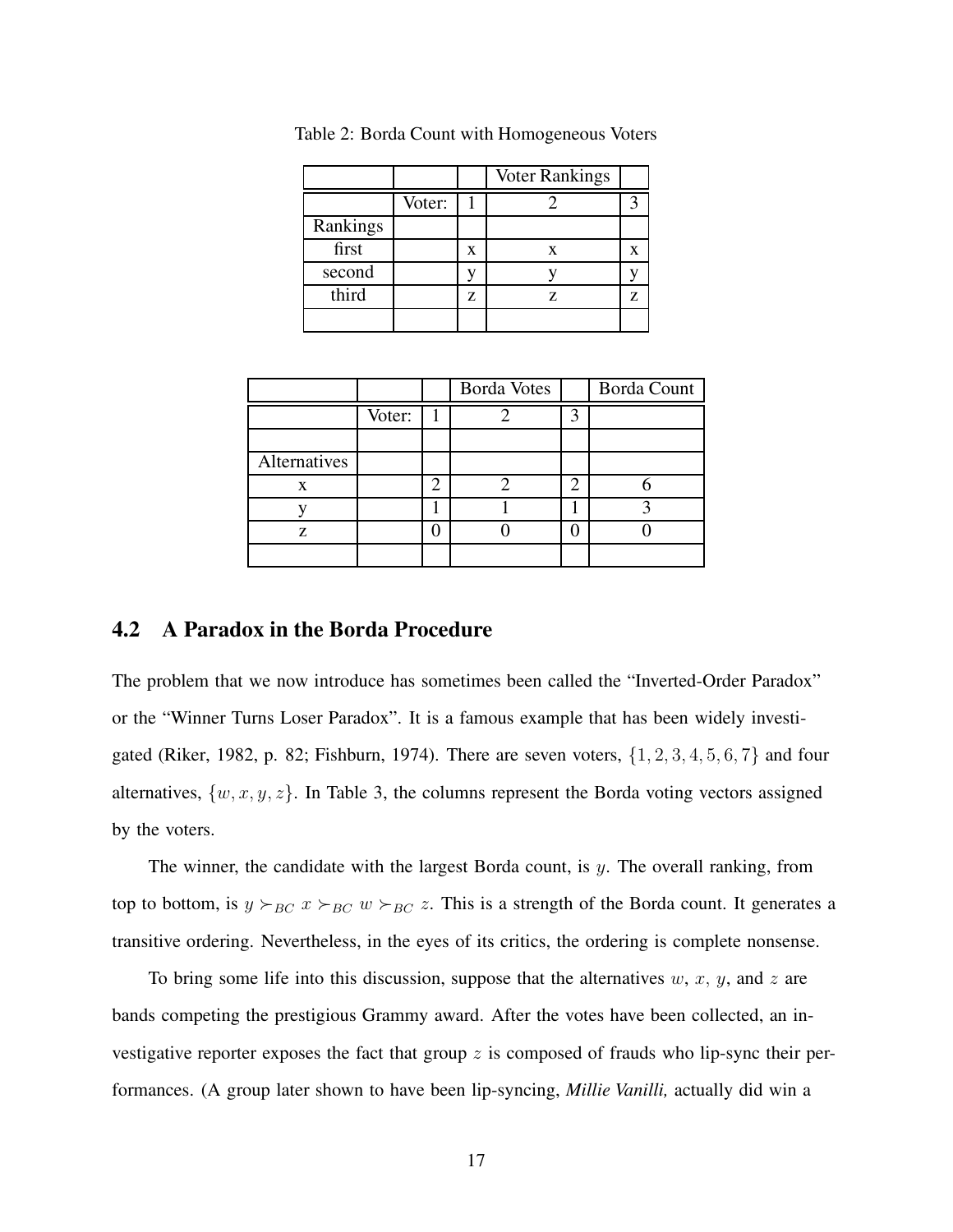Table 2: Borda Count with Homogeneous Voters

| | | | Voter Rankings | |
|---|---|---|---|---|
| | Voter: | 1 | 2 | 3 |
| Rankings | | | | |
| first | | x | x | x |
| second | | y | y | y |
| third | | z | z | z |
| | | | | |

| | | | Borda Votes | | Borda Count |
|---|---|---|---|---|---|
| | Voter: | 1 | 2 | 3 | |
| | | | | | |
| Alternatives | | | | | |
| x | | 2 | 2 | 2 | 6 |
| y | | 1 | 1 | 1 | 3 |
| z | | 0 | 0 | 0 | 0 |
| | | | | | |

## 4.2 A Paradox in the Borda Procedure

The problem that we now introduce has sometimes been called the "Inverted-Order Paradox" or the "Winner Turns Loser Paradox". It is a famous example that has been widely investigated (Riker, 1982, p. 82; Fishburn, 1974). There are seven voters, $\{1, 2, 3, 4, 5, 6, 7\}$ and four alternatives, $\{w, x, y, z\}$. In Table 3, the columns represent the Borda voting vectors assigned by the voters.

The winner, the candidate with the largest Borda count, is $y$. The overall ranking, from top to bottom, is $y \succ_{BC} x \succ_{BC} w \succ_{BC} z$. This is a strength of the Borda count. It generates a transitive ordering. Nevertheless, in the eyes of its critics, the ordering is complete nonsense.

To bring some life into this discussion, suppose that the alternatives $w$, $x$, $y$, and $z$ are bands competing the prestigious Grammy award. After the votes have been collected, an investigative reporter exposes the fact that group $z$ is composed of frauds who lip-sync their performances. (A group later shown to have been lip-syncing, *Millie Vanilli,* actually did win a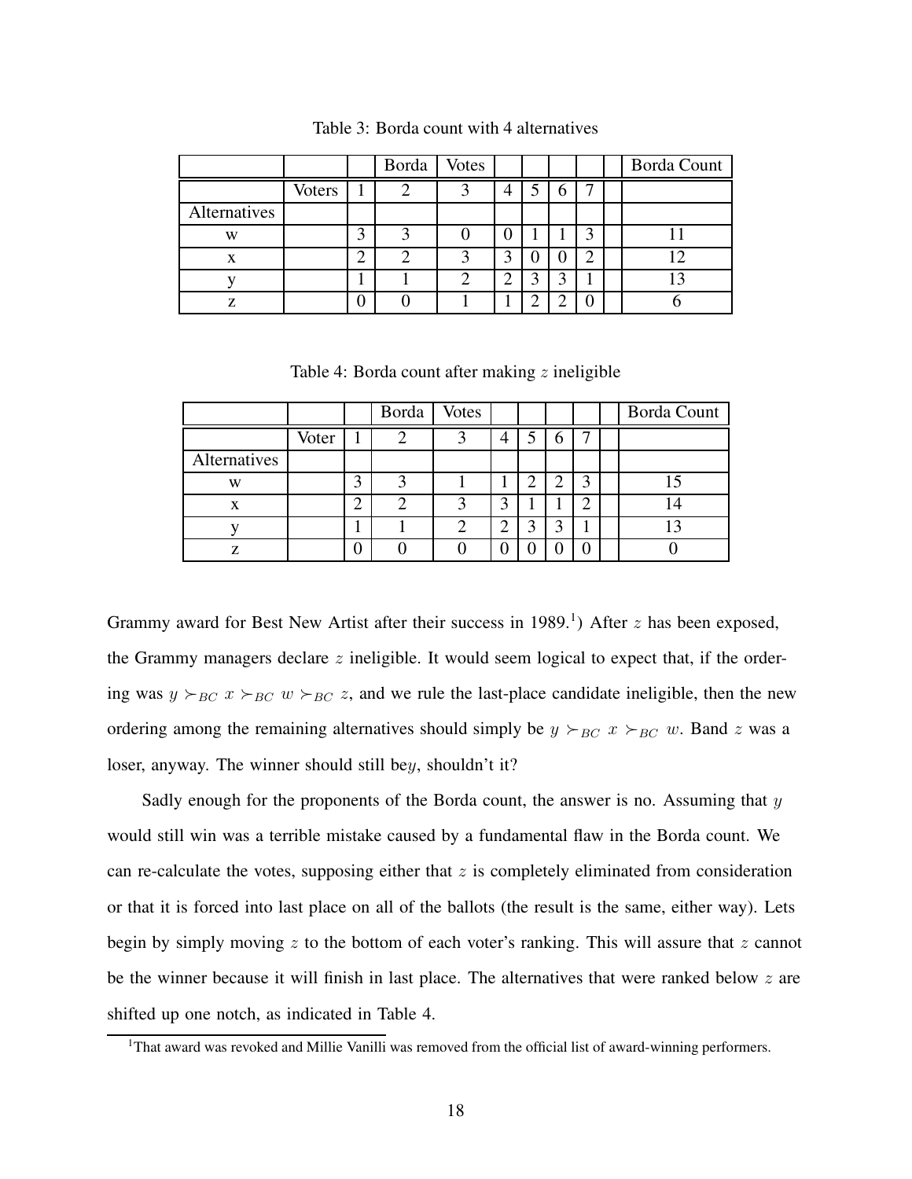Table 3: Borda count with 4 alternatives

| | | | Borda | Votes | | | | | | Borda Count |
|---|---|---|---|---|---|---|---|---|---|---|
| | Voters | 1 | 2 | 3 | 4 | 5 | 6 | 7 | | |
| Alternatives | | | | | | | | | | |
| w | | 3 | 3 | 0 | 0 | 1 | 1 | 3 | | 11 |
| x | | 2 | 2 | 3 | 3 | 0 | 0 | 2 | | 12 |
| y | | 1 | 1 | 2 | 2 | 3 | 3 | 1 | | 13 |
| z | | 0 | 0 | 1 | 1 | 2 | 2 | 0 | | 6 |

Table 4: Borda count after making $z$ ineligible

| | | | Borda | Votes | | | | | | Borda Count |
|---|---|---|---|---|---|---|---|---|---|---|
| | Voter | 1 | 2 | 3 | 4 | 5 | 6 | 7 | | |
| Alternatives | | | | | | | | | | |
| w | | 3 | 3 | 1 | 1 | 2 | 2 | 3 | | 15 |
| x | | 2 | 2 | 3 | 3 | 1 | 1 | 2 | | 14 |
| y | | 1 | 1 | 2 | 2 | 3 | 3 | 1 | | 13 |
| z | | 0 | 0 | 0 | 0 | 0 | 0 | 0 | | 0 |

Grammy award for Best New Artist after their success in 1989.[1]) After $z$ has been exposed, the Grammy managers declare $z$ ineligible. It would seem logical to expect that, if the ordering was $y \succ_{BC} x \succ_{BC} w \succ_{BC} z$, and we rule the last-place candidate ineligible, then the new ordering among the remaining alternatives should simply be $y \succ_{BC} x \succ_{BC} w$. Band $z$ was a loser, anyway. The winner should still be$y$, shouldn't it?

Sadly enough for the proponents of the Borda count, the answer is no. Assuming that $y$ would still win was a terrible mistake caused by a fundamental flaw in the Borda count. We can re-calculate the votes, supposing either that $z$ is completely eliminated from consideration or that it is forced into last place on all of the ballots (the result is the same, either way). Lets begin by simply moving $z$ to the bottom of each voter's ranking. This will assure that $z$ cannot be the winner because it will finish in last place. The alternatives that were ranked below $z$ are shifted up one notch, as indicated in Table 4.

[1] That award was revoked and Millie Vanilli was removed from the official list of award-winning performers.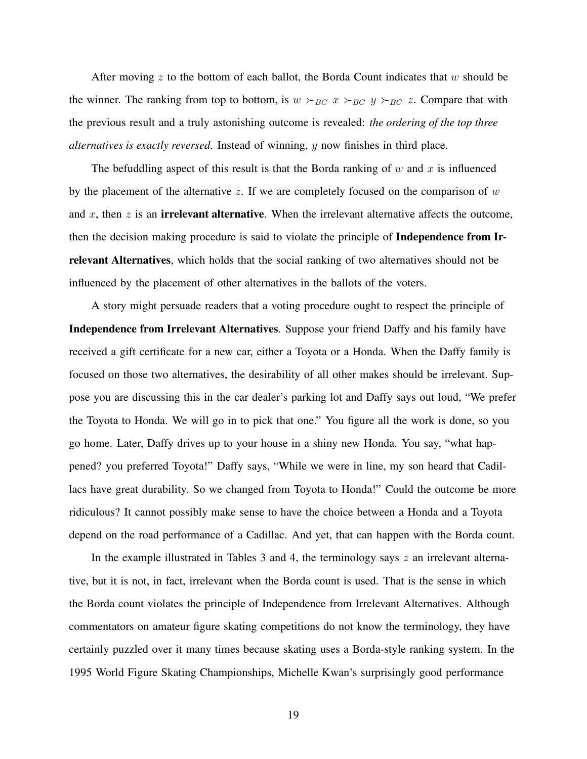After moving $z$ to the bottom of each ballot, the Borda Count indicates that $w$ should be the winner. The ranking from top to bottom, is $w \succ_{BC} x \succ_{BC} y \succ_{BC} z$. Compare that with the previous result and a truly astonishing outcome is revealed: *the ordering of the top three alternatives is exactly reversed*. Instead of winning, $y$ now finishes in third place.

The befuddling aspect of this result is that the Borda ranking of $w$ and $x$ is influenced by the placement of the alternative $z$. If we are completely focused on the comparison of $w$ and $x$, then $z$ is an **irrelevant alternative**. When the irrelevant alternative affects the outcome, then the decision making procedure is said to violate the principle of **Independence from Irrelevant Alternatives**, which holds that the social ranking of two alternatives should not be influenced by the placement of other alternatives in the ballots of the voters.

A story might persuade readers that a voting procedure ought to respect the principle of **Independence from Irrelevant Alternatives**. Suppose your friend Daffy and his family have received a gift certificate for a new car, either a Toyota or a Honda. When the Daffy family is focused on those two alternatives, the desirability of all other makes should be irrelevant. Suppose you are discussing this in the car dealer's parking lot and Daffy says out loud, "We prefer the Toyota to Honda. We will go in to pick that one." You figure all the work is done, so you go home. Later, Daffy drives up to your house in a shiny new Honda. You say, "what happened? you preferred Toyota!" Daffy says, "While we were in line, my son heard that Cadillacs have great durability. So we changed from Toyota to Honda!" Could the outcome be more ridiculous? It cannot possibly make sense to have the choice between a Honda and a Toyota depend on the road performance of a Cadillac. And yet, that can happen with the Borda count.

In the example illustrated in Tables 3 and 4, the terminology says $z$ an irrelevant alternative, but it is not, in fact, irrelevant when the Borda count is used. That is the sense in which the Borda count violates the principle of Independence from Irrelevant Alternatives. Although commentators on amateur figure skating competitions do not know the terminology, they have certainly puzzled over it many times because skating uses a Borda-style ranking system. In the 1995 World Figure Skating Championships, Michelle Kwan's surprisingly good performance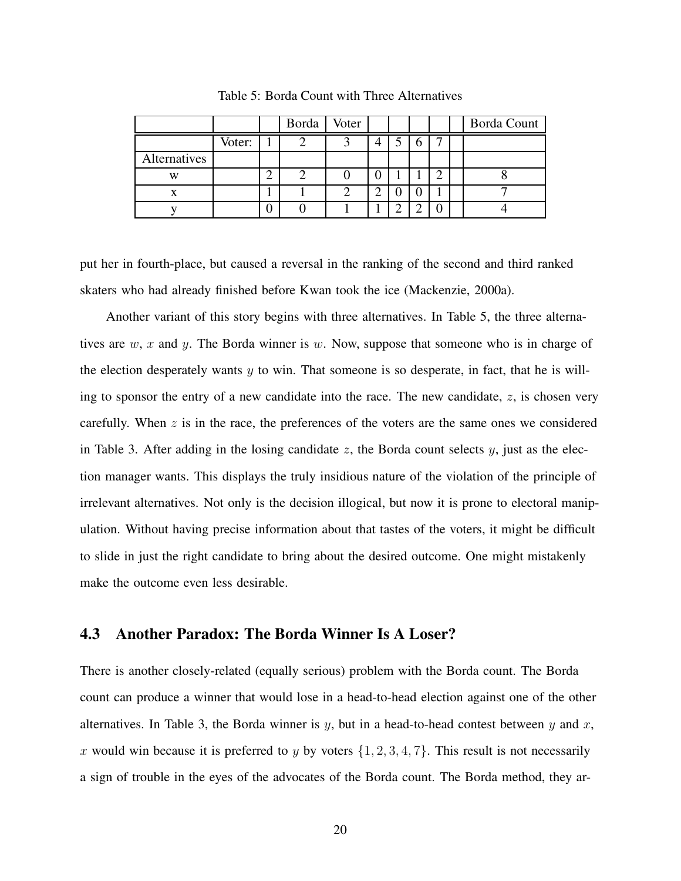Table 5: Borda Count with Three Alternatives

| | | | Borda | Voter | | | | | | Borda Count |
|---|---|---|---|---|---|---|---|---|---|---|
| | Voter: | 1 | 2 | 3 | 4 | 5 | 6 | 7 | | |
| Alternatives | | | | | | | | | | |
| w | | 2 | 2 | 0 | 0 | 1 | 1 | 2 | | 8 |
| x | | 1 | 1 | 2 | 2 | 0 | 0 | 1 | | 7 |
| y | | 0 | 0 | 1 | 1 | 2 | 2 | 0 | | 4 |

put her in fourth-place, but caused a reversal in the ranking of the second and third ranked skaters who had already finished before Kwan took the ice (Mackenzie, 2000a).

Another variant of this story begins with three alternatives. In Table 5, the three alternatives are $w$, $x$ and $y$. The Borda winner is $w$. Now, suppose that someone who is in charge of the election desperately wants $y$ to win. That someone is so desperate, in fact, that he is willing to sponsor the entry of a new candidate into the race. The new candidate, $z$, is chosen very carefully. When $z$ is in the race, the preferences of the voters are the same ones we considered in Table 3. After adding in the losing candidate $z$, the Borda count selects $y$, just as the election manager wants. This displays the truly insidious nature of the violation of the principle of irrelevant alternatives. Not only is the decision illogical, but now it is prone to electoral manipulation. Without having precise information about that tastes of the voters, it might be difficult to slide in just the right candidate to bring about the desired outcome. One might mistakenly make the outcome even less desirable.

## 4.3 Another Paradox: The Borda Winner Is A Loser?

There is another closely-related (equally serious) problem with the Borda count. The Borda count can produce a winner that would lose in a head-to-head election against one of the other alternatives. In Table 3, the Borda winner is $y$, but in a head-to-head contest between $y$ and $x$, $x$ would win because it is preferred to $y$ by voters $\{1, 2, 3, 4, 7\}$. This result is not necessarily a sign of trouble in the eyes of the advocates of the Borda count. The Borda method, they ar-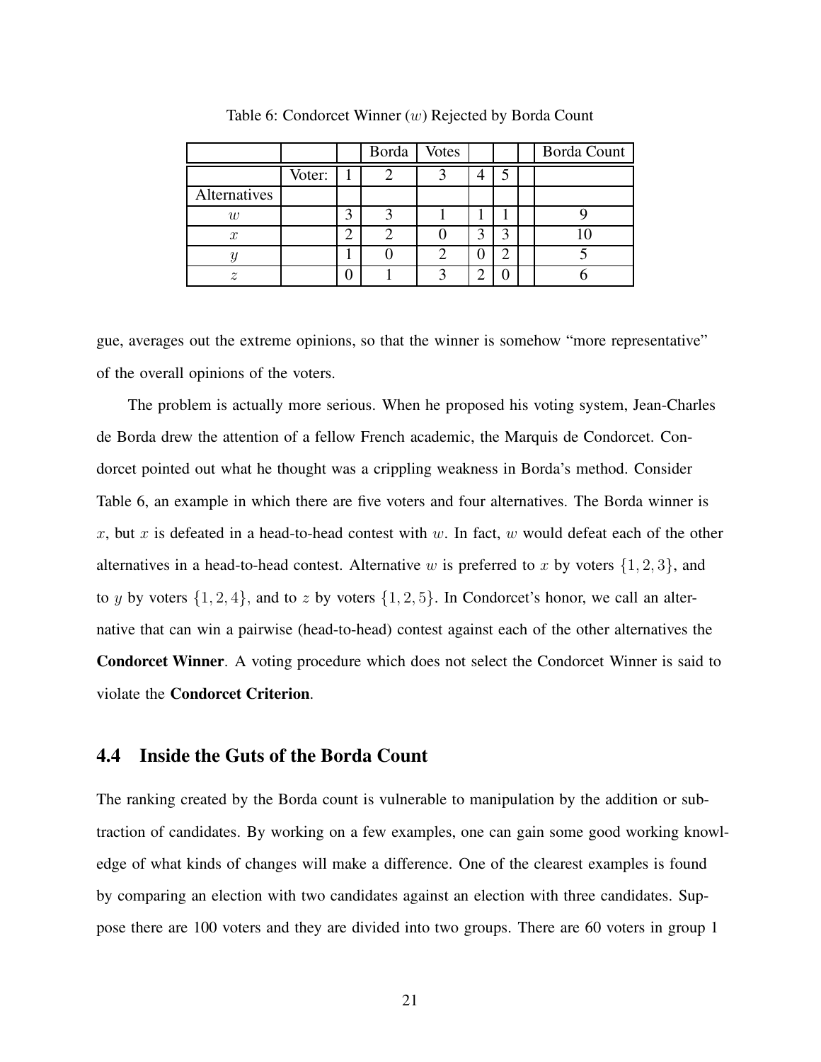Table 6: Condorcet Winner ($w$) Rejected by Borda Count

| | | | Borda | Votes | | | | Borda Count |
|---|---|---|---|---|---|---|---|---|
| | Voter: | 1 | 2 | 3 | 4 | 5 | | |
| Alternatives | | | | | | | | |
| $w$ | | 3 | 3 | 1 | 1 | 1 | | 9 |
| $x$ | | 2 | 2 | 0 | 3 | 3 | | 10 |
| $y$ | | 1 | 0 | 2 | 0 | 2 | | 5 |
| $z$ | | 0 | 1 | 3 | 2 | 0 | | 6 |

gue, averages out the extreme opinions, so that the winner is somehow "more representative" of the overall opinions of the voters.

The problem is actually more serious. When he proposed his voting system, Jean-Charles de Borda drew the attention of a fellow French academic, the Marquis de Condorcet. Condorcet pointed out what he thought was a crippling weakness in Borda's method. Consider Table 6, an example in which there are five voters and four alternatives. The Borda winner is $x$, but $x$ is defeated in a head-to-head contest with $w$. In fact, $w$ would defeat each of the other alternatives in a head-to-head contest. Alternative $w$ is preferred to $x$ by voters $\{1, 2, 3\}$, and to $y$ by voters $\{1, 2, 4\}$, and to $z$ by voters $\{1, 2, 5\}$. In Condorcet's honor, we call an alternative that can win a pairwise (head-to-head) contest against each of the other alternatives the **Condorcet Winner**. A voting procedure which does not select the Condorcet Winner is said to violate the **Condorcet Criterion**.

## 4.4 Inside the Guts of the Borda Count

The ranking created by the Borda count is vulnerable to manipulation by the addition or subtraction of candidates. By working on a few examples, one can gain some good working knowledge of what kinds of changes will make a difference. One of the clearest examples is found by comparing an election with two candidates against an election with three candidates. Suppose there are 100 voters and they are divided into two groups. There are 60 voters in group 1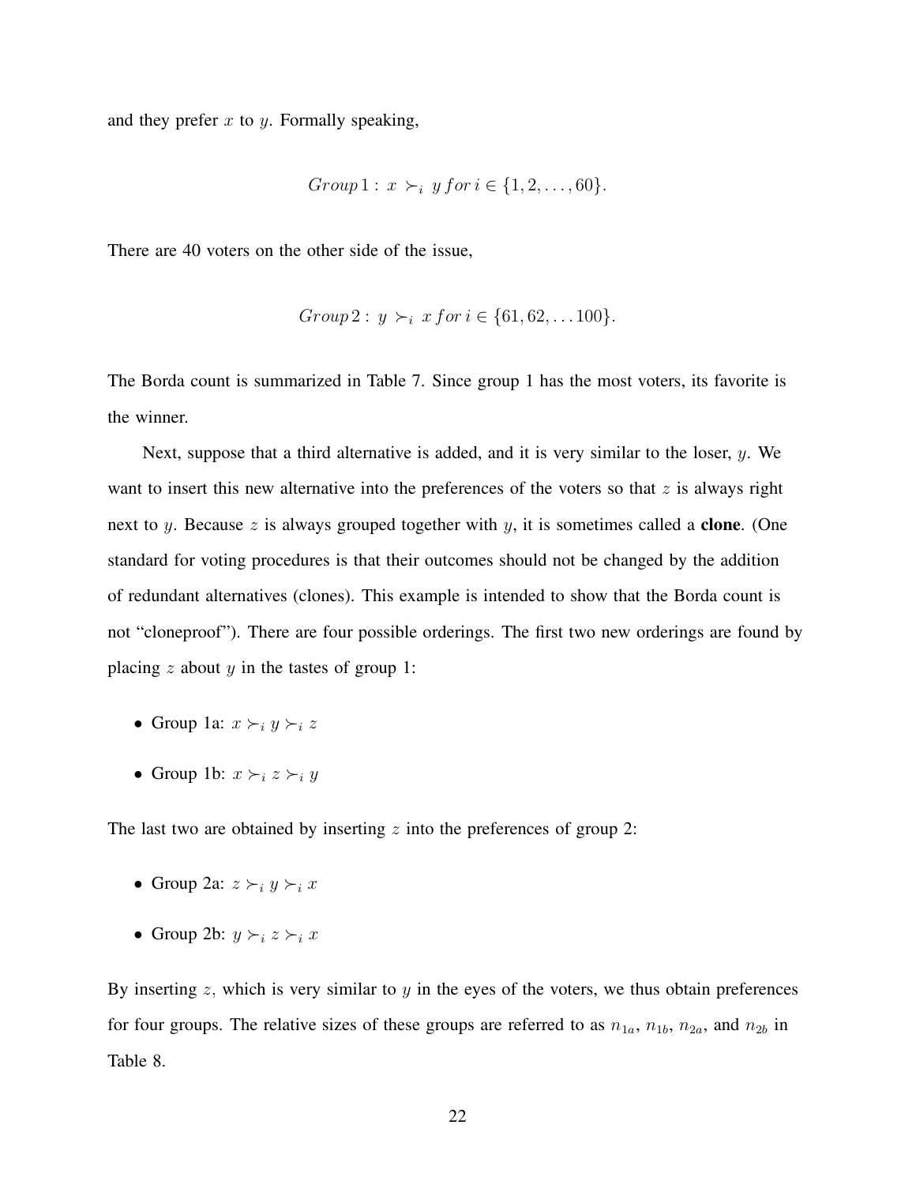and they prefer $x$ to $y$. Formally speaking,

$$Group\,1:\; x \succ_i y\,for\,i \in \{1, 2, \ldots, 60\}.$$

There are 40 voters on the other side of the issue,

$$Group\,2:\; y \succ_i x\,for\,i \in \{61, 62, \ldots 100\}.$$

The Borda count is summarized in Table 7. Since group 1 has the most voters, its favorite is the winner.

Next, suppose that a third alternative is added, and it is very similar to the loser, $y$. We want to insert this new alternative into the preferences of the voters so that $z$ is always right next to $y$. Because $z$ is always grouped together with $y$, it is sometimes called a **clone**. (One standard for voting procedures is that their outcomes should not be changed by the addition of redundant alternatives (clones). This example is intended to show that the Borda count is not "cloneproof"). There are four possible orderings. The first two new orderings are found by placing $z$ about $y$ in the tastes of group 1:

- Group 1a: $x \succ_i y \succ_i z$
- Group 1b: $x \succ_i z \succ_i y$

The last two are obtained by inserting $z$ into the preferences of group 2:

- Group 2a: $z \succ_i y \succ_i x$
- Group 2b: $y \succ_i z \succ_i x$

By inserting $z$, which is very similar to $y$ in the eyes of the voters, we thus obtain preferences for four groups. The relative sizes of these groups are referred to as $n_{1a}$, $n_{1b}$, $n_{2a}$, and $n_{2b}$ in Table 8.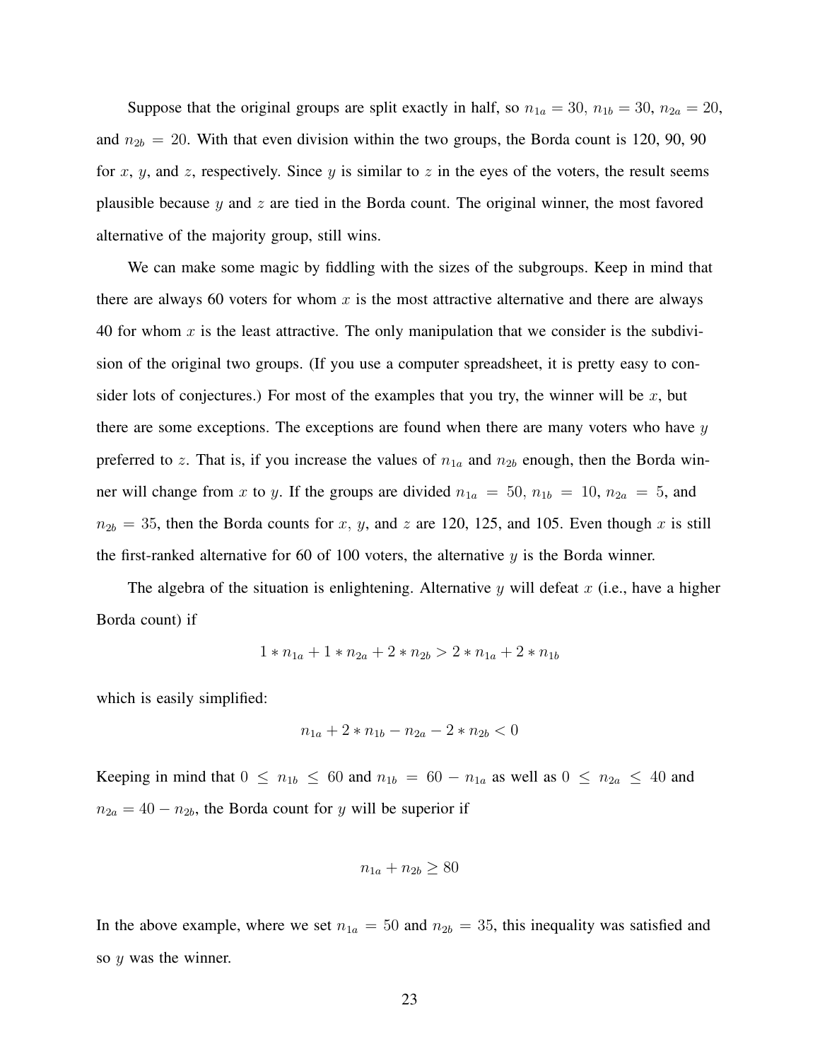Suppose that the original groups are split exactly in half, so $n_{1a} = 30$, $n_{1b} = 30$, $n_{2a} = 20$, and $n_{2b} = 20$. With that even division within the two groups, the Borda count is 120, 90, 90 for $x$, $y$, and $z$, respectively. Since $y$ is similar to $z$ in the eyes of the voters, the result seems plausible because $y$ and $z$ are tied in the Borda count. The original winner, the most favored alternative of the majority group, still wins.

We can make some magic by fiddling with the sizes of the subgroups. Keep in mind that there are always 60 voters for whom $x$ is the most attractive alternative and there are always 40 for whom $x$ is the least attractive. The only manipulation that we consider is the subdivision of the original two groups. (If you use a computer spreadsheet, it is pretty easy to consider lots of conjectures.) For most of the examples that you try, the winner will be $x$, but there are some exceptions. The exceptions are found when there are many voters who have $y$ preferred to $z$. That is, if you increase the values of $n_{1a}$ and $n_{2b}$ enough, then the Borda winner will change from $x$ to $y$. If the groups are divided $n_{1a} = 50$, $n_{1b} = 10$, $n_{2a} = 5$, and $n_{2b} = 35$, then the Borda counts for $x$, $y$, and $z$ are 120, 125, and 105. Even though $x$ is still the first-ranked alternative for 60 of 100 voters, the alternative $y$ is the Borda winner.

The algebra of the situation is enlightening. Alternative $y$ will defeat $x$ (i.e., have a higher Borda count) if

$$1 * n_{1a} + 1 * n_{2a} + 2 * n_{2b} > 2 * n_{1a} + 2 * n_{1b}$$

which is easily simplified:

$$n_{1a} + 2 * n_{1b} - n_{2a} - 2 * n_{2b} < 0$$

Keeping in mind that $0 \leq n_{1b} \leq 60$ and $n_{1b} = 60 - n_{1a}$ as well as $0 \leq n_{2a} \leq 40$ and $n_{2a} = 40 - n_{2b}$, the Borda count for $y$ will be superior if

$$n_{1a} + n_{2b} \geq 80$$

In the above example, where we set $n_{1a} = 50$ and $n_{2b} = 35$, this inequality was satisfied and so $y$ was the winner.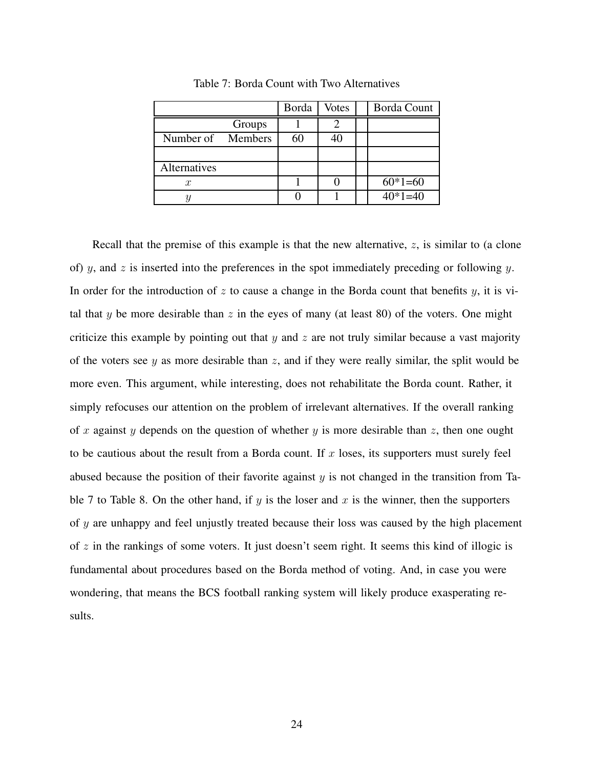Table 7: Borda Count with Two Alternatives

| | Borda | Votes | | Borda Count |
|---|---|---|---|---|
| Groups | 1 | 2 | | |
| Number of Members | 60 | 40 | | |
| | | | | |
| Alternatives | | | | |
| $x$ | 1 | 0 | | 60*1=60 |
| $y$ | 0 | 1 | | 40*1=40 |

Recall that the premise of this example is that the new alternative, $z$, is similar to (a clone of) $y$, and $z$ is inserted into the preferences in the spot immediately preceding or following $y$. In order for the introduction of $z$ to cause a change in the Borda count that benefits $y$, it is vital that $y$ be more desirable than $z$ in the eyes of many (at least 80) of the voters. One might criticize this example by pointing out that $y$ and $z$ are not truly similar because a vast majority of the voters see $y$ as more desirable than $z$, and if they were really similar, the split would be more even. This argument, while interesting, does not rehabilitate the Borda count. Rather, it simply refocuses our attention on the problem of irrelevant alternatives. If the overall ranking of $x$ against $y$ depends on the question of whether $y$ is more desirable than $z$, then one ought to be cautious about the result from a Borda count. If $x$ loses, its supporters must surely feel abused because the position of their favorite against $y$ is not changed in the transition from Table 7 to Table 8. On the other hand, if $y$ is the loser and $x$ is the winner, then the supporters of $y$ are unhappy and feel unjustly treated because their loss was caused by the high placement of $z$ in the rankings of some voters. It just doesn't seem right. It seems this kind of illogic is fundamental about procedures based on the Borda method of voting. And, in case you were wondering, that means the BCS football ranking system will likely produce exasperating results.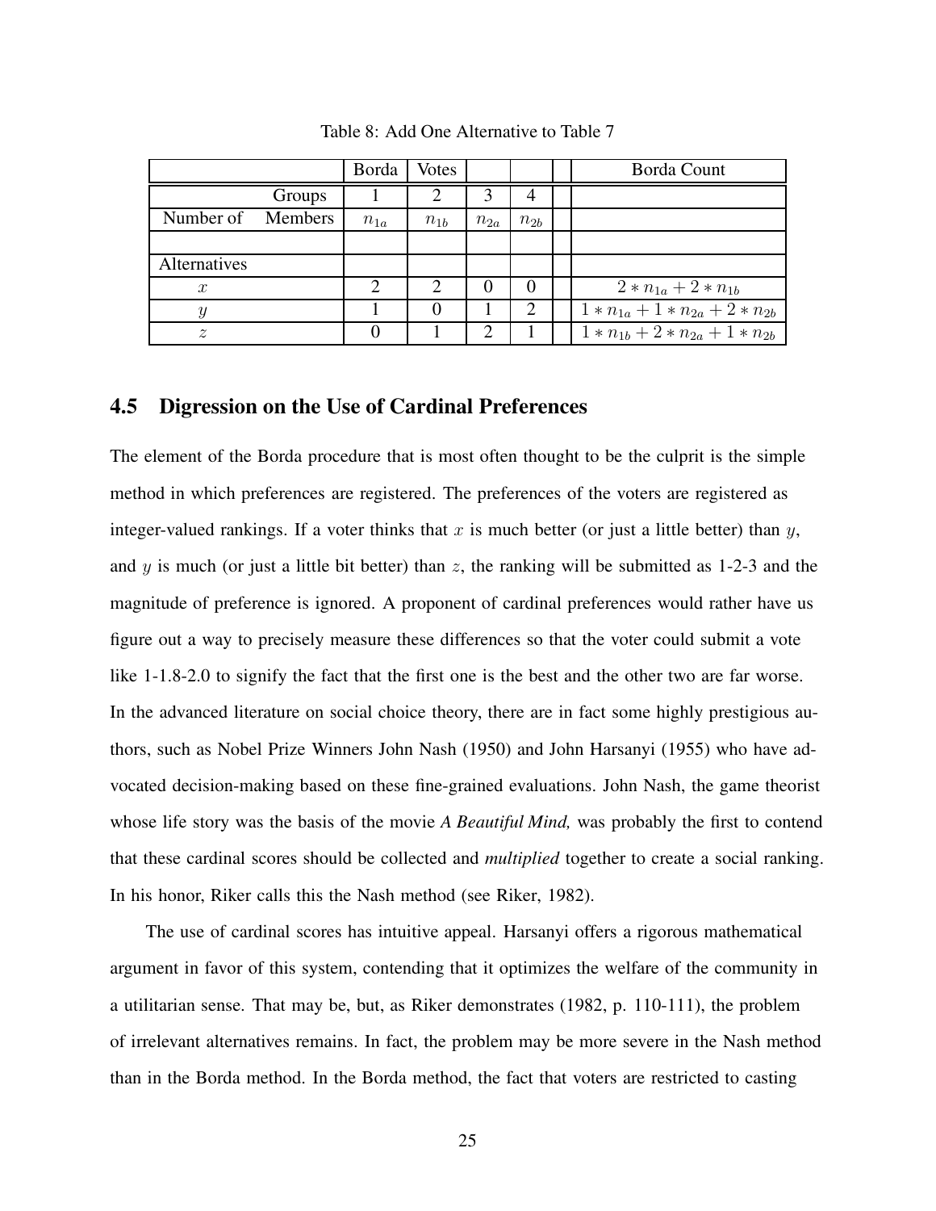Table 8: Add One Alternative to Table 7

| | | Borda | Votes | | | | Borda Count |
|---|---|---|---|---|---|---|---|
| | Groups | 1 | 2 | 3 | 4 | | |
| Number of | Members | $n_{1a}$ | $n_{1b}$ | $n_{2a}$ | $n_{2b}$ | | |
| | | | | | | | |
| Alternatives | | | | | | | |
| $x$ | | 2 | 2 | 0 | 0 | | $2 * n_{1a} + 2 * n_{1b}$ |
| $y$ | | 1 | 0 | 1 | 2 | | $1 * n_{1a} + 1 * n_{2a} + 2 * n_{2b}$ |
| $z$ | | 0 | 1 | 2 | 1 | | $1 * n_{1b} + 2 * n_{2a} + 1 * n_{2b}$ |

## 4.5 Digression on the Use of Cardinal Preferences

The element of the Borda procedure that is most often thought to be the culprit is the simple method in which preferences are registered. The preferences of the voters are registered as integer-valued rankings. If a voter thinks that $x$ is much better (or just a little better) than $y$, and $y$ is much (or just a little bit better) than $z$, the ranking will be submitted as 1-2-3 and the magnitude of preference is ignored. A proponent of cardinal preferences would rather have us figure out a way to precisely measure these differences so that the voter could submit a vote like 1-1.8-2.0 to signify the fact that the first one is the best and the other two are far worse. In the advanced literature on social choice theory, there are in fact some highly prestigious authors, such as Nobel Prize Winners John Nash (1950) and John Harsanyi (1955) who have advocated decision-making based on these fine-grained evaluations. John Nash, the game theorist whose life story was the basis of the movie *A Beautiful Mind,* was probably the first to contend that these cardinal scores should be collected and *multiplied* together to create a social ranking. In his honor, Riker calls this the Nash method (see Riker, 1982).

The use of cardinal scores has intuitive appeal. Harsanyi offers a rigorous mathematical argument in favor of this system, contending that it optimizes the welfare of the community in a utilitarian sense. That may be, but, as Riker demonstrates (1982, p. 110-111), the problem of irrelevant alternatives remains. In fact, the problem may be more severe in the Nash method than in the Borda method. In the Borda method, the fact that voters are restricted to casting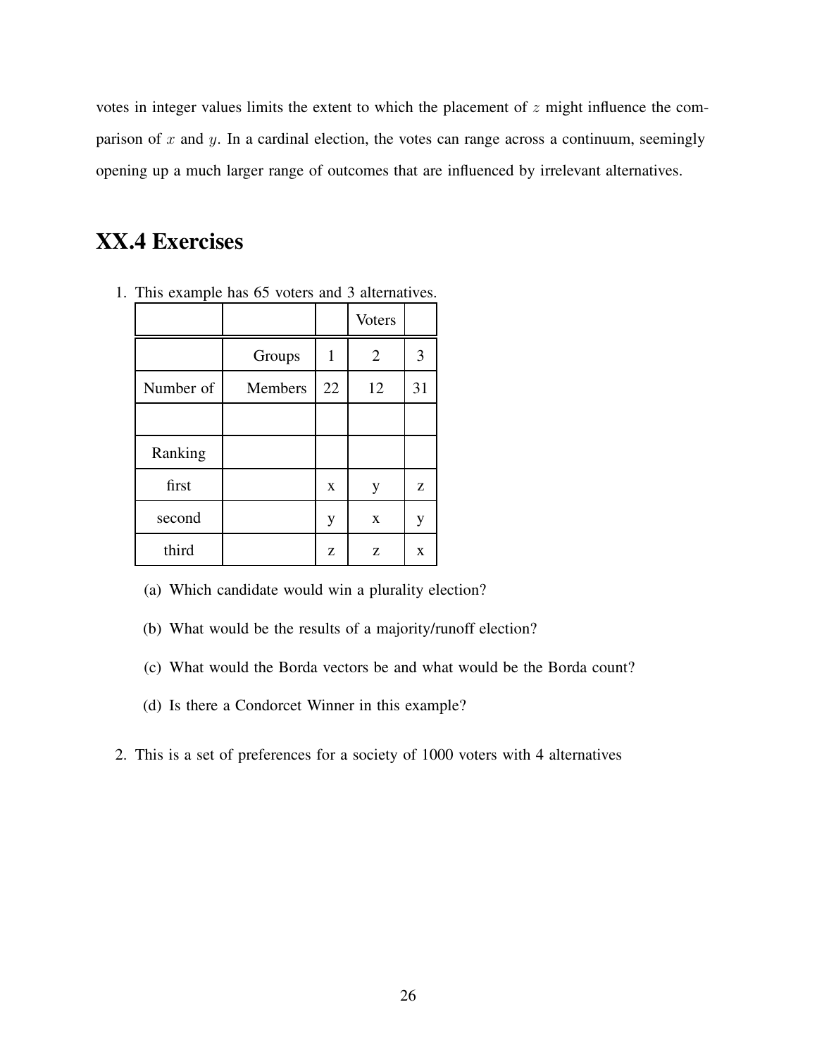votes in integer values limits the extent to which the placement of $z$ might influence the comparison of $x$ and $y$. In a cardinal election, the votes can range across a continuum, seemingly opening up a much larger range of outcomes that are influenced by irrelevant alternatives.

## XX.4 Exercises

1. This example has 65 voters and 3 alternatives.

| | | | Voters | |
|---|---|---|---|---|
| | Groups | 1 | 2 | 3 |
| Number of | Members | 22 | 12 | 31 |
| | | | | |
| Ranking | | | | |
| first | | x | y | z |
| second | | y | x | y |
| third | | z | z | x |

   (a) Which candidate would win a plurality election?

   (b) What would be the results of a majority/runoff election?

   (c) What would the Borda vectors be and what would be the Borda count?

   (d) Is there a Condorcet Winner in this example?

2. This is a set of preferences for a society of 1000 voters with 4 alternatives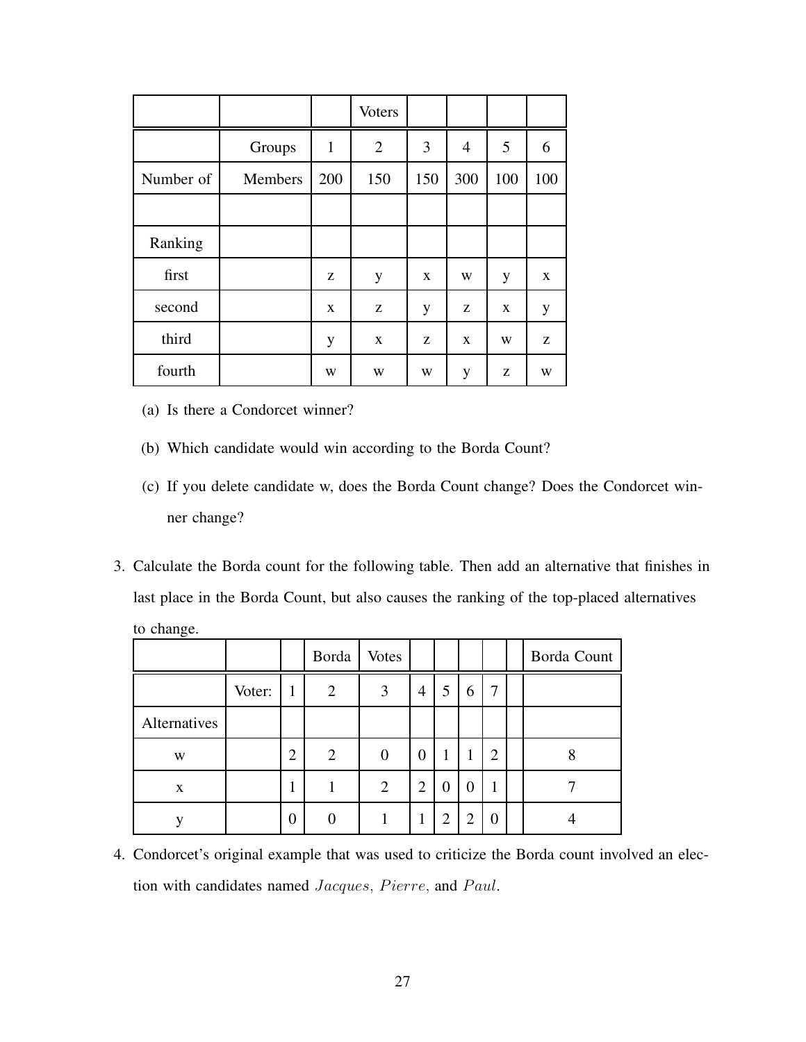| | | | Voters | | | | |
|---|---|---|---|---|---|---|---|
| | Groups | 1 | 2 | 3 | 4 | 5 | 6 |
| Number of | Members | 200 | 150 | 150 | 300 | 100 | 100 |
| | | | | | | | |
| Ranking | | | | | | | |
| first | | z | y | x | w | y | x |
| second | | x | z | y | z | x | y |
| third | | y | x | z | x | w | z |
| fourth | | w | w | w | y | z | w |

(a) Is there a Condorcet winner?

(b) Which candidate would win according to the Borda Count?

(c) If you delete candidate w, does the Borda Count change? Does the Condorcet winner change?

3. Calculate the Borda count for the following table. Then add an alternative that finishes in last place in the Borda Count, but also causes the ranking of the top-placed alternatives to change.

| | | | Borda | Votes | | | | | | Borda Count |
|---|---|---|---|---|---|---|---|---|---|---|
| | Voter: | 1 | 2 | 3 | 4 | 5 | 6 | 7 | | |
| Alternatives | | | | | | | | | | |
| w | | 2 | 2 | 0 | 0 | 1 | 1 | 2 | | 8 |
| x | | 1 | 1 | 2 | 2 | 0 | 0 | 1 | | 7 |
| y | | 0 | 0 | 1 | 1 | 2 | 2 | 0 | | 4 |

4. Condorcet's original example that was used to criticize the Borda count involved an election with candidates named $Jacques$, $Pierre$, and $Paul$.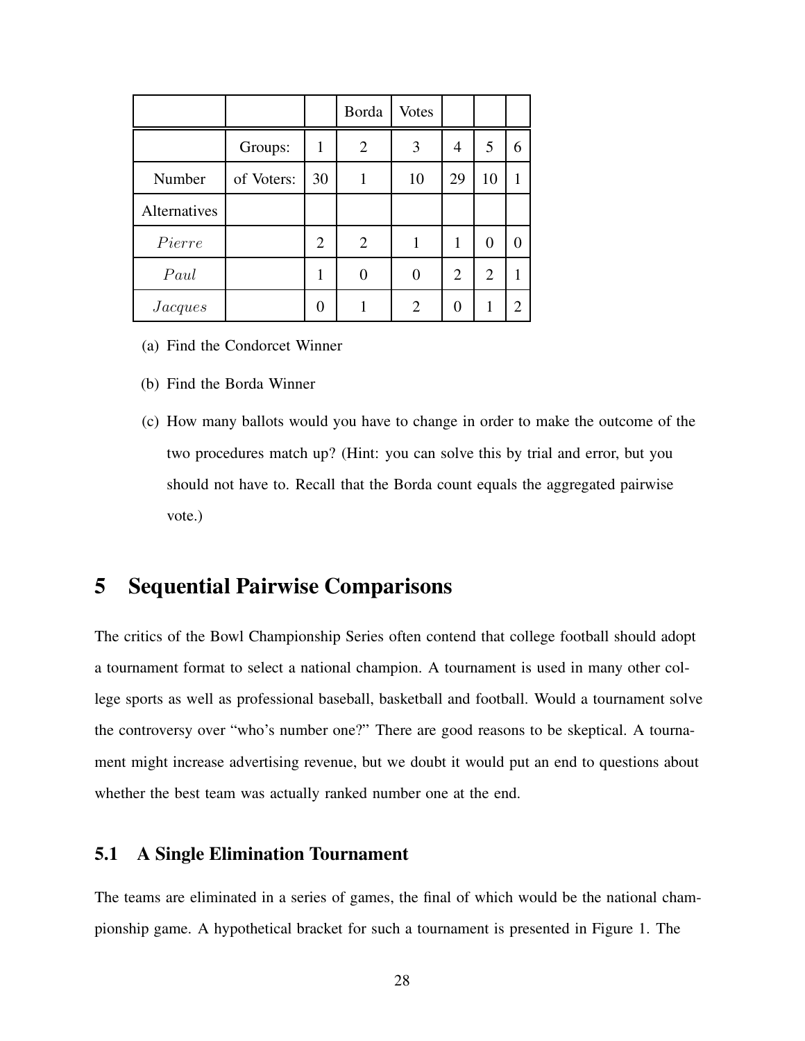| | | | Borda | Votes | | | |
|---|---|---|---|---|---|---|---|
| | Groups: | 1 | 2 | 3 | 4 | 5 | 6 |
| Number | of Voters: | 30 | 1 | 10 | 29 | 10 | 1 |
| Alternatives | | | | | | | |
| *Pierre* | | 2 | 2 | 1 | 1 | 0 | 0 |
| *Paul* | | 1 | 0 | 0 | 2 | 2 | 1 |
| *Jacques* | | 0 | 1 | 2 | 0 | 1 | 2 |

(a) Find the Condorcet Winner

(b) Find the Borda Winner

(c) How many ballots would you have to change in order to make the outcome of the two procedures match up? (Hint: you can solve this by trial and error, but you should not have to. Recall that the Borda count equals the aggregated pairwise vote.)

# 5 Sequential Pairwise Comparisons

The critics of the Bowl Championship Series often contend that college football should adopt a tournament format to select a national champion. A tournament is used in many other college sports as well as professional baseball, basketball and football. Would a tournament solve the controversy over "who's number one?" There are good reasons to be skeptical. A tournament might increase advertising revenue, but we doubt it would put an end to questions about whether the best team was actually ranked number one at the end.

## 5.1 A Single Elimination Tournament

The teams are eliminated in a series of games, the final of which would be the national championship game. A hypothetical bracket for such a tournament is presented in Figure 1. The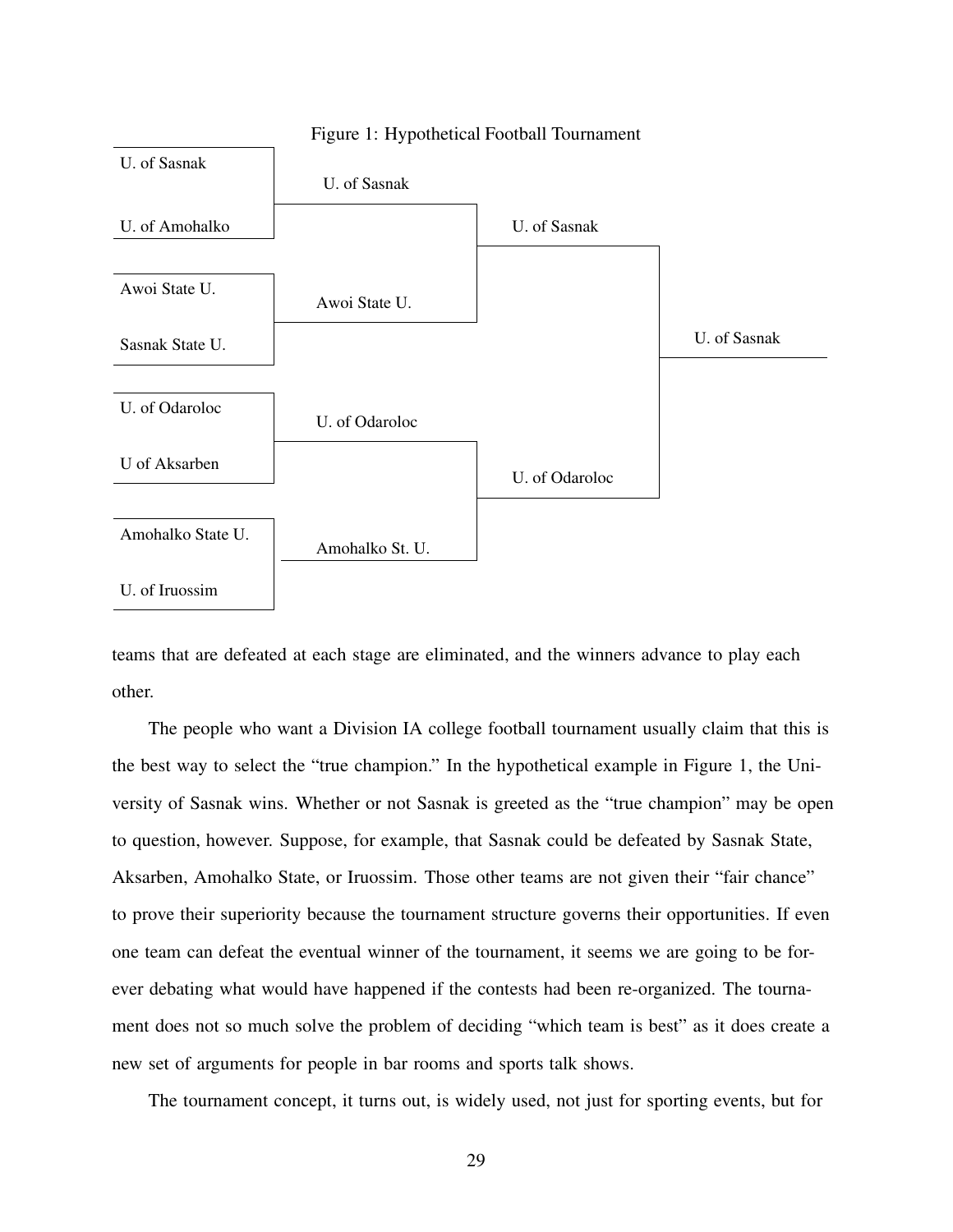Figure 1: Hypothetical Football Tournament

| Round 1 | Round 2 | Semifinal | Champion |
|---|---|---|---|
| U. of Sasnak | U. of Sasnak | U. of Sasnak | U. of Sasnak |
| U. of Amohalko | | | |
| Awoi State U. | Awoi State U. | | |
| Sasnak State U. | | | |
| U. of Odaroloc | U. of Odaroloc | U. of Odaroloc | |
| U of Aksarben | | | |
| Amohalko State U. | Amohalko St. U. | | |
| U. of Iruossim | | | |

teams that are defeated at each stage are eliminated, and the winners advance to play each other.

The people who want a Division IA college football tournament usually claim that this is the best way to select the "true champion." In the hypothetical example in Figure 1, the University of Sasnak wins. Whether or not Sasnak is greeted as the "true champion" may be open to question, however. Suppose, for example, that Sasnak could be defeated by Sasnak State, Aksarben, Amohalko State, or Iruossim. Those other teams are not given their "fair chance" to prove their superiority because the tournament structure governs their opportunities. If even one team can defeat the eventual winner of the tournament, it seems we are going to be forever debating what would have happened if the contests had been re-organized. The tournament does not so much solve the problem of deciding "which team is best" as it does create a new set of arguments for people in bar rooms and sports talk shows.

The tournament concept, it turns out, is widely used, not just for sporting events, but for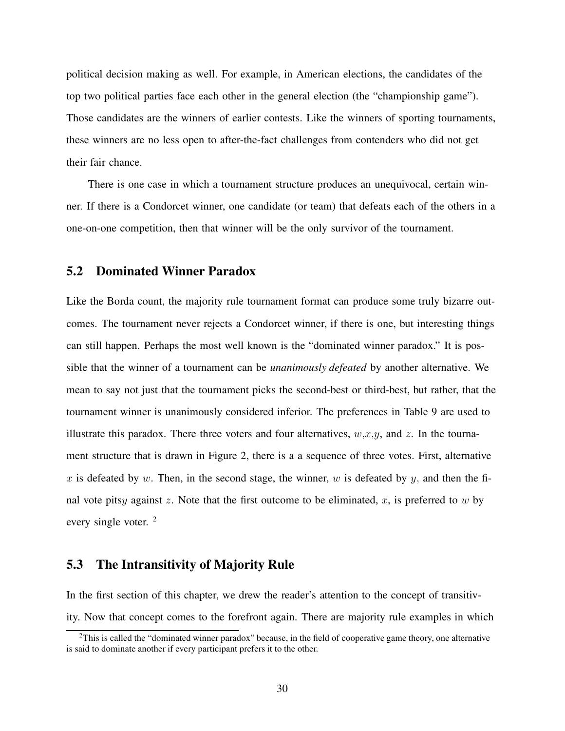political decision making as well. For example, in American elections, the candidates of the top two political parties face each other in the general election (the "championship game"). Those candidates are the winners of earlier contests. Like the winners of sporting tournaments, these winners are no less open to after-the-fact challenges from contenders who did not get their fair chance.

There is one case in which a tournament structure produces an unequivocal, certain winner. If there is a Condorcet winner, one candidate (or team) that defeats each of the others in a one-on-one competition, then that winner will be the only survivor of the tournament.

## 5.2 Dominated Winner Paradox

Like the Borda count, the majority rule tournament format can produce some truly bizarre outcomes. The tournament never rejects a Condorcet winner, if there is one, but interesting things can still happen. Perhaps the most well known is the "dominated winner paradox." It is possible that the winner of a tournament can be *unanimously defeated* by another alternative. We mean to say not just that the tournament picks the second-best or third-best, but rather, that the tournament winner is unanimously considered inferior. The preferences in Table 9 are used to illustrate this paradox. There three voters and four alternatives, $w$,$x$,$y$, and $z$. In the tournament structure that is drawn in Figure 2, there is a a sequence of three votes. First, alternative $x$ is defeated by $w$. Then, in the second stage, the winner, $w$ is defeated by $y$, and then the final vote pits$y$ against $z$. Note that the first outcome to be eliminated, $x$, is preferred to $w$ by every single voter. [2]

## 5.3 The Intransitivity of Majority Rule

In the first section of this chapter, we drew the reader's attention to the concept of transitivity. Now that concept comes to the forefront again. There are majority rule examples in which

[2]This is called the "dominated winner paradox" because, in the field of cooperative game theory, one alternative is said to dominate another if every participant prefers it to the other.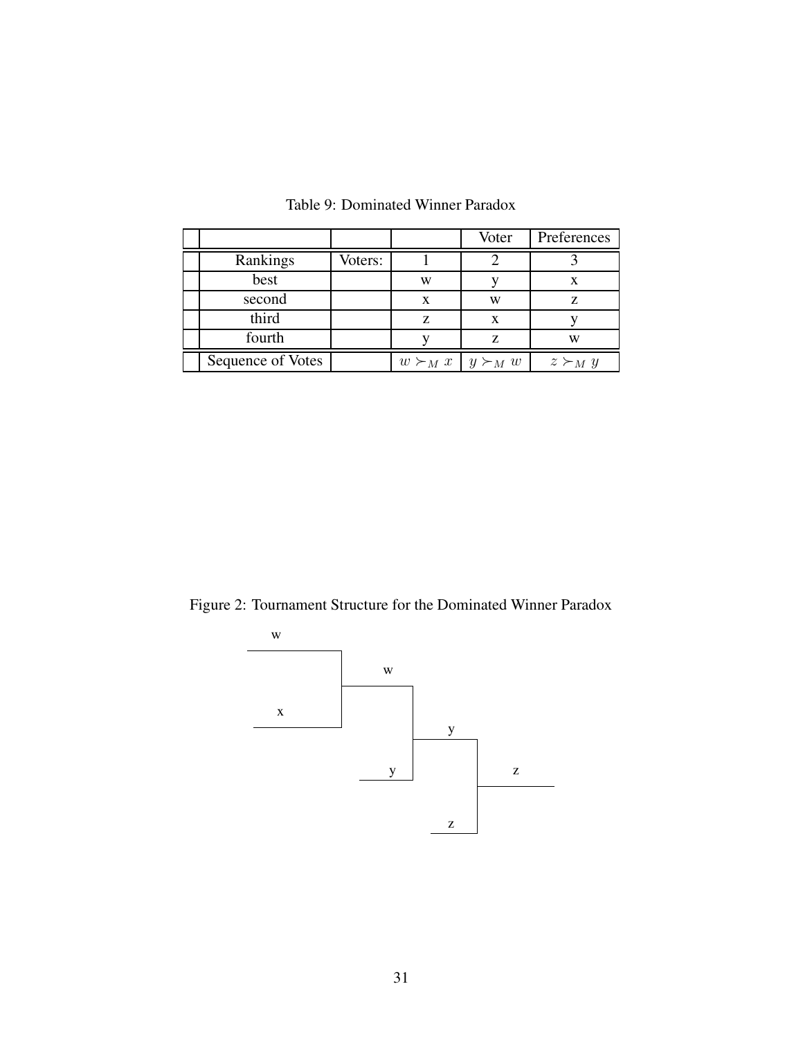Table 9: Dominated Winner Paradox

| | | | Voter | Preferences |
|---|---|---|---|---|
| Rankings | Voters: | 1 | 2 | 3 |
| best | | w | y | x |
| second | | x | w | z |
| third | | z | x | y |
| fourth | | y | z | w |
| Sequence of Votes | | $w \succ_M x$ | $y \succ_M w$ | $z \succ_M y$ |

Figure 2: Tournament Structure for the Dominated Winner Paradox

```
w
---------|
         |    w
x        |---------|
---------|         |    y
                   |---------|
         y         |         |     z
         ----------|         |-----------
                             |
                   z         |
                   ----------|
```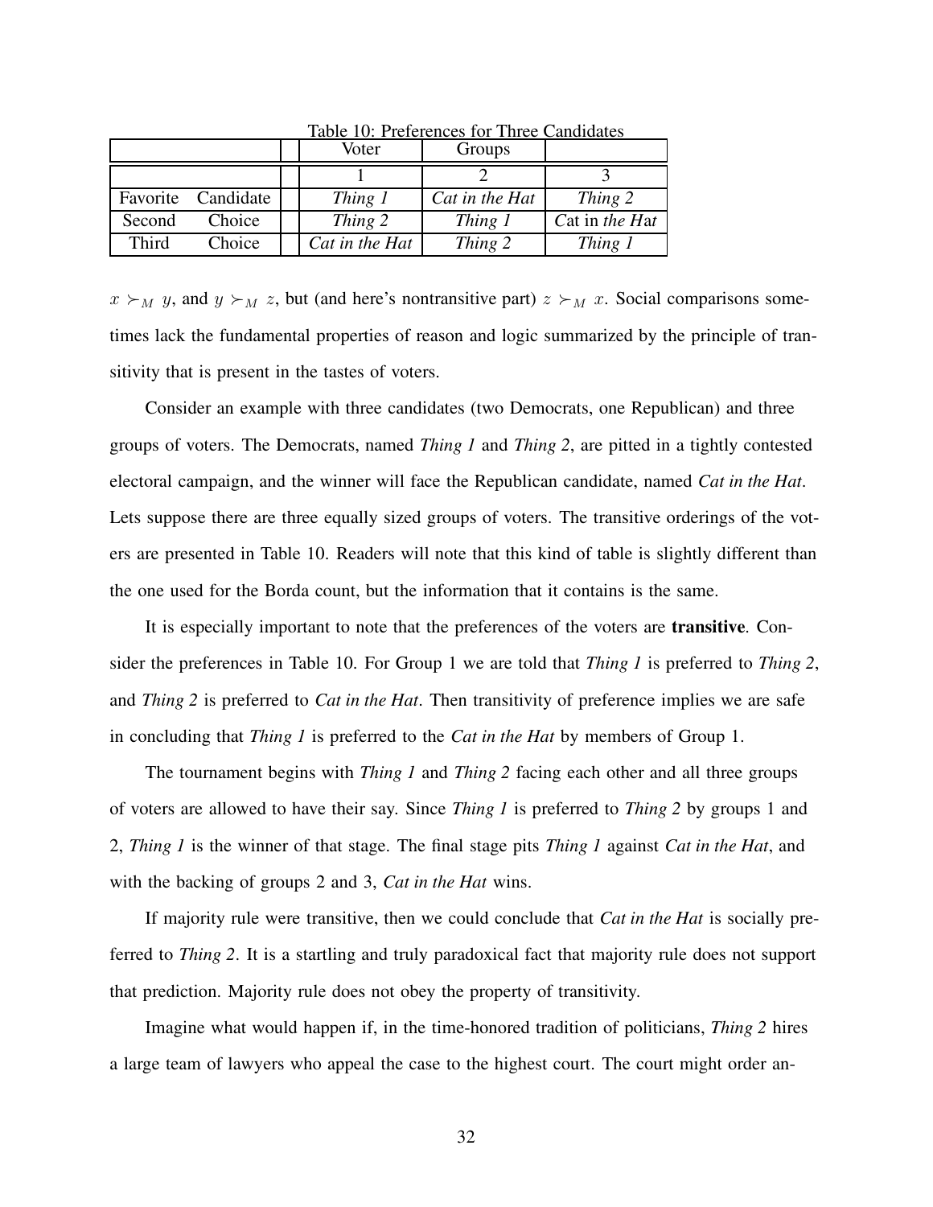Table 10: Preferences for Three Candidates

| | | Voter | Groups | |
|---|---|---|---|---|
| | | 1 | 2 | 3 |
| Favorite Candidate | | *Thing 1* | *Cat in the Hat* | *Thing 2* |
| Second Choice | | *Thing 2* | *Thing 1* | Cat in *the Hat* |
| Third Choice | | *Cat in the Hat* | *Thing 2* | *Thing 1* |

$x \succ_M y$, and $y \succ_M z$, but (and here's nontransitive part) $z \succ_M x$. Social comparisons sometimes lack the fundamental properties of reason and logic summarized by the principle of transitivity that is present in the tastes of voters.

Consider an example with three candidates (two Democrats, one Republican) and three groups of voters. The Democrats, named *Thing 1* and *Thing 2*, are pitted in a tightly contested electoral campaign, and the winner will face the Republican candidate, named *Cat in the Hat*. Lets suppose there are three equally sized groups of voters. The transitive orderings of the voters are presented in Table 10. Readers will note that this kind of table is slightly different than the one used for the Borda count, but the information that it contains is the same.

It is especially important to note that the preferences of the voters are **transitive**. Consider the preferences in Table 10. For Group 1 we are told that *Thing 1* is preferred to *Thing 2*, and *Thing 2* is preferred to *Cat in the Hat*. Then transitivity of preference implies we are safe in concluding that *Thing 1* is preferred to the *Cat in the Hat* by members of Group 1.

The tournament begins with *Thing 1* and *Thing 2* facing each other and all three groups of voters are allowed to have their say. Since *Thing 1* is preferred to *Thing 2* by groups 1 and 2, *Thing 1* is the winner of that stage. The final stage pits *Thing 1* against *Cat in the Hat*, and with the backing of groups 2 and 3, *Cat in the Hat* wins.

If majority rule were transitive, then we could conclude that *Cat in the Hat* is socially preferred to *Thing 2*. It is a startling and truly paradoxical fact that majority rule does not support that prediction. Majority rule does not obey the property of transitivity.

Imagine what would happen if, in the time-honored tradition of politicians, *Thing 2* hires a large team of lawyers who appeal the case to the highest court. The court might order an-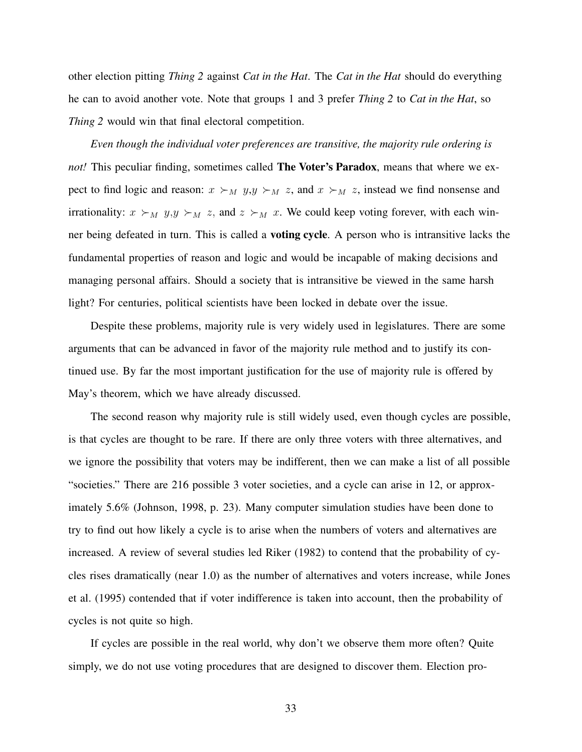other election pitting *Thing 2* against *Cat in the Hat*. The *Cat in the Hat* should do everything he can to avoid another vote. Note that groups 1 and 3 prefer *Thing 2* to *Cat in the Hat*, so *Thing 2* would win that final electoral competition.

*Even though the individual voter preferences are transitive, the majority rule ordering is not!* This peculiar finding, sometimes called **The Voter's Paradox**, means that where we expect to find logic and reason: $x \succ_M y$,$y \succ_M z$, and $x \succ_M z$, instead we find nonsense and irrationality: $x \succ_M y$,$y \succ_M z$, and $z \succ_M x$. We could keep voting forever, with each winner being defeated in turn. This is called a **voting cycle**. A person who is intransitive lacks the fundamental properties of reason and logic and would be incapable of making decisions and managing personal affairs. Should a society that is intransitive be viewed in the same harsh light? For centuries, political scientists have been locked in debate over the issue.

Despite these problems, majority rule is very widely used in legislatures. There are some arguments that can be advanced in favor of the majority rule method and to justify its continued use. By far the most important justification for the use of majority rule is offered by May's theorem, which we have already discussed.

The second reason why majority rule is still widely used, even though cycles are possible, is that cycles are thought to be rare. If there are only three voters with three alternatives, and we ignore the possibility that voters may be indifferent, then we can make a list of all possible "societies." There are 216 possible 3 voter societies, and a cycle can arise in 12, or approximately 5.6% (Johnson, 1998, p. 23). Many computer simulation studies have been done to try to find out how likely a cycle is to arise when the numbers of voters and alternatives are increased. A review of several studies led Riker (1982) to contend that the probability of cycles rises dramatically (near 1.0) as the number of alternatives and voters increase, while Jones et al. (1995) contended that if voter indifference is taken into account, then the probability of cycles is not quite so high.

If cycles are possible in the real world, why don't we observe them more often? Quite simply, we do not use voting procedures that are designed to discover them. Election pro-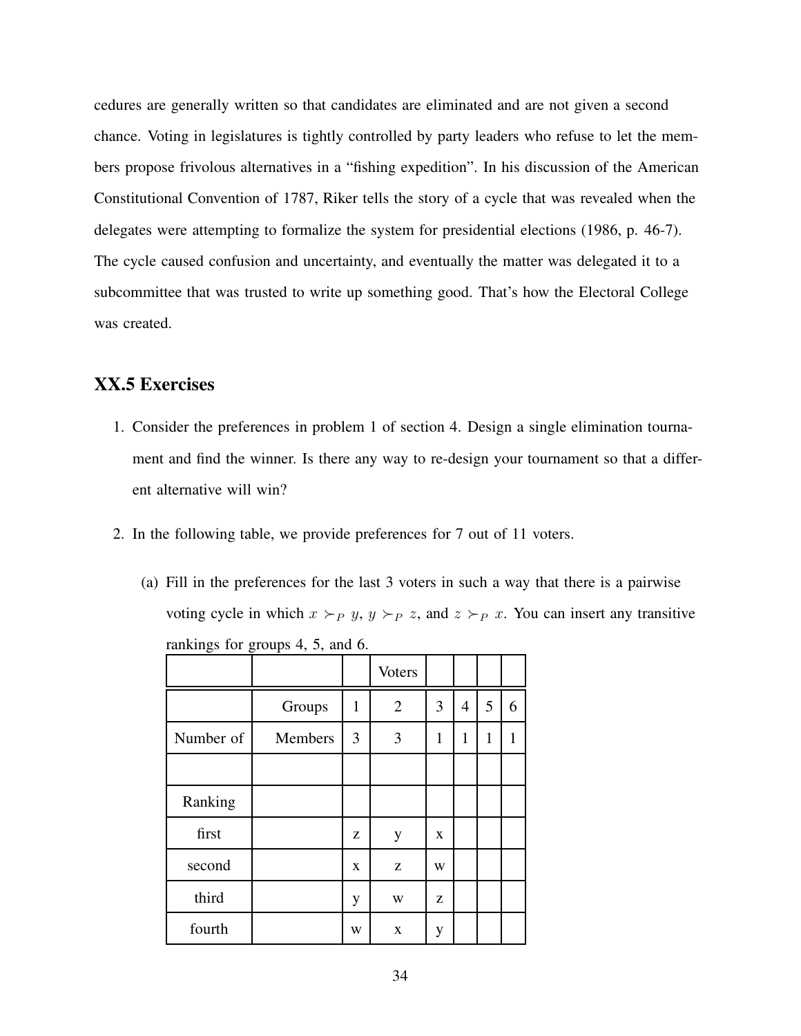cedures are generally written so that candidates are eliminated and are not given a second chance. Voting in legislatures is tightly controlled by party leaders who refuse to let the members propose frivolous alternatives in a "fishing expedition". In his discussion of the American Constitutional Convention of 1787, Riker tells the story of a cycle that was revealed when the delegates were attempting to formalize the system for presidential elections (1986, p. 46-7). The cycle caused confusion and uncertainty, and eventually the matter was delegated it to a subcommittee that was trusted to write up something good. That's how the Electoral College was created.

## XX.5 Exercises

1. Consider the preferences in problem 1 of section 4. Design a single elimination tournament and find the winner. Is there any way to re-design your tournament so that a different alternative will win?

2. In the following table, we provide preferences for 7 out of 11 voters.

   (a) Fill in the preferences for the last 3 voters in such a way that there is a pairwise voting cycle in which $x \succ_P y$, $y \succ_P z$, and $z \succ_P x$. You can insert any transitive rankings for groups 4, 5, and 6.

| | | | Voters | | | | |
|---|---|---|---|---|---|---|---|
| | Groups | 1 | 2 | 3 | 4 | 5 | 6 |
| Number of | Members | 3 | 3 | 1 | 1 | 1 | 1 |
| | | | | | | | |
| Ranking | | | | | | | |
| first | | z | y | x | | | |
| second | | x | z | w | | | |
| third | | y | w | z | | | |
| fourth | | w | x | y | | | |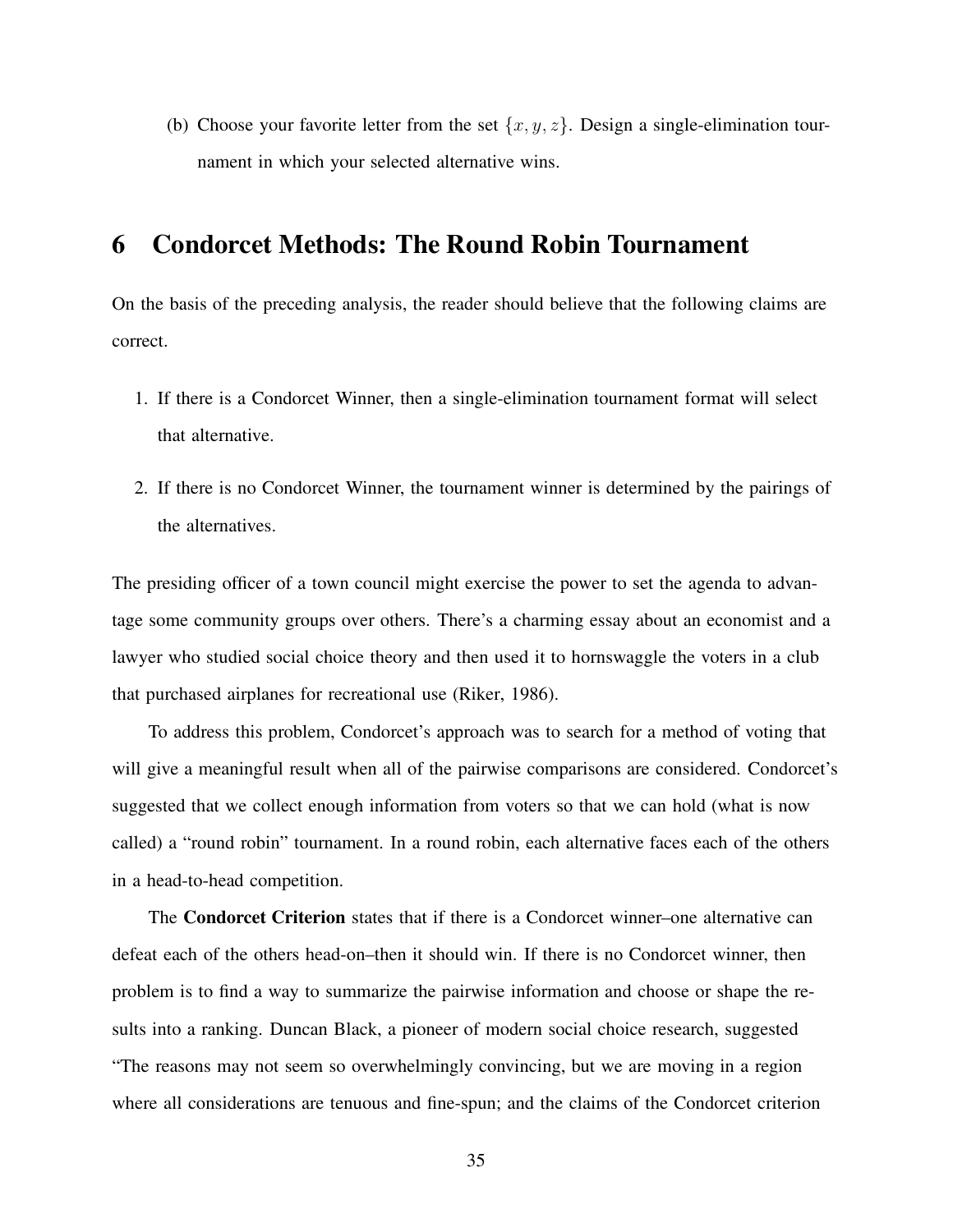(b) Choose your favorite letter from the set $\{x, y, z\}$. Design a single-elimination tournament in which your selected alternative wins.

# 6 Condorcet Methods: The Round Robin Tournament

On the basis of the preceding analysis, the reader should believe that the following claims are correct.

1. If there is a Condorcet Winner, then a single-elimination tournament format will select that alternative.
2. If there is no Condorcet Winner, the tournament winner is determined by the pairings of the alternatives.

The presiding officer of a town council might exercise the power to set the agenda to advantage some community groups over others. There's a charming essay about an economist and a lawyer who studied social choice theory and then used it to hornswaggle the voters in a club that purchased airplanes for recreational use (Riker, 1986).

To address this problem, Condorcet's approach was to search for a method of voting that will give a meaningful result when all of the pairwise comparisons are considered. Condorcet's suggested that we collect enough information from voters so that we can hold (what is now called) a "round robin" tournament. In a round robin, each alternative faces each of the others in a head-to-head competition.

The **Condorcet Criterion** states that if there is a Condorcet winner–one alternative can defeat each of the others head-on–then it should win. If there is no Condorcet winner, then problem is to find a way to summarize the pairwise information and choose or shape the results into a ranking. Duncan Black, a pioneer of modern social choice research, suggested "The reasons may not seem so overwhelmingly convincing, but we are moving in a region where all considerations are tenuous and fine-spun; and the claims of the Condorcet criterion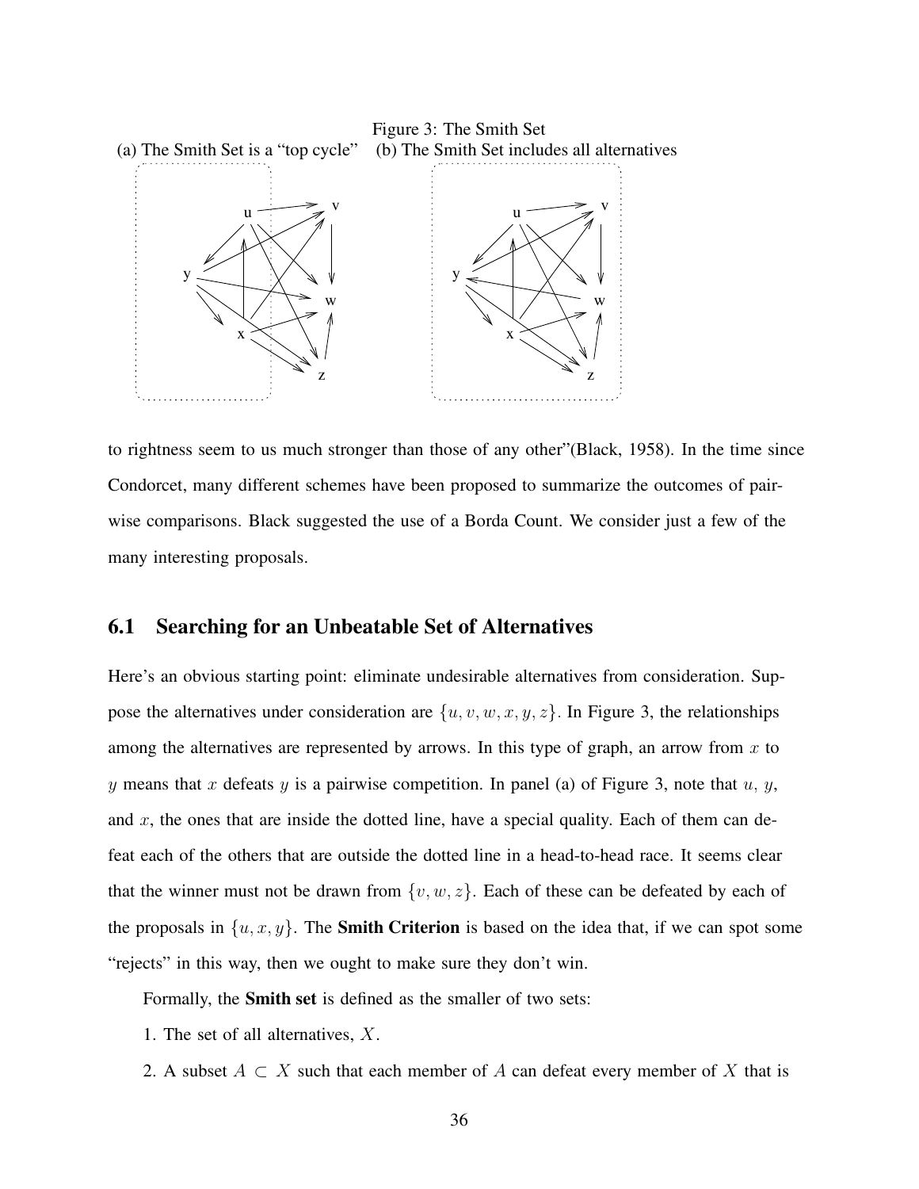Figure 3: The Smith Set

(a) The Smith Set is a "top cycle" (b) The Smith Set includes all alternatives

to rightness seem to us much stronger than those of any other"(Black, 1958). In the time since Condorcet, many different schemes have been proposed to summarize the outcomes of pairwise comparisons. Black suggested the use of a Borda Count. We consider just a few of the many interesting proposals.

## 6.1 Searching for an Unbeatable Set of Alternatives

Here's an obvious starting point: eliminate undesirable alternatives from consideration. Suppose the alternatives under consideration are $\{u, v, w, x, y, z\}$. In Figure 3, the relationships among the alternatives are represented by arrows. In this type of graph, an arrow from $x$ to $y$ means that $x$ defeats $y$ is a pairwise competition. In panel (a) of Figure 3, note that $u$, $y$, and $x$, the ones that are inside the dotted line, have a special quality. Each of them can defeat each of the others that are outside the dotted line in a head-to-head race. It seems clear that the winner must not be drawn from $\{v, w, z\}$. Each of these can be defeated by each of the proposals in $\{u, x, y\}$. The **Smith Criterion** is based on the idea that, if we can spot some "rejects" in this way, then we ought to make sure they don't win.

Formally, the **Smith set** is defined as the smaller of two sets:

1. The set of all alternatives, $X$.

2. A subset $A \subset X$ such that each member of $A$ can defeat every member of $X$ that is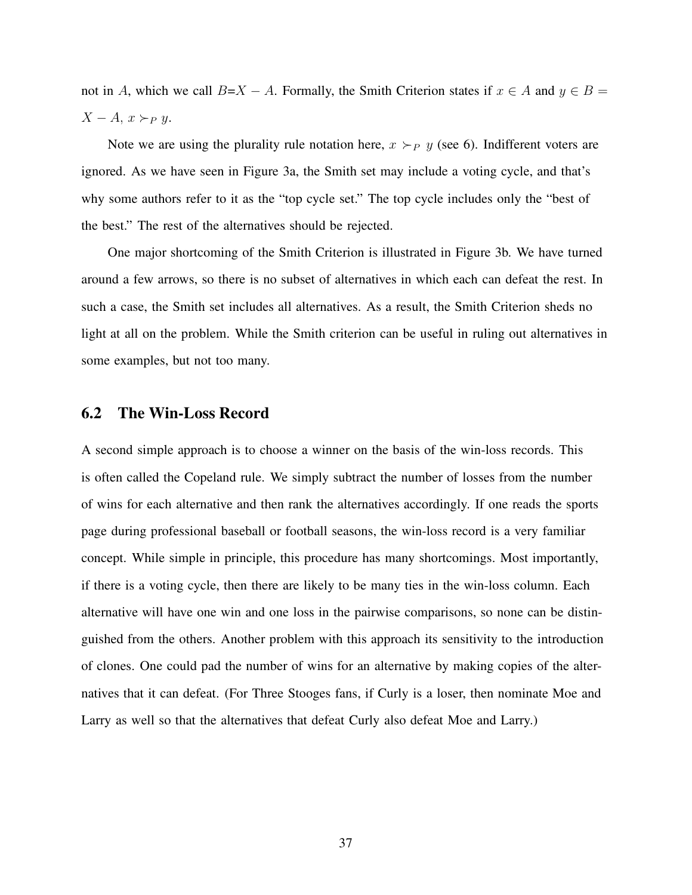not in $A$, which we call $B$=$X - A$. Formally, the Smith Criterion states if $x \in A$ and $y \in B = X - A$, $x \succ_P y$.

Note we are using the plurality rule notation here, $x \succ_P y$ (see 6). Indifferent voters are ignored. As we have seen in Figure 3a, the Smith set may include a voting cycle, and that's why some authors refer to it as the "top cycle set." The top cycle includes only the "best of the best." The rest of the alternatives should be rejected.

One major shortcoming of the Smith Criterion is illustrated in Figure 3b. We have turned around a few arrows, so there is no subset of alternatives in which each can defeat the rest. In such a case, the Smith set includes all alternatives. As a result, the Smith Criterion sheds no light at all on the problem. While the Smith criterion can be useful in ruling out alternatives in some examples, but not too many.

## 6.2 The Win-Loss Record

A second simple approach is to choose a winner on the basis of the win-loss records. This is often called the Copeland rule. We simply subtract the number of losses from the number of wins for each alternative and then rank the alternatives accordingly. If one reads the sports page during professional baseball or football seasons, the win-loss record is a very familiar concept. While simple in principle, this procedure has many shortcomings. Most importantly, if there is a voting cycle, then there are likely to be many ties in the win-loss column. Each alternative will have one win and one loss in the pairwise comparisons, so none can be distinguished from the others. Another problem with this approach its sensitivity to the introduction of clones. One could pad the number of wins for an alternative by making copies of the alternatives that it can defeat. (For Three Stooges fans, if Curly is a loser, then nominate Moe and Larry as well so that the alternatives that defeat Curly also defeat Moe and Larry.)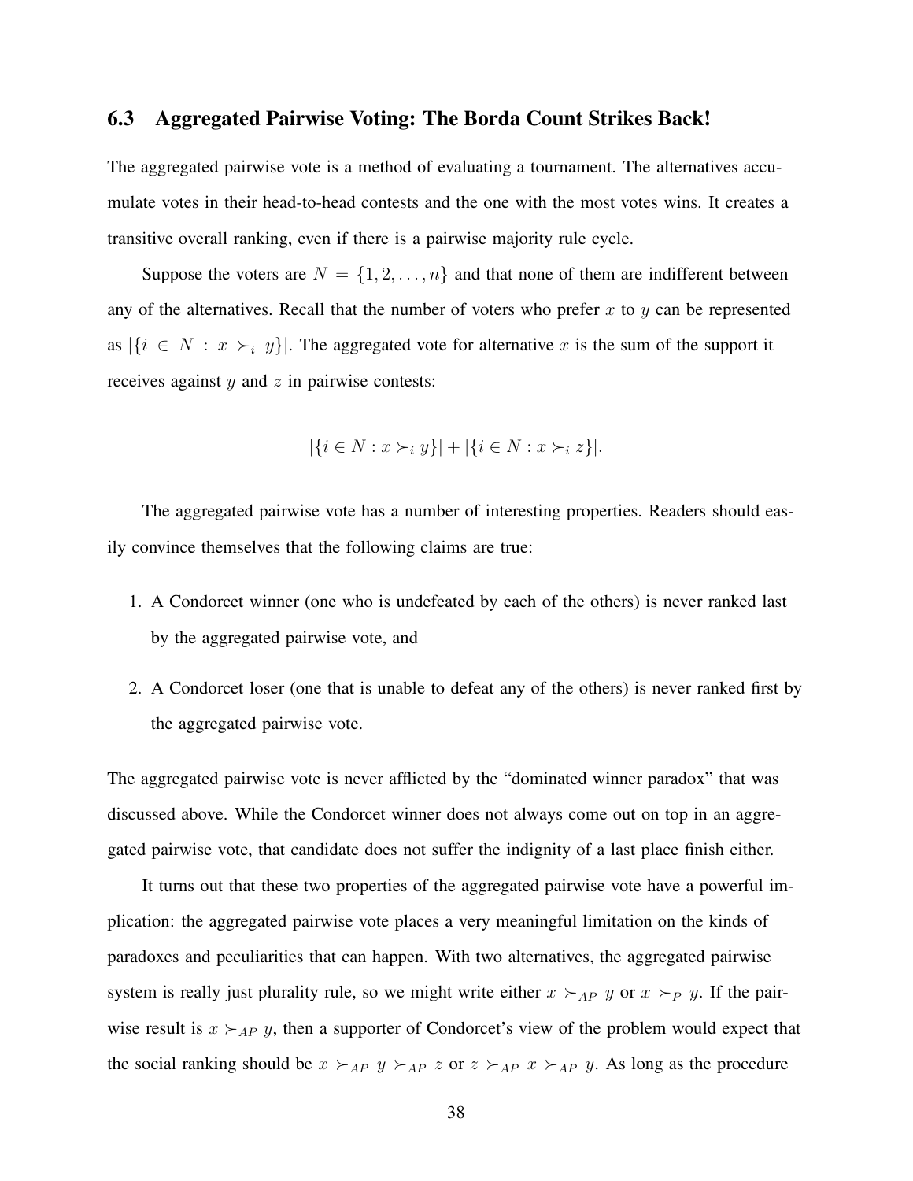## 6.3 Aggregated Pairwise Voting: The Borda Count Strikes Back!

The aggregated pairwise vote is a method of evaluating a tournament. The alternatives accumulate votes in their head-to-head contests and the one with the most votes wins. It creates a transitive overall ranking, even if there is a pairwise majority rule cycle.

Suppose the voters are $N = \{1, 2, \ldots, n\}$ and that none of them are indifferent between any of the alternatives. Recall that the number of voters who prefer $x$ to $y$ can be represented as $|\{i \in N : x \succ_i y\}|$. The aggregated vote for alternative $x$ is the sum of the support it receives against $y$ and $z$ in pairwise contests:

$$|\{i \in N : x \succ_i y\}| + |\{i \in N : x \succ_i z\}|.$$

The aggregated pairwise vote has a number of interesting properties. Readers should easily convince themselves that the following claims are true:

1. A Condorcet winner (one who is undefeated by each of the others) is never ranked last by the aggregated pairwise vote, and
2. A Condorcet loser (one that is unable to defeat any of the others) is never ranked first by the aggregated pairwise vote.

The aggregated pairwise vote is never afflicted by the "dominated winner paradox" that was discussed above. While the Condorcet winner does not always come out on top in an aggregated pairwise vote, that candidate does not suffer the indignity of a last place finish either.

It turns out that these two properties of the aggregated pairwise vote have a powerful implication: the aggregated pairwise vote places a very meaningful limitation on the kinds of paradoxes and peculiarities that can happen. With two alternatives, the aggregated pairwise system is really just plurality rule, so we might write either $x \succ_{AP} y$ or $x \succ_P y$. If the pairwise result is $x \succ_{AP} y$, then a supporter of Condorcet's view of the problem would expect that the social ranking should be $x \succ_{AP} y \succ_{AP} z$ or $z \succ_{AP} x \succ_{AP} y$. As long as the procedure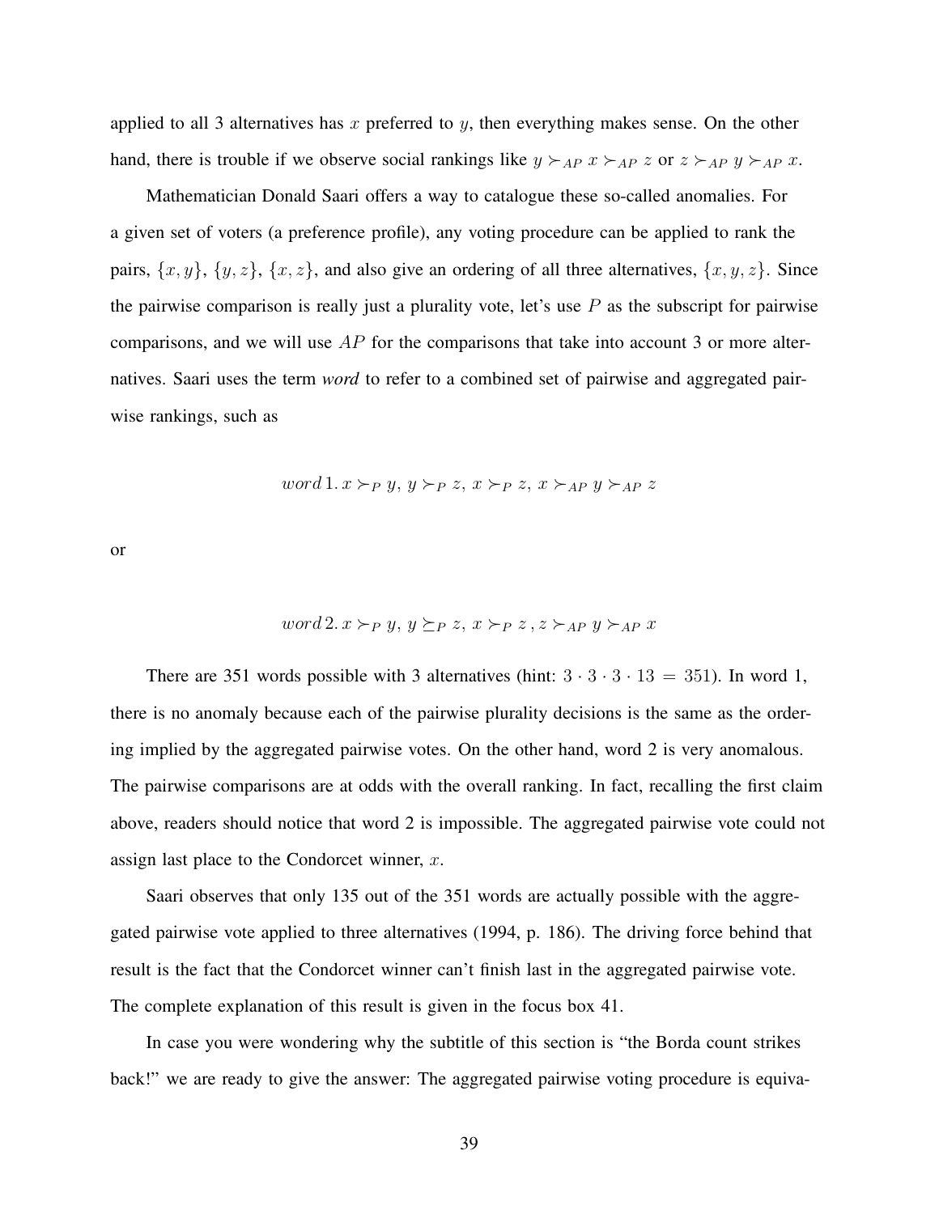applied to all 3 alternatives has $x$ preferred to $y$, then everything makes sense. On the other hand, there is trouble if we observe social rankings like $y \succ_{AP} x \succ_{AP} z$ or $z \succ_{AP} y \succ_{AP} x$.

Mathematician Donald Saari offers a way to catalogue these so-called anomalies. For a given set of voters (a preference profile), any voting procedure can be applied to rank the pairs, $\{x, y\}$, $\{y, z\}$, $\{x, z\}$, and also give an ordering of all three alternatives, $\{x, y, z\}$. Since the pairwise comparison is really just a plurality vote, let's use $P$ as the subscript for pairwise comparisons, and we will use $AP$ for the comparisons that take into account 3 or more alternatives. Saari uses the term *word* to refer to a combined set of pairwise and aggregated pairwise rankings, such as

$$word\,1.\, x \succ_P y,\, y \succ_P z,\, x \succ_P z,\, x \succ_{AP} y \succ_{AP} z$$

or

$$word\,2.\, x \succ_P y,\, y \succeq_P z,\, x \succ_P z\,, z \succ_{AP} y \succ_{AP} x$$

There are 351 words possible with 3 alternatives (hint: $3 \cdot 3 \cdot 3 \cdot 13 = 351$). In word 1, there is no anomaly because each of the pairwise plurality decisions is the same as the ordering implied by the aggregated pairwise votes. On the other hand, word 2 is very anomalous. The pairwise comparisons are at odds with the overall ranking. In fact, recalling the first claim above, readers should notice that word 2 is impossible. The aggregated pairwise vote could not assign last place to the Condorcet winner, $x$.

Saari observes that only 135 out of the 351 words are actually possible with the aggregated pairwise vote applied to three alternatives (1994, p. 186). The driving force behind that result is the fact that the Condorcet winner can't finish last in the aggregated pairwise vote. The complete explanation of this result is given in the focus box 41.

In case you were wondering why the subtitle of this section is "the Borda count strikes back!" we are ready to give the answer: The aggregated pairwise voting procedure is equiva-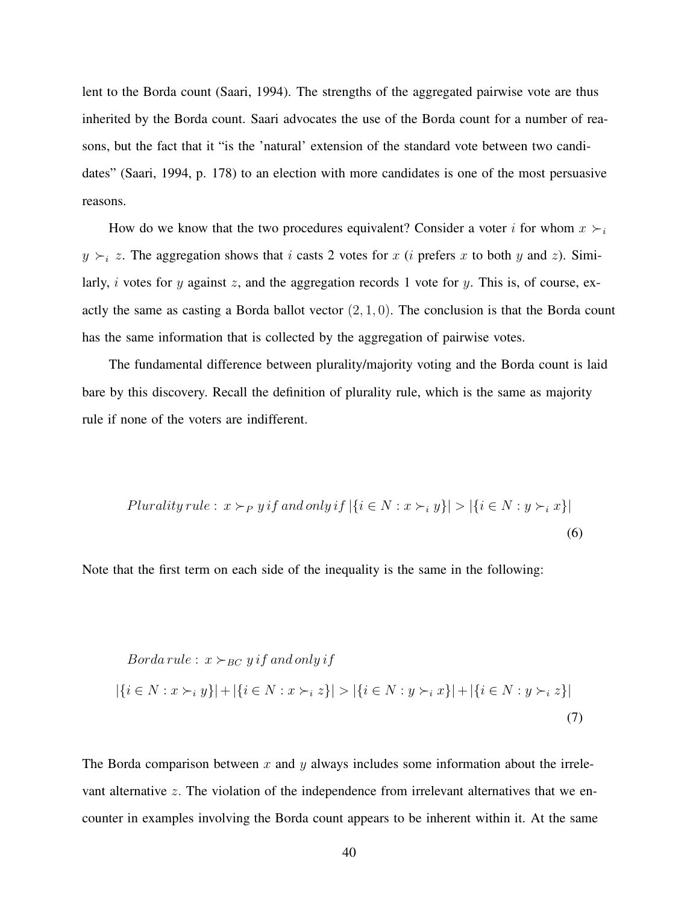lent to the Borda count (Saari, 1994). The strengths of the aggregated pairwise vote are thus inherited by the Borda count. Saari advocates the use of the Borda count for a number of reasons, but the fact that it "is the 'natural' extension of the standard vote between two candidates" (Saari, 1994, p. 178) to an election with more candidates is one of the most persuasive reasons.

How do we know that the two procedures equivalent? Consider a voter $i$ for whom $x \succ_i y \succ_i z$. The aggregation shows that $i$ casts 2 votes for $x$ ($i$ prefers $x$ to both $y$ and $z$). Similarly, $i$ votes for $y$ against $z$, and the aggregation records 1 vote for $y$. This is, of course, exactly the same as casting a Borda ballot vector $(2, 1, 0)$. The conclusion is that the Borda count has the same information that is collected by the aggregation of pairwise votes.

The fundamental difference between plurality/majority voting and the Borda count is laid bare by this discovery. Recall the definition of plurality rule, which is the same as majority rule if none of the voters are indifferent.

$$Plurality\, rule: \; x \succ_P y \, if \; and \, only \, if \; |\{i \in N : x \succ_i y\}| > |\{i \in N : y \succ_i x\}| \tag{6}$$

Note that the first term on each side of the inequality is the same in the following:

$$\begin{gathered} Borda\, rule: \; x \succ_{BC} y \, if \; and \, only \, if \\ |\{i \in N : x \succ_i y\}| + |\{i \in N : x \succ_i z\}| > |\{i \in N : y \succ_i x\}| + |\{i \in N : y \succ_i z\}| \end{gathered} \tag{7}$$

The Borda comparison between $x$ and $y$ always includes some information about the irrelevant alternative $z$. The violation of the independence from irrelevant alternatives that we encounter in examples involving the Borda count appears to be inherent within it. At the same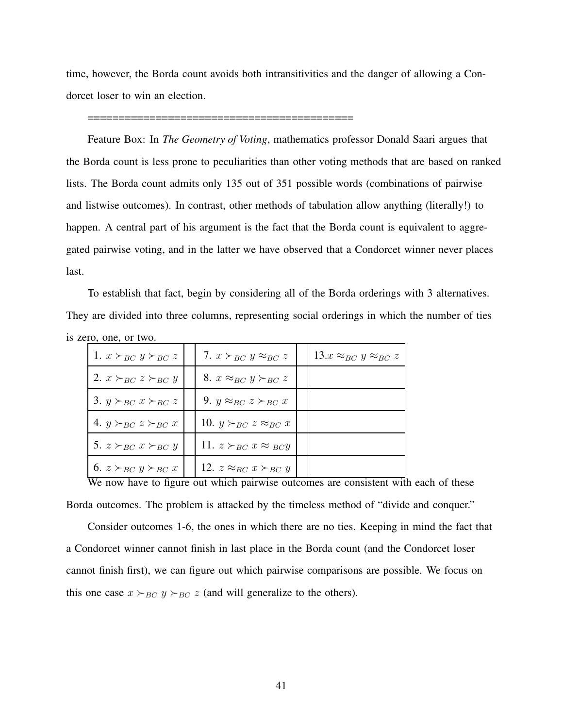time, however, the Borda count avoids both intransitivities and the danger of allowing a Condorcet loser to win an election.

===========================================

Feature Box: In *The Geometry of Voting*, mathematics professor Donald Saari argues that the Borda count is less prone to peculiarities than other voting methods that are based on ranked lists. The Borda count admits only 135 out of 351 possible words (combinations of pairwise and listwise outcomes). In contrast, other methods of tabulation allow anything (literally!) to happen. A central part of his argument is the fact that the Borda count is equivalent to aggregated pairwise voting, and in the latter we have observed that a Condorcet winner never places last.

To establish that fact, begin by considering all of the Borda orderings with 3 alternatives. They are divided into three columns, representing social orderings in which the number of ties is zero, one, or two.

| | | | | |
|---|---|---|---|---|
| 1. $x \succ_{BC} y \succ_{BC} z$ | | 7. $x \succ_{BC} y \approx_{BC} z$ | | 13.$x \approx_{BC} y \approx_{BC} z$ |
| 2. $x \succ_{BC} z \succ_{BC} y$ | | 8. $x \approx_{BC} y \succ_{BC} z$ | | |
| 3. $y \succ_{BC} x \succ_{BC} z$ | | 9. $y \approx_{BC} z \succ_{BC} x$ | | |
| 4. $y \succ_{BC} z \succ_{BC} x$ | | 10. $y \succ_{BC} z \approx_{BC} x$ | | |
| 5. $z \succ_{BC} x \succ_{BC} y$ | | 11. $z \succ_{BC} x \approx_{BC} y$ | | |
| 6. $z \succ_{BC} y \succ_{BC} x$ | | 12. $z \approx_{BC} x \succ_{BC} y$ | | |

We now have to figure out which pairwise outcomes are consistent with each of these Borda outcomes. The problem is attacked by the timeless method of "divide and conquer."

Consider outcomes 1-6, the ones in which there are no ties. Keeping in mind the fact that a Condorcet winner cannot finish in last place in the Borda count (and the Condorcet loser cannot finish first), we can figure out which pairwise comparisons are possible. We focus on this one case $x \succ_{BC} y \succ_{BC} z$ (and will generalize to the others).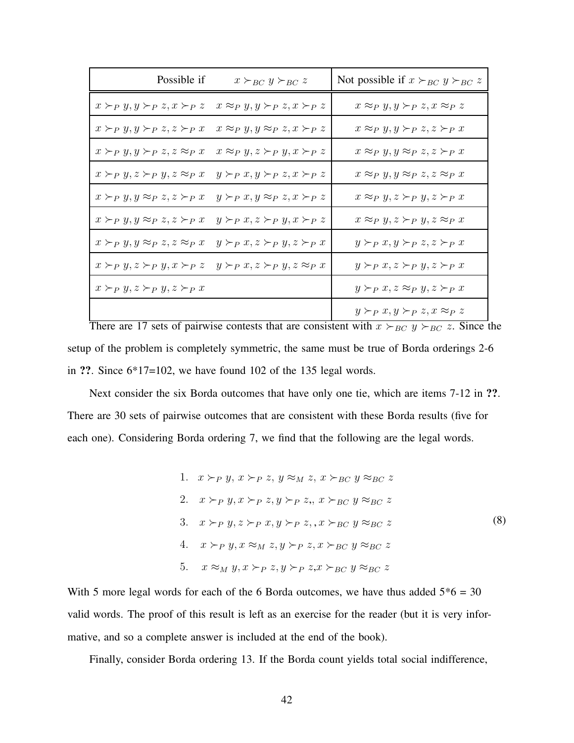| Possible if $x \succ_{BC} y \succ_{BC} z$ | | Not possible if $x \succ_{BC} y \succ_{BC} z$ |
|---|---|---|
| $x \succ_P y, y \succ_P z, x \succ_P z$ | $x \approx_P y, y \succ_P z, x \succ_P z$ | $x \approx_P y, y \succ_P z, x \approx_P z$ |
| $x \succ_P y, y \succ_P z, z \succ_P x$ | $x \approx_P y, y \approx_P z, x \succ_P z$ | $x \approx_P y, y \succ_P z, z \succ_P x$ |
| $x \succ_P y, y \succ_P z, z \approx_P x$ | $x \approx_P y, z \succ_P y, x \succ_P z$ | $x \approx_P y, y \approx_P z, z \succ_P x$ |
| $x \succ_P y, z \succ_P y, z \approx_P x$ | $y \succ_P x, y \succ_P z, x \succ_P z$ | $x \approx_P y, y \approx_P z, z \approx_P x$ |
| $x \succ_P y, y \approx_P z, z \succ_P x$ | $y \succ_P x, y \approx_P z, x \succ_P z$ | $x \approx_P y, z \succ_P y, z \succ_P x$ |
| $x \succ_P y, y \approx_P z, z \succ_P x$ | $y \succ_P x, z \succ_P y, x \succ_P z$ | $x \approx_P y, z \succ_P y, z \approx_P x$ |
| $x \succ_P y, y \approx_P z, z \approx_P x$ | $y \succ_P x, z \succ_P y, z \succ_P x$ | $y \succ_P x, y \succ_P z, z \succ_P x$ |
| $x \succ_P y, z \succ_P y, x \succ_P z$ | $y \succ_P x, z \succ_P y, z \approx_P x$ | $y \succ_P x, z \succ_P y, z \succ_P x$ |
| $x \succ_P y, z \succ_P y, z \succ_P x$ | | $y \succ_P x, z \approx_P y, z \succ_P x$ |
| | | $y \succ_P x, y \succ_P z, x \approx_P z$ |

There are 17 sets of pairwise contests that are consistent with $x \succ_{BC} y \succ_{BC} z$. Since the setup of the problem is completely symmetric, the same must be true of Borda orderings 2-6 in **??**. Since 6*17=102, we have found 102 of the 135 legal words.

Next consider the six Borda outcomes that have only one tie, which are items 7-12 in **??**. There are 30 sets of pairwise outcomes that are consistent with these Borda results (five for each one). Considering Borda ordering 7, we find that the following are the legal words.

$$
\begin{aligned}
&1. \quad x \succ_P y,\ x \succ_P z,\ y \approx_M z,\ x \succ_{BC} y \approx_{BC} z \\
&2. \quad x \succ_P y, x \succ_P z, y \succ_P z,,\ x \succ_{BC} y \approx_{BC} z \\
&3. \quad x \succ_P y, z \succ_P x, y \succ_P z, , x \succ_{BC} y \approx_{BC} z \\
&4. \quad x \succ_P y, x \approx_M z, y \succ_P z, x \succ_{BC} y \approx_{BC} z \\
&5. \quad x \approx_M y, x \succ_P z, y \succ_P z, x \succ_{BC} y \approx_{BC} z
\end{aligned} \tag{8}
$$

With 5 more legal words for each of the 6 Borda outcomes, we have thus added 5*6 = 30 valid words. The proof of this result is left as an exercise for the reader (but it is very informative, and so a complete answer is included at the end of the book).

Finally, consider Borda ordering 13. If the Borda count yields total social indifference,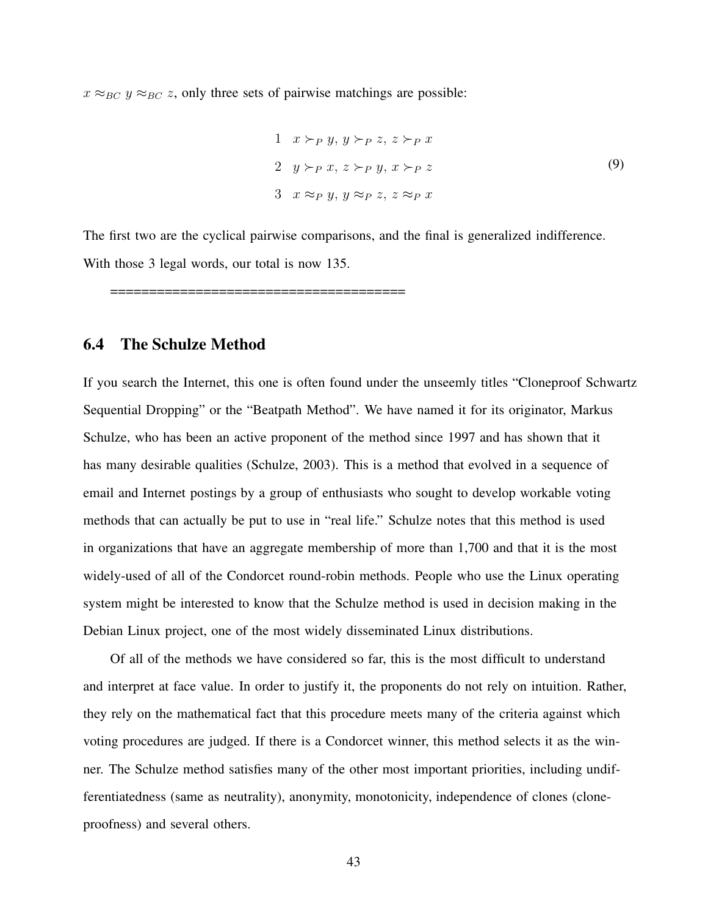$x \approx_{BC} y \approx_{BC} z$, only three sets of pairwise matchings are possible:

$$
\begin{array}{ll}
1 & x \succ_P y,\ y \succ_P z,\ z \succ_P x \\
2 & y \succ_P x,\ z \succ_P y,\ x \succ_P z \\
3 & x \approx_P y,\ y \approx_P z,\ z \approx_P x
\end{array}
\tag{9}
$$

The first two are the cyclical pairwise comparisons, and the final is generalized indifference. With those 3 legal words, our total is now 135.

=====================================

## 6.4 The Schulze Method

If you search the Internet, this one is often found under the unseemly titles "Cloneproof Schwartz Sequential Dropping" or the "Beatpath Method". We have named it for its originator, Markus Schulze, who has been an active proponent of the method since 1997 and has shown that it has many desirable qualities (Schulze, 2003). This is a method that evolved in a sequence of email and Internet postings by a group of enthusiasts who sought to develop workable voting methods that can actually be put to use in "real life." Schulze notes that this method is used in organizations that have an aggregate membership of more than 1,700 and that it is the most widely-used of all of the Condorcet round-robin methods. People who use the Linux operating system might be interested to know that the Schulze method is used in decision making in the Debian Linux project, one of the most widely disseminated Linux distributions.

Of all of the methods we have considered so far, this is the most difficult to understand and interpret at face value. In order to justify it, the proponents do not rely on intuition. Rather, they rely on the mathematical fact that this procedure meets many of the criteria against which voting procedures are judged. If there is a Condorcet winner, this method selects it as the winner. The Schulze method satisfies many of the other most important priorities, including undifferentiatedness (same as neutrality), anonymity, monotonicity, independence of clones (cloneproofness) and several others.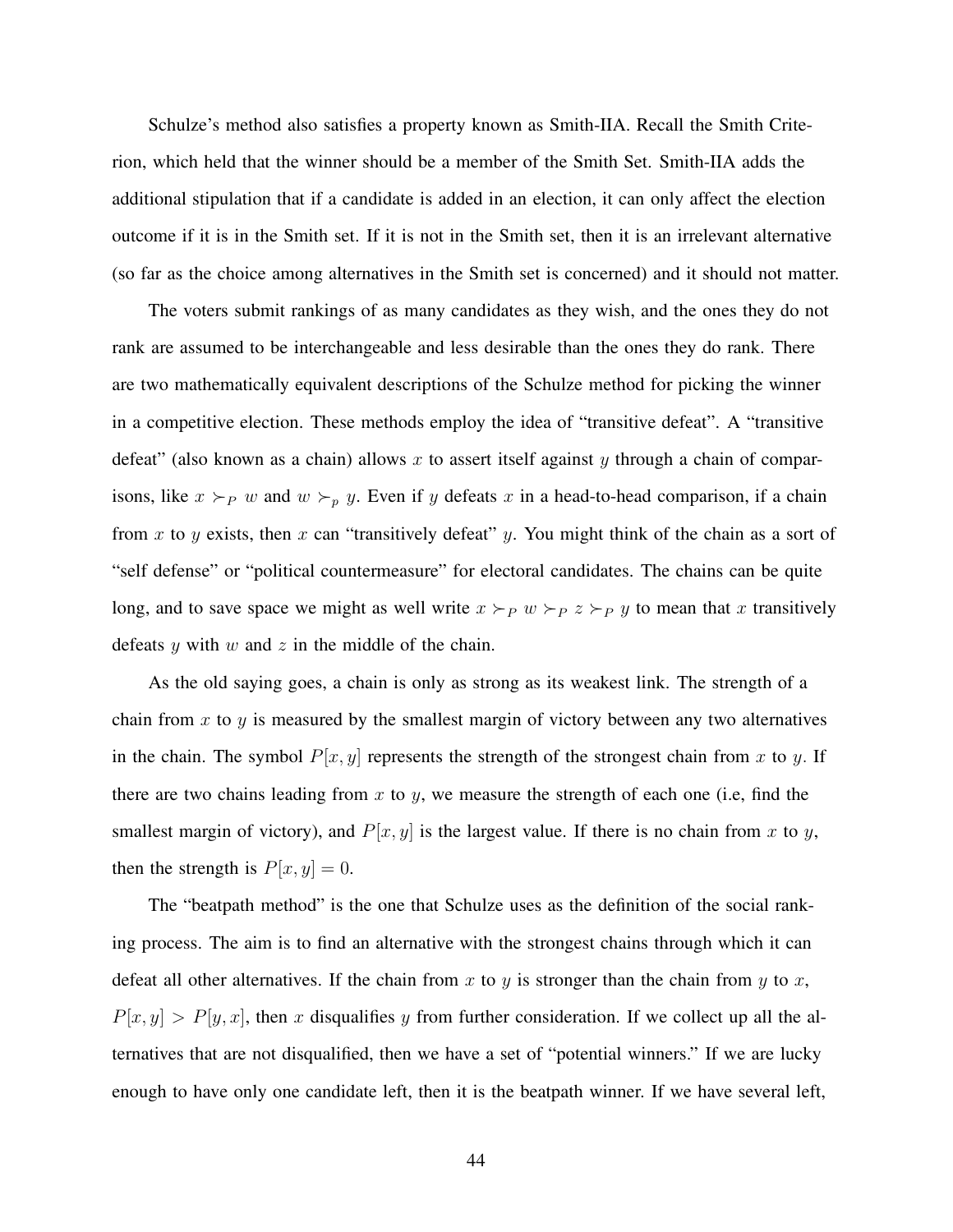Schulze's method also satisfies a property known as Smith-IIA. Recall the Smith Criterion, which held that the winner should be a member of the Smith Set. Smith-IIA adds the additional stipulation that if a candidate is added in an election, it can only affect the election outcome if it is in the Smith set. If it is not in the Smith set, then it is an irrelevant alternative (so far as the choice among alternatives in the Smith set is concerned) and it should not matter.

The voters submit rankings of as many candidates as they wish, and the ones they do not rank are assumed to be interchangeable and less desirable than the ones they do rank. There are two mathematically equivalent descriptions of the Schulze method for picking the winner in a competitive election. These methods employ the idea of "transitive defeat". A "transitive defeat" (also known as a chain) allows $x$ to assert itself against $y$ through a chain of comparisons, like $x \succ_P w$ and $w \succ_p y$. Even if $y$ defeats $x$ in a head-to-head comparison, if a chain from $x$ to $y$ exists, then $x$ can "transitively defeat" $y$. You might think of the chain as a sort of "self defense" or "political countermeasure" for electoral candidates. The chains can be quite long, and to save space we might as well write $x \succ_P w \succ_P z \succ_P y$ to mean that $x$ transitively defeats $y$ with $w$ and $z$ in the middle of the chain.

As the old saying goes, a chain is only as strong as its weakest link. The strength of a chain from $x$ to $y$ is measured by the smallest margin of victory between any two alternatives in the chain. The symbol $P[x, y]$ represents the strength of the strongest chain from $x$ to $y$. If there are two chains leading from $x$ to $y$, we measure the strength of each one (i.e, find the smallest margin of victory), and $P[x, y]$ is the largest value. If there is no chain from $x$ to $y$, then the strength is $P[x, y] = 0$.

The "beatpath method" is the one that Schulze uses as the definition of the social ranking process. The aim is to find an alternative with the strongest chains through which it can defeat all other alternatives. If the chain from $x$ to $y$ is stronger than the chain from $y$ to $x$, $P[x, y] > P[y, x]$, then $x$ disqualifies $y$ from further consideration. If we collect up all the alternatives that are not disqualified, then we have a set of "potential winners." If we are lucky enough to have only one candidate left, then it is the beatpath winner. If we have several left,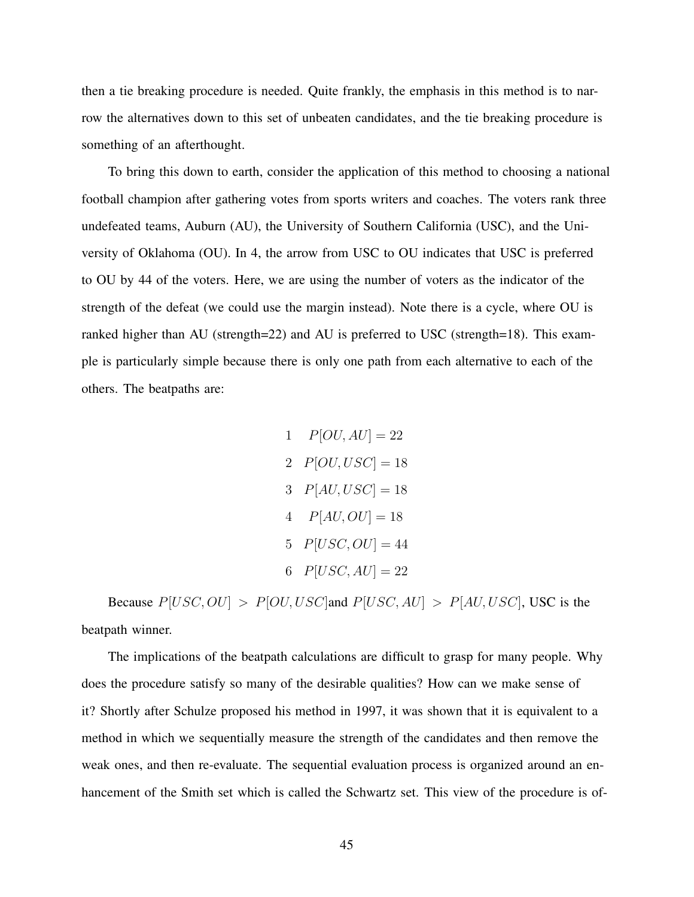then a tie breaking procedure is needed. Quite frankly, the emphasis in this method is to narrow the alternatives down to this set of unbeaten candidates, and the tie breaking procedure is something of an afterthought.

To bring this down to earth, consider the application of this method to choosing a national football champion after gathering votes from sports writers and coaches. The voters rank three undefeated teams, Auburn (AU), the University of Southern California (USC), and the University of Oklahoma (OU). In 4, the arrow from USC to OU indicates that USC is preferred to OU by 44 of the voters. Here, we are using the number of voters as the indicator of the strength of the defeat (we could use the margin instead). Note there is a cycle, where OU is ranked higher than AU (strength=22) and AU is preferred to USC (strength=18). This example is particularly simple because there is only one path from each alternative to each of the others. The beatpaths are:

$$
\begin{array}{ll}
1 & P[OU, AU] = 22 \\
2 & P[OU, USC] = 18 \\
3 & P[AU, USC] = 18 \\
4 & P[AU, OU] = 18 \\
5 & P[USC, OU] = 44 \\
6 & P[USC, AU] = 22
\end{array}
$$

Because $P[USC, OU] > P[OU, USC]$and $P[USC, AU] > P[AU, USC]$, USC is the beatpath winner.

The implications of the beatpath calculations are difficult to grasp for many people. Why does the procedure satisfy so many of the desirable qualities? How can we make sense of it? Shortly after Schulze proposed his method in 1997, it was shown that it is equivalent to a method in which we sequentially measure the strength of the candidates and then remove the weak ones, and then re-evaluate. The sequential evaluation process is organized around an enhancement of the Smith set which is called the Schwartz set. This view of the procedure is of-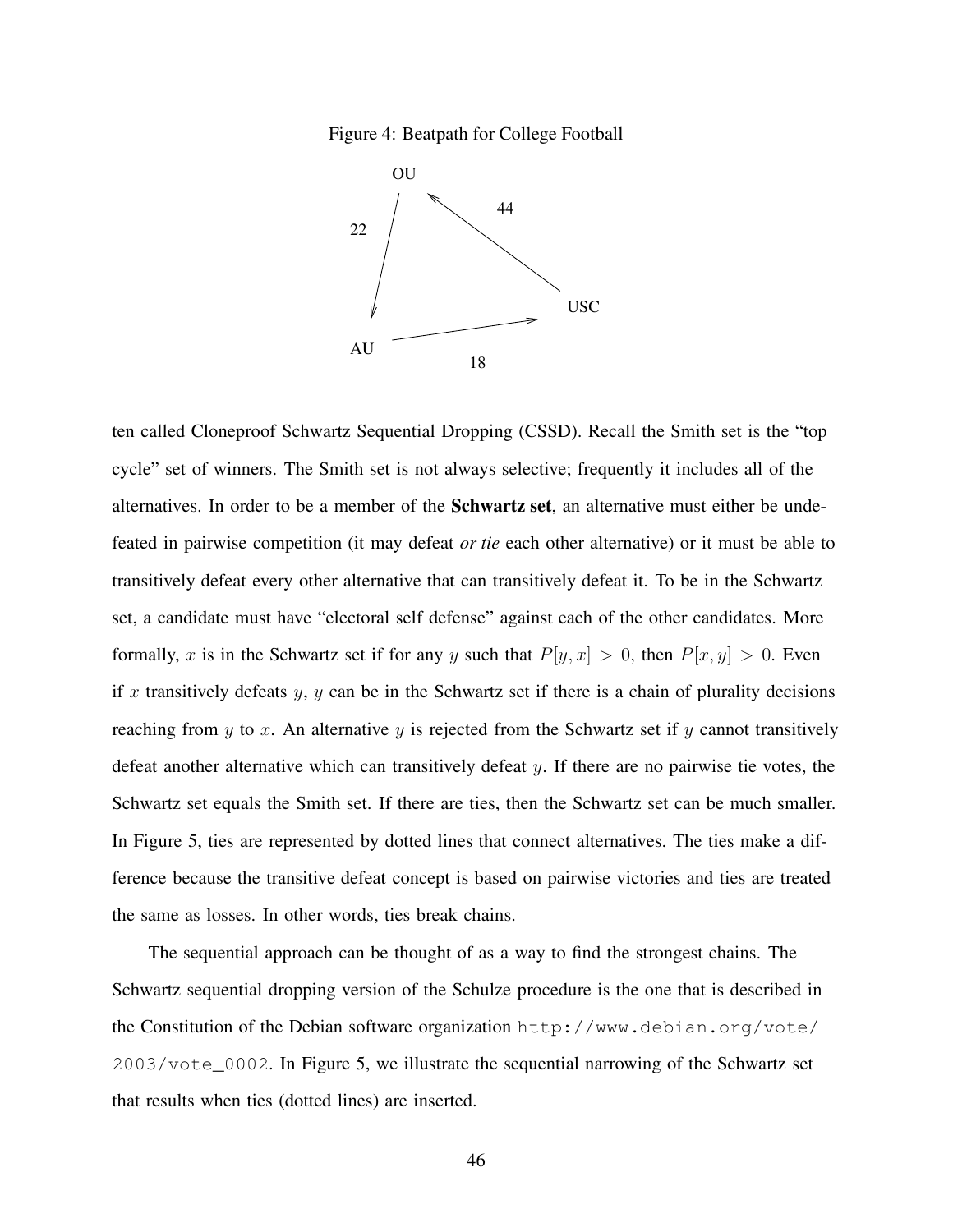Figure 4: Beatpath for College Football

ten called Cloneproof Schwartz Sequential Dropping (CSSD). Recall the Smith set is the "top cycle" set of winners. The Smith set is not always selective; frequently it includes all of the alternatives. In order to be a member of the **Schwartz set**, an alternative must either be undefeated in pairwise competition (it may defeat *or tie* each other alternative) or it must be able to transitively defeat every other alternative that can transitively defeat it. To be in the Schwartz set, a candidate must have "electoral self defense" against each of the other candidates. More formally, $x$ is in the Schwartz set if for any $y$ such that $P[y, x] > 0$, then $P[x, y] > 0$. Even if $x$ transitively defeats $y$, $y$ can be in the Schwartz set if there is a chain of plurality decisions reaching from $y$ to $x$. An alternative $y$ is rejected from the Schwartz set if $y$ cannot transitively defeat another alternative which can transitively defeat $y$. If there are no pairwise tie votes, the Schwartz set equals the Smith set. If there are ties, then the Schwartz set can be much smaller. In Figure 5, ties are represented by dotted lines that connect alternatives. The ties make a difference because the transitive defeat concept is based on pairwise victories and ties are treated the same as losses. In other words, ties break chains.

The sequential approach can be thought of as a way to find the strongest chains. The Schwartz sequential dropping version of the Schulze procedure is the one that is described in the Constitution of the Debian software organization `http://www.debian.org/vote/2003/vote_0002`. In Figure 5, we illustrate the sequential narrowing of the Schwartz set that results when ties (dotted lines) are inserted.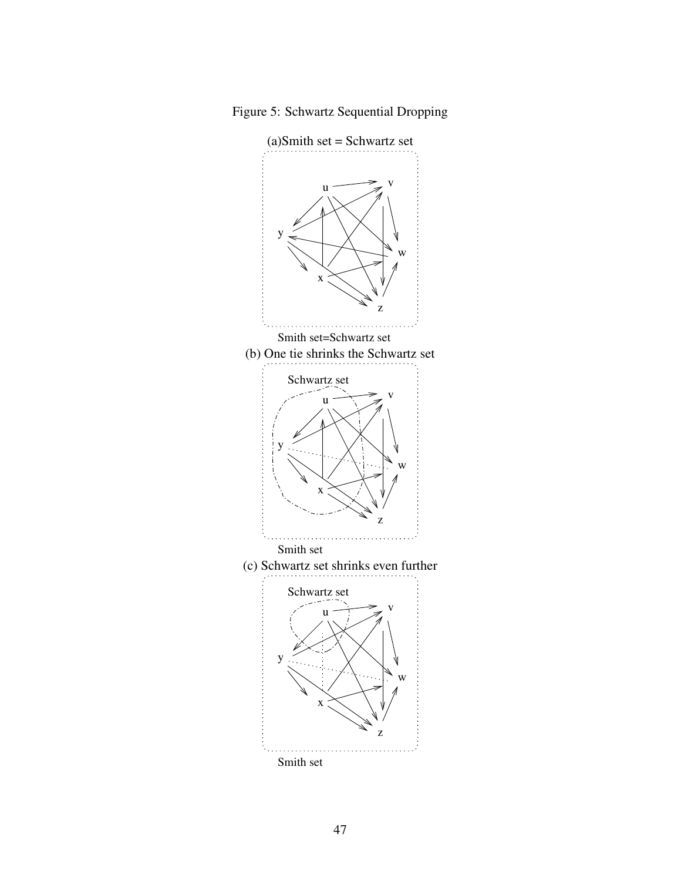Figure 5: Schwartz Sequential Dropping

(a)Smith set = Schwartz set

Smith set=Schwartz set

(b) One tie shrinks the Schwartz set

Schwartz set

Smith set

(c) Schwartz set shrinks even further

Schwartz set

Smith set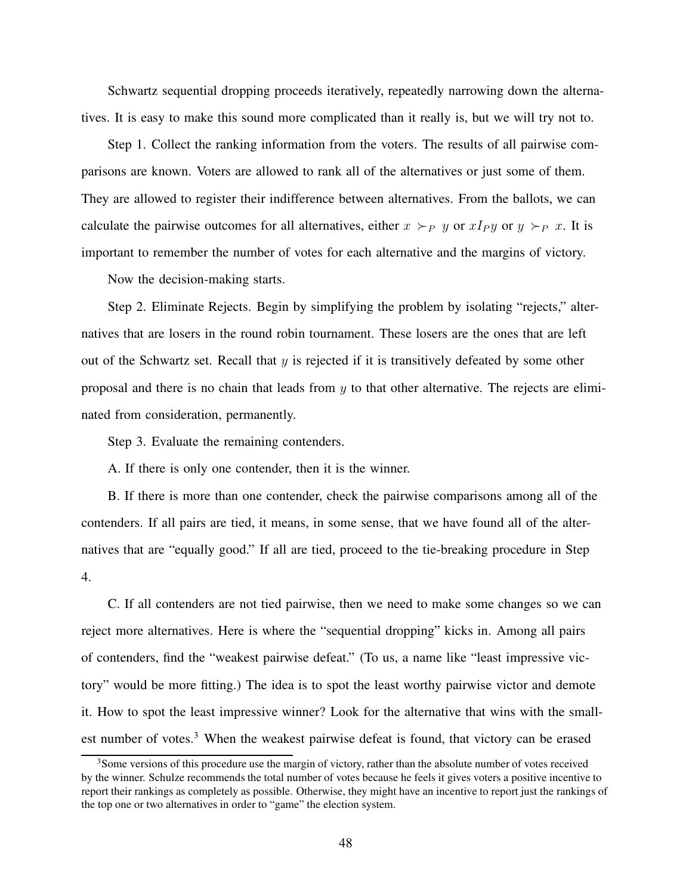Schwartz sequential dropping proceeds iteratively, repeatedly narrowing down the alternatives. It is easy to make this sound more complicated than it really is, but we will try not to.

Step 1. Collect the ranking information from the voters. The results of all pairwise comparisons are known. Voters are allowed to rank all of the alternatives or just some of them. They are allowed to register their indifference between alternatives. From the ballots, we can calculate the pairwise outcomes for all alternatives, either $x \succ_P y$ or $xI_Py$ or $y \succ_P x$. It is important to remember the number of votes for each alternative and the margins of victory.

Now the decision-making starts.

Step 2. Eliminate Rejects. Begin by simplifying the problem by isolating "rejects," alternatives that are losers in the round robin tournament. These losers are the ones that are left out of the Schwartz set. Recall that $y$ is rejected if it is transitively defeated by some other proposal and there is no chain that leads from $y$ to that other alternative. The rejects are eliminated from consideration, permanently.

Step 3. Evaluate the remaining contenders.

A. If there is only one contender, then it is the winner.

B. If there is more than one contender, check the pairwise comparisons among all of the contenders. If all pairs are tied, it means, in some sense, that we have found all of the alternatives that are "equally good." If all are tied, proceed to the tie-breaking procedure in Step 4.

C. If all contenders are not tied pairwise, then we need to make some changes so we can reject more alternatives. Here is where the "sequential dropping" kicks in. Among all pairs of contenders, find the "weakest pairwise defeat." (To us, a name like "least impressive victory" would be more fitting.) The idea is to spot the least worthy pairwise victor and demote it. How to spot the least impressive winner? Look for the alternative that wins with the smallest number of votes.[3] When the weakest pairwise defeat is found, that victory can be erased

[3] Some versions of this procedure use the margin of victory, rather than the absolute number of votes received by the winner. Schulze recommends the total number of votes because he feels it gives voters a positive incentive to report their rankings as completely as possible. Otherwise, they might have an incentive to report just the rankings of the top one or two alternatives in order to "game" the election system.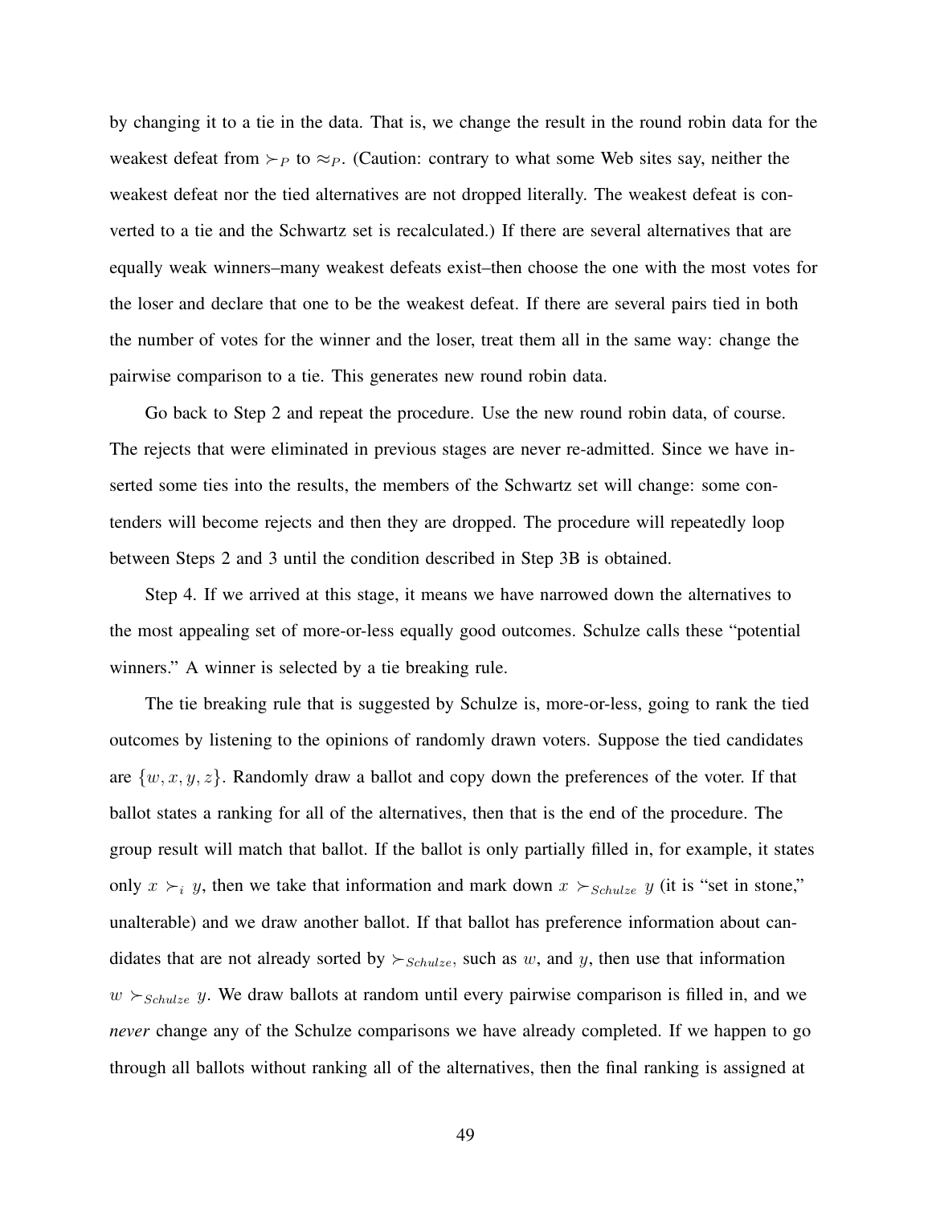by changing it to a tie in the data. That is, we change the result in the round robin data for the weakest defeat from $\succ_P$ to $\approx_P$. (Caution: contrary to what some Web sites say, neither the weakest defeat nor the tied alternatives are not dropped literally. The weakest defeat is converted to a tie and the Schwartz set is recalculated.) If there are several alternatives that are equally weak winners–many weakest defeats exist–then choose the one with the most votes for the loser and declare that one to be the weakest defeat. If there are several pairs tied in both the number of votes for the winner and the loser, treat them all in the same way: change the pairwise comparison to a tie. This generates new round robin data.

Go back to Step 2 and repeat the procedure. Use the new round robin data, of course. The rejects that were eliminated in previous stages are never re-admitted. Since we have inserted some ties into the results, the members of the Schwartz set will change: some contenders will become rejects and then they are dropped. The procedure will repeatedly loop between Steps 2 and 3 until the condition described in Step 3B is obtained.

Step 4. If we arrived at this stage, it means we have narrowed down the alternatives to the most appealing set of more-or-less equally good outcomes. Schulze calls these "potential winners." A winner is selected by a tie breaking rule.

The tie breaking rule that is suggested by Schulze is, more-or-less, going to rank the tied outcomes by listening to the opinions of randomly drawn voters. Suppose the tied candidates are $\{w, x, y, z\}$. Randomly draw a ballot and copy down the preferences of the voter. If that ballot states a ranking for all of the alternatives, then that is the end of the procedure. The group result will match that ballot. If the ballot is only partially filled in, for example, it states only $x \succ_i y$, then we take that information and mark down $x \succ_{Schulze} y$ (it is "set in stone," unalterable) and we draw another ballot. If that ballot has preference information about candidates that are not already sorted by $\succ_{Schulze}$, such as $w$, and $y$, then use that information $w \succ_{Schulze} y$. We draw ballots at random until every pairwise comparison is filled in, and we *never* change any of the Schulze comparisons we have already completed. If we happen to go through all ballots without ranking all of the alternatives, then the final ranking is assigned at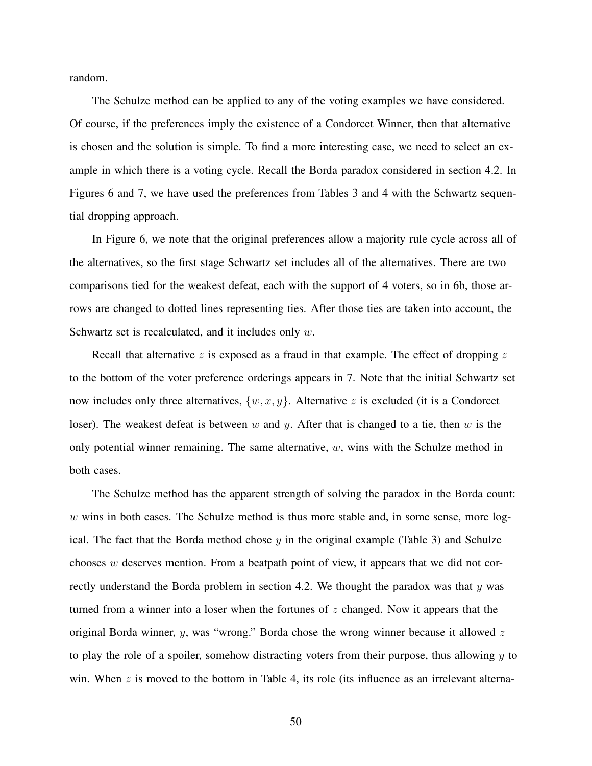random.

The Schulze method can be applied to any of the voting examples we have considered. Of course, if the preferences imply the existence of a Condorcet Winner, then that alternative is chosen and the solution is simple. To find a more interesting case, we need to select an example in which there is a voting cycle. Recall the Borda paradox considered in section 4.2. In Figures 6 and 7, we have used the preferences from Tables 3 and 4 with the Schwartz sequential dropping approach.

In Figure 6, we note that the original preferences allow a majority rule cycle across all of the alternatives, so the first stage Schwartz set includes all of the alternatives. There are two comparisons tied for the weakest defeat, each with the support of 4 voters, so in 6b, those arrows are changed to dotted lines representing ties. After those ties are taken into account, the Schwartz set is recalculated, and it includes only $w$.

Recall that alternative $z$ is exposed as a fraud in that example. The effect of dropping $z$ to the bottom of the voter preference orderings appears in 7. Note that the initial Schwartz set now includes only three alternatives, $\{w, x, y\}$. Alternative $z$ is excluded (it is a Condorcet loser). The weakest defeat is between $w$ and $y$. After that is changed to a tie, then $w$ is the only potential winner remaining. The same alternative, $w$, wins with the Schulze method in both cases.

The Schulze method has the apparent strength of solving the paradox in the Borda count: $w$ wins in both cases. The Schulze method is thus more stable and, in some sense, more logical. The fact that the Borda method chose $y$ in the original example (Table 3) and Schulze chooses $w$ deserves mention. From a beatpath point of view, it appears that we did not correctly understand the Borda problem in section 4.2. We thought the paradox was that $y$ was turned from a winner into a loser when the fortunes of $z$ changed. Now it appears that the original Borda winner, $y$, was "wrong." Borda chose the wrong winner because it allowed $z$ to play the role of a spoiler, somehow distracting voters from their purpose, thus allowing $y$ to win. When $z$ is moved to the bottom in Table 4, its role (its influence as an irrelevant alterna-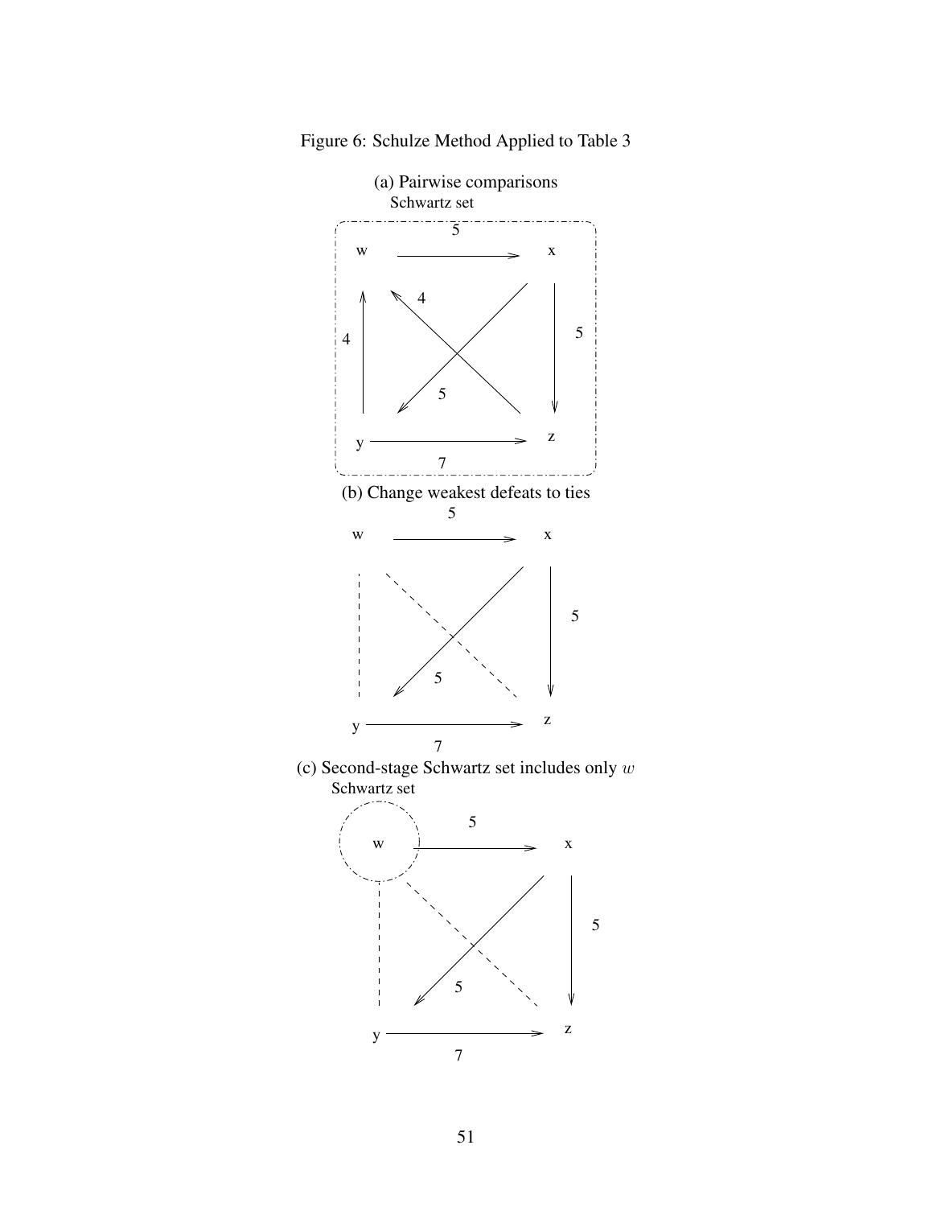Figure 6: Schulze Method Applied to Table 3

(a) Pairwise comparisons

Schwartz set

w → x: 5
x → z: 5
x → y: 5
y → z: 7
y → w: 4
z → w: 4

(b) Change weakest defeats to ties

w → x: 5
x → z: 5
x → y: 5
y → z: 7

(c) Second-stage Schwartz set includes only $w$

Schwartz set

w → x: 5
x → z: 5
x → y: 5
y → z: 7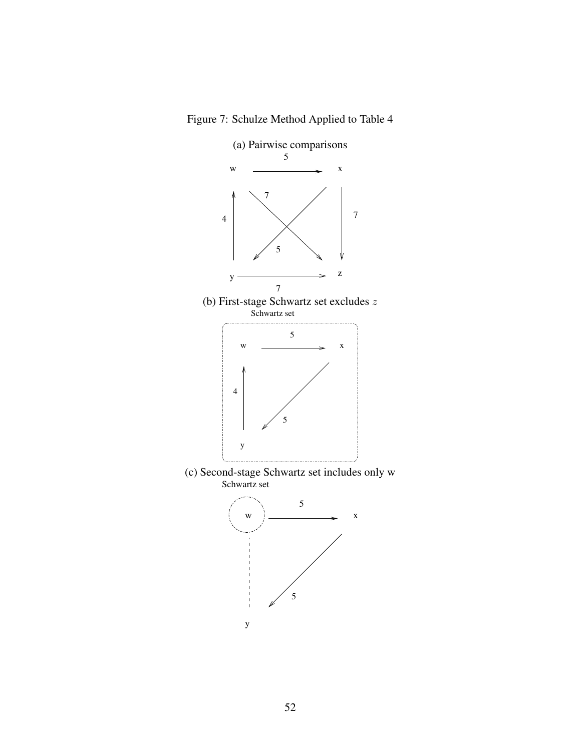Figure 7: Schulze Method Applied to Table 4

(a) Pairwise comparisons

w, x, y, z; 5, 7, 4, 7, 5, 7

(b) First-stage Schwartz set excludes $z$

Schwartz set

w, x, y; 5, 4, 5

(c) Second-stage Schwartz set includes only w

Schwartz set

w, x, y; 5, 5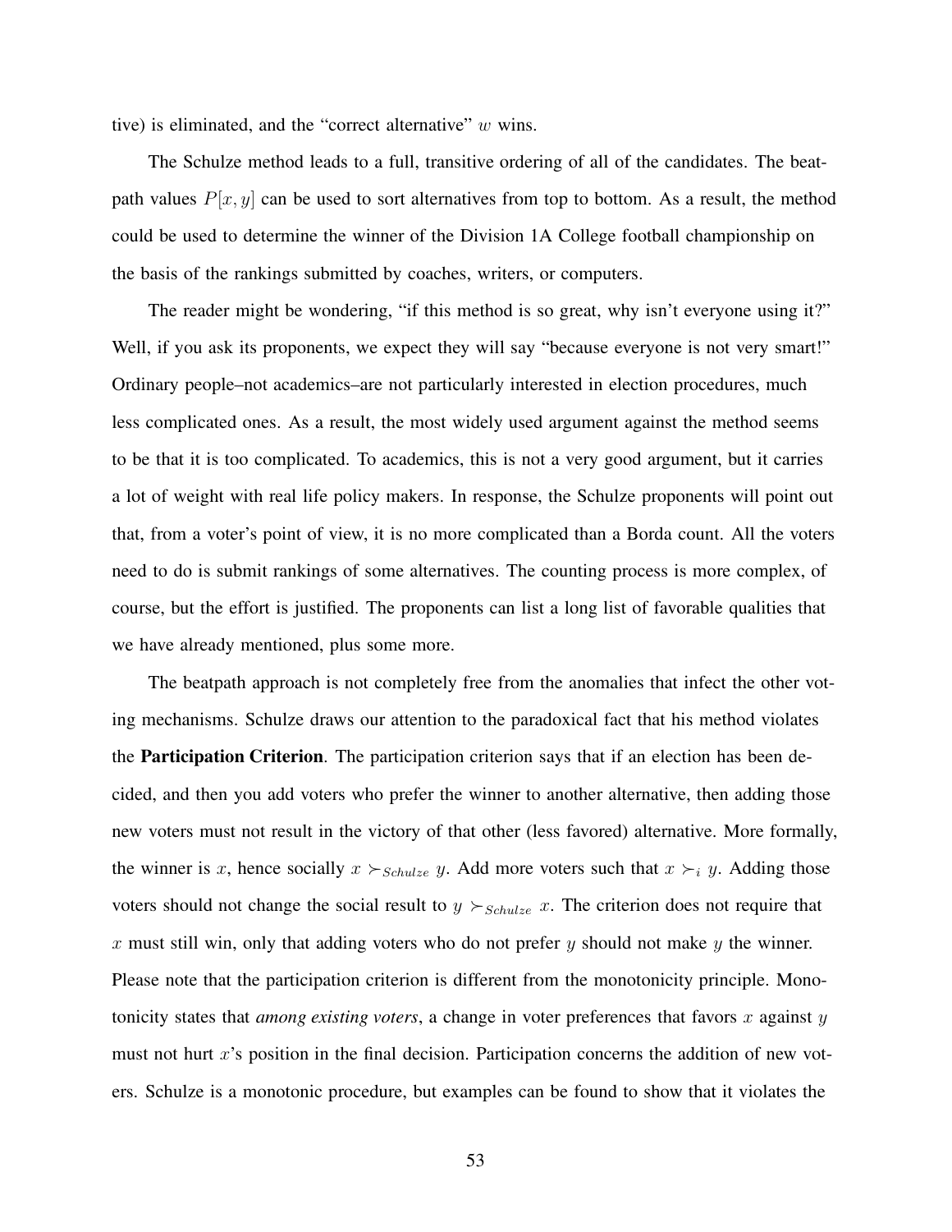tive) is eliminated, and the "correct alternative" $w$ wins.

The Schulze method leads to a full, transitive ordering of all of the candidates. The beatpath values $P[x, y]$ can be used to sort alternatives from top to bottom. As a result, the method could be used to determine the winner of the Division 1A College football championship on the basis of the rankings submitted by coaches, writers, or computers.

The reader might be wondering, "if this method is so great, why isn't everyone using it?" Well, if you ask its proponents, we expect they will say "because everyone is not very smart!" Ordinary people–not academics–are not particularly interested in election procedures, much less complicated ones. As a result, the most widely used argument against the method seems to be that it is too complicated. To academics, this is not a very good argument, but it carries a lot of weight with real life policy makers. In response, the Schulze proponents will point out that, from a voter's point of view, it is no more complicated than a Borda count. All the voters need to do is submit rankings of some alternatives. The counting process is more complex, of course, but the effort is justified. The proponents can list a long list of favorable qualities that we have already mentioned, plus some more.

The beatpath approach is not completely free from the anomalies that infect the other voting mechanisms. Schulze draws our attention to the paradoxical fact that his method violates the **Participation Criterion**. The participation criterion says that if an election has been decided, and then you add voters who prefer the winner to another alternative, then adding those new voters must not result in the victory of that other (less favored) alternative. More formally, the winner is $x$, hence socially $x \succ_{Schulze} y$. Add more voters such that $x \succ_i y$. Adding those voters should not change the social result to $y \succ_{Schulze} x$. The criterion does not require that $x$ must still win, only that adding voters who do not prefer $y$ should not make $y$ the winner. Please note that the participation criterion is different from the monotonicity principle. Monotonicity states that *among existing voters*, a change in voter preferences that favors $x$ against $y$ must not hurt $x$'s position in the final decision. Participation concerns the addition of new voters. Schulze is a monotonic procedure, but examples can be found to show that it violates the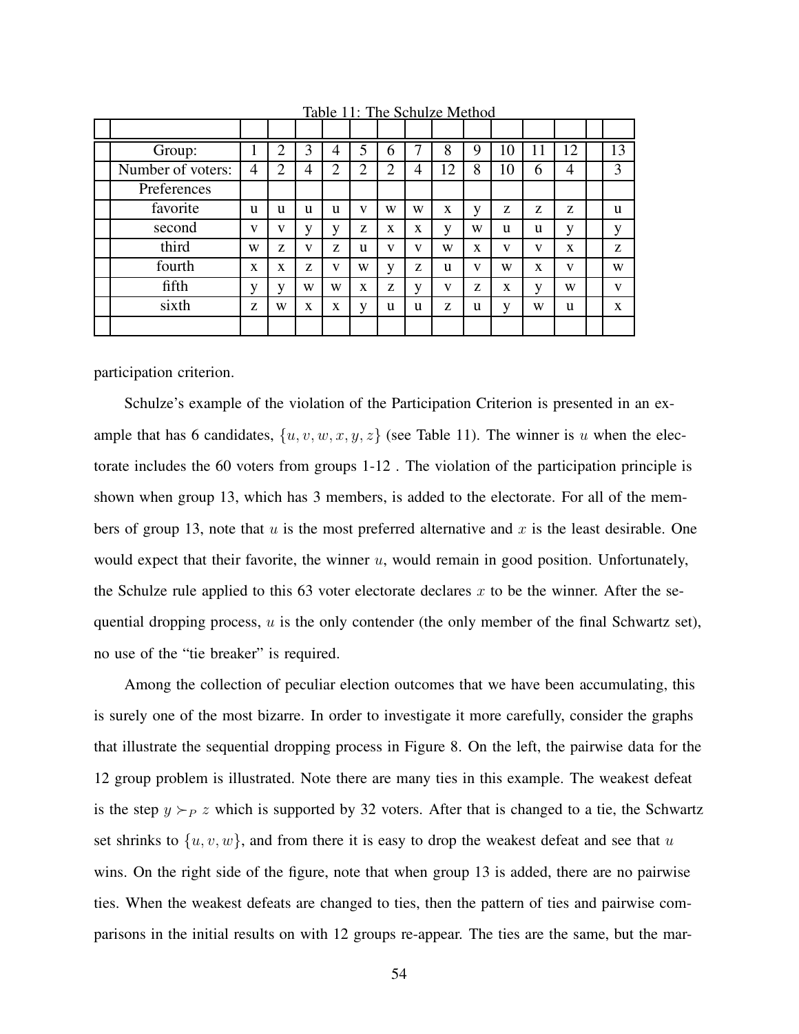Table 11: The Schulze Method

| Group: | 1 | 2 | 3 | 4 | 5 | 6 | 7 | 8 | 9 | 10 | 11 | 12 | | 13 |
|---|---|---|---|---|---|---|---|---|---|---|---|---|---|---|
| Number of voters: | 4 | 2 | 4 | 2 | 2 | 2 | 4 | 12 | 8 | 10 | 6 | 4 | | 3 |
| Preferences | | | | | | | | | | | | | | |
| favorite | u | u | u | u | v | w | w | x | y | z | z | z | | u |
| second | v | v | y | y | z | x | x | y | w | u | u | y | | y |
| third | w | z | v | z | u | v | v | w | x | v | v | x | | z |
| fourth | x | x | z | v | w | y | z | u | v | w | x | v | | w |
| fifth | y | y | w | w | x | z | y | v | z | x | y | w | | v |
| sixth | z | w | x | x | y | u | u | z | u | y | w | u | | x |

participation criterion.

Schulze's example of the violation of the Participation Criterion is presented in an example that has 6 candidates, $\{u, v, w, x, y, z\}$ (see Table 11). The winner is $u$ when the electorate includes the 60 voters from groups 1-12 . The violation of the participation principle is shown when group 13, which has 3 members, is added to the electorate. For all of the members of group 13, note that $u$ is the most preferred alternative and $x$ is the least desirable. One would expect that their favorite, the winner $u$, would remain in good position. Unfortunately, the Schulze rule applied to this 63 voter electorate declares $x$ to be the winner. After the sequential dropping process, $u$ is the only contender (the only member of the final Schwartz set), no use of the "tie breaker" is required.

Among the collection of peculiar election outcomes that we have been accumulating, this is surely one of the most bizarre. In order to investigate it more carefully, consider the graphs that illustrate the sequential dropping process in Figure 8. On the left, the pairwise data for the 12 group problem is illustrated. Note there are many ties in this example. The weakest defeat is the step $y \succ_P z$ which is supported by 32 voters. After that is changed to a tie, the Schwartz set shrinks to $\{u, v, w\}$, and from there it is easy to drop the weakest defeat and see that $u$ wins. On the right side of the figure, note that when group 13 is added, there are no pairwise ties. When the weakest defeats are changed to ties, then the pattern of ties and pairwise comparisons in the initial results on with 12 groups re-appear. The ties are the same, but the mar-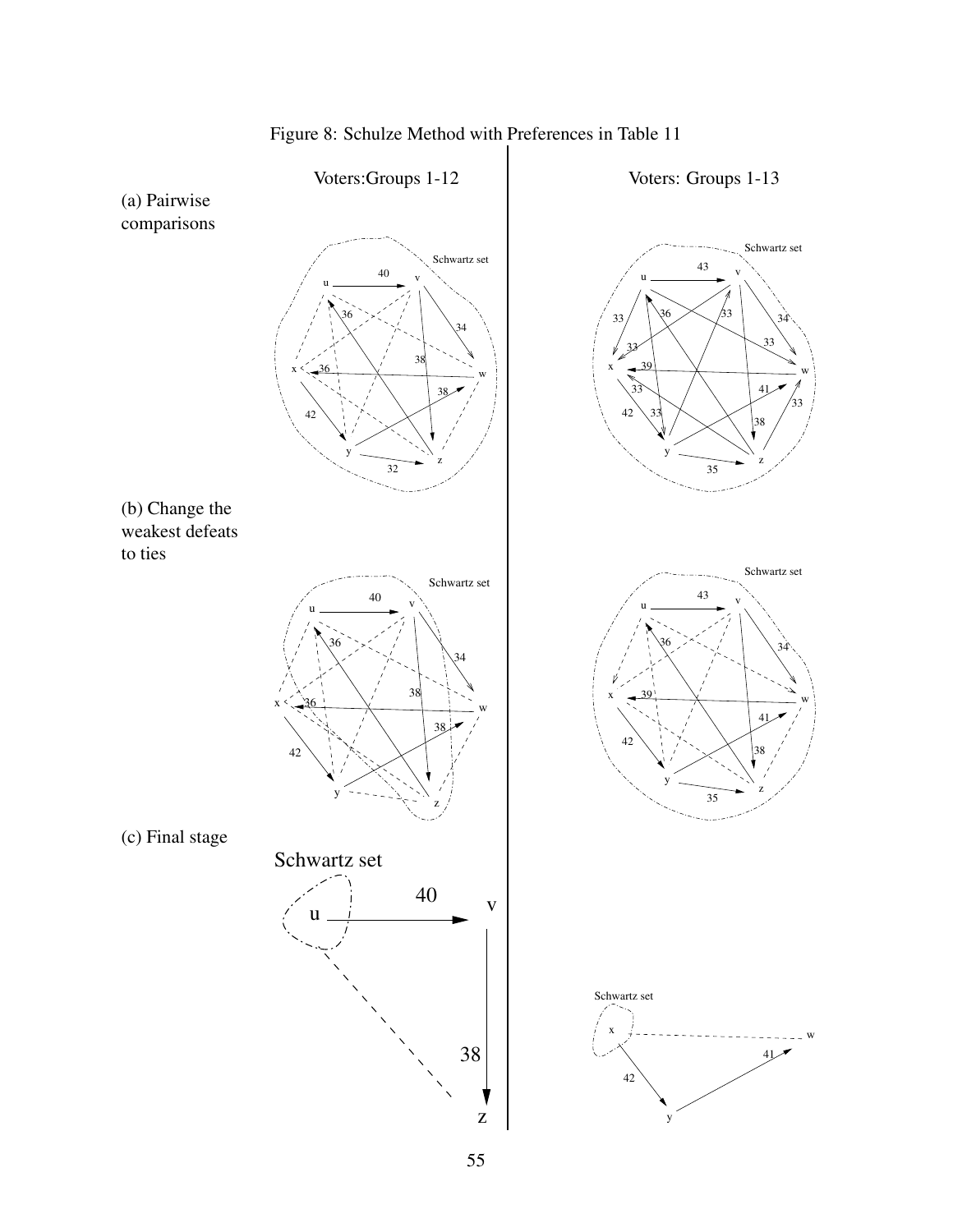Figure 8: Schulze Method with Preferences in Table 11

Voters: Groups 1-12 | Voters: Groups 1-13

(a) Pairwise comparisons

(b) Change the weakest defeats to ties

(c) Final stage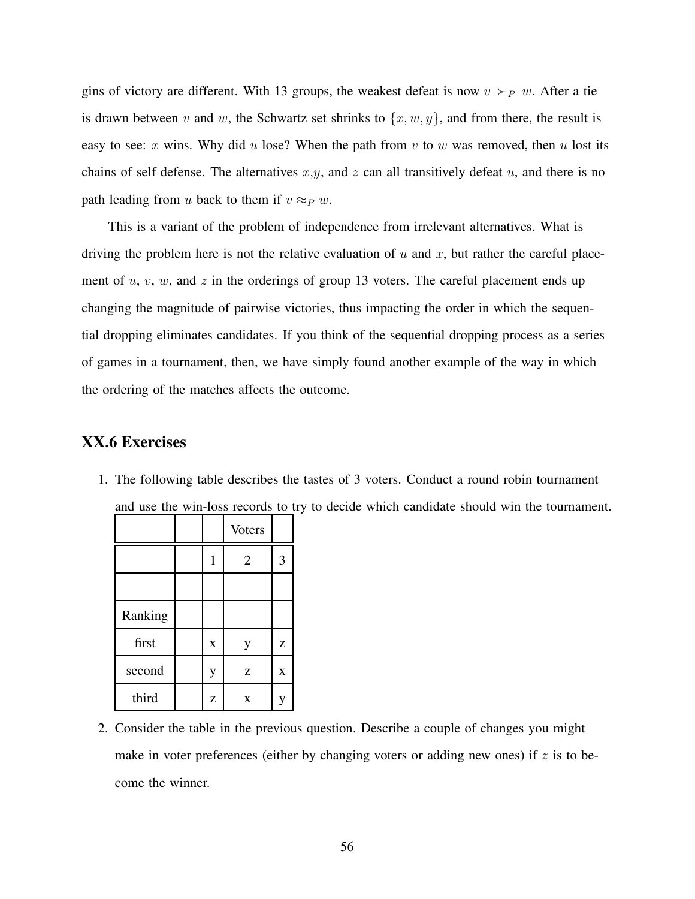gins of victory are different. With 13 groups, the weakest defeat is now $v \succ_P w$. After a tie is drawn between $v$ and $w$, the Schwartz set shrinks to $\{x, w, y\}$, and from there, the result is easy to see: $x$ wins. Why did $u$ lose? When the path from $v$ to $w$ was removed, then $u$ lost its chains of self defense. The alternatives $x$,$y$, and $z$ can all transitively defeat $u$, and there is no path leading from $u$ back to them if $v \approx_P w$.

This is a variant of the problem of independence from irrelevant alternatives. What is driving the problem here is not the relative evaluation of $u$ and $x$, but rather the careful placement of $u$, $v$, $w$, and $z$ in the orderings of group 13 voters. The careful placement ends up changing the magnitude of pairwise victories, thus impacting the order in which the sequential dropping eliminates candidates. If you think of the sequential dropping process as a series of games in a tournament, then, we have simply found another example of the way in which the ordering of the matches affects the outcome.

## XX.6 Exercises

1. The following table describes the tastes of 3 voters. Conduct a round robin tournament and use the win-loss records to try to decide which candidate should win the tournament.

| | | | Voters | |
|---|---|---|---|---|
| | | 1 | 2 | 3 |
| | | | | |
| Ranking | | | | |
| first | | x | y | z |
| second | | y | z | x |
| third | | z | x | y |

2. Consider the table in the previous question. Describe a couple of changes you might make in voter preferences (either by changing voters or adding new ones) if $z$ is to become the winner.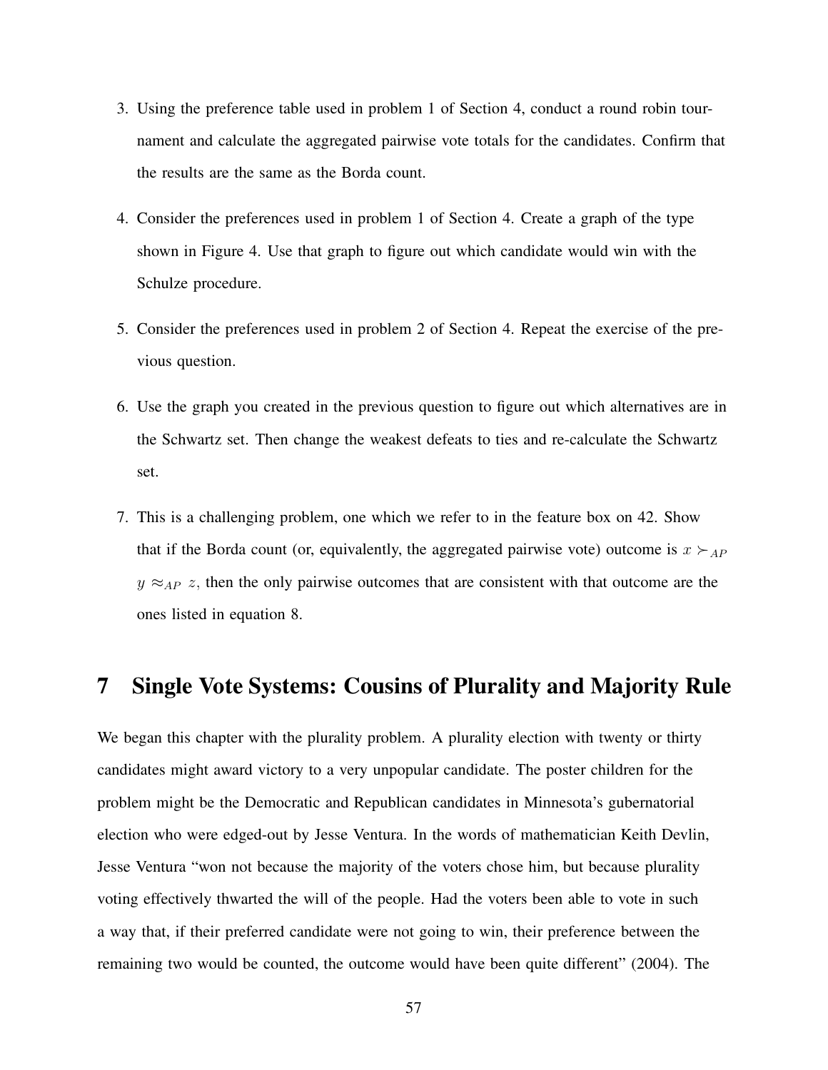3. Using the preference table used in problem 1 of Section 4, conduct a round robin tournament and calculate the aggregated pairwise vote totals for the candidates. Confirm that the results are the same as the Borda count.

4. Consider the preferences used in problem 1 of Section 4. Create a graph of the type shown in Figure 4. Use that graph to figure out which candidate would win with the Schulze procedure.

5. Consider the preferences used in problem 2 of Section 4. Repeat the exercise of the previous question.

6. Use the graph you created in the previous question to figure out which alternatives are in the Schwartz set. Then change the weakest defeats to ties and re-calculate the Schwartz set.

7. This is a challenging problem, one which we refer to in the feature box on 42. Show that if the Borda count (or, equivalently, the aggregated pairwise vote) outcome is $x \succ_{AP} y \approx_{AP} z$, then the only pairwise outcomes that are consistent with that outcome are the ones listed in equation 8.

# 7 Single Vote Systems: Cousins of Plurality and Majority Rule

We began this chapter with the plurality problem. A plurality election with twenty or thirty candidates might award victory to a very unpopular candidate. The poster children for the problem might be the Democratic and Republican candidates in Minnesota's gubernatorial election who were edged-out by Jesse Ventura. In the words of mathematician Keith Devlin, Jesse Ventura "won not because the majority of the voters chose him, but because plurality voting effectively thwarted the will of the people. Had the voters been able to vote in such a way that, if their preferred candidate were not going to win, their preference between the remaining two would be counted, the outcome would have been quite different" (2004). The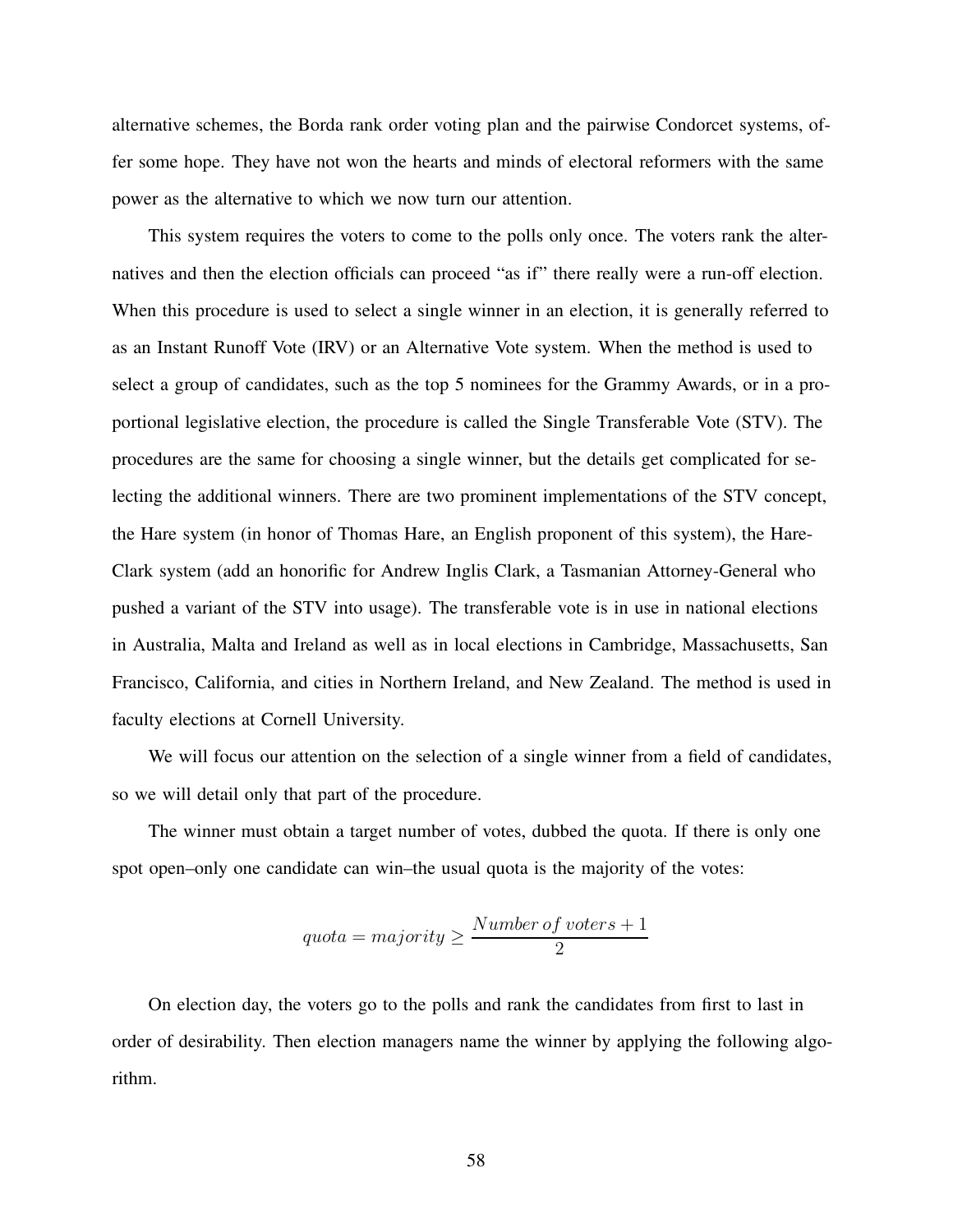alternative schemes, the Borda rank order voting plan and the pairwise Condorcet systems, offer some hope. They have not won the hearts and minds of electoral reformers with the same power as the alternative to which we now turn our attention.

This system requires the voters to come to the polls only once. The voters rank the alternatives and then the election officials can proceed "as if" there really were a run-off election. When this procedure is used to select a single winner in an election, it is generally referred to as an Instant Runoff Vote (IRV) or an Alternative Vote system. When the method is used to select a group of candidates, such as the top 5 nominees for the Grammy Awards, or in a proportional legislative election, the procedure is called the Single Transferable Vote (STV). The procedures are the same for choosing a single winner, but the details get complicated for selecting the additional winners. There are two prominent implementations of the STV concept, the Hare system (in honor of Thomas Hare, an English proponent of this system), the Hare-Clark system (add an honorific for Andrew Inglis Clark, a Tasmanian Attorney-General who pushed a variant of the STV into usage). The transferable vote is in use in national elections in Australia, Malta and Ireland as well as in local elections in Cambridge, Massachusetts, San Francisco, California, and cities in Northern Ireland, and New Zealand. The method is used in faculty elections at Cornell University.

We will focus our attention on the selection of a single winner from a field of candidates, so we will detail only that part of the procedure.

The winner must obtain a target number of votes, dubbed the quota. If there is only one spot open–only one candidate can win–the usual quota is the majority of the votes:

$$quota = majority \geq \frac{Number\, of\, voters + 1}{2}$$

On election day, the voters go to the polls and rank the candidates from first to last in order of desirability. Then election managers name the winner by applying the following algorithm.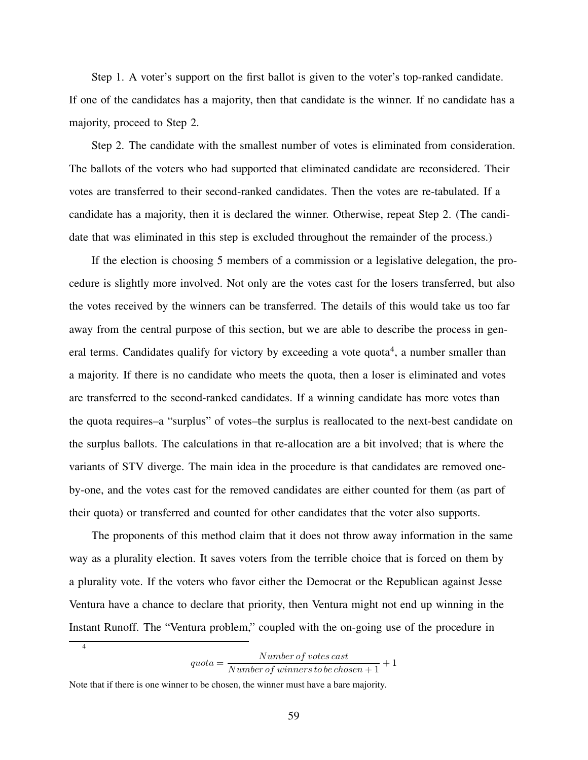Step 1. A voter's support on the first ballot is given to the voter's top-ranked candidate. If one of the candidates has a majority, then that candidate is the winner. If no candidate has a majority, proceed to Step 2.

Step 2. The candidate with the smallest number of votes is eliminated from consideration. The ballots of the voters who had supported that eliminated candidate are reconsidered. Their votes are transferred to their second-ranked candidates. Then the votes are re-tabulated. If a candidate has a majority, then it is declared the winner. Otherwise, repeat Step 2. (The candidate that was eliminated in this step is excluded throughout the remainder of the process.)

If the election is choosing 5 members of a commission or a legislative delegation, the procedure is slightly more involved. Not only are the votes cast for the losers transferred, but also the votes received by the winners can be transferred. The details of this would take us too far away from the central purpose of this section, but we are able to describe the process in general terms. Candidates qualify for victory by exceeding a vote quota[4], a number smaller than a majority. If there is no candidate who meets the quota, then a loser is eliminated and votes are transferred to the second-ranked candidates. If a winning candidate has more votes than the quota requires–a "surplus" of votes–the surplus is reallocated to the next-best candidate on the surplus ballots. The calculations in that re-allocation are a bit involved; that is where the variants of STV diverge. The main idea in the procedure is that candidates are removed one-by-one, and the votes cast for the removed candidates are either counted for them (as part of their quota) or transferred and counted for other candidates that the voter also supports.

The proponents of this method claim that it does not throw away information in the same way as a plurality election. It saves voters from the terrible choice that is forced on them by a plurality vote. If the voters who favor either the Democrat or the Republican against Jesse Ventura have a chance to declare that priority, then Ventura might not end up winning in the Instant Runoff. The "Ventura problem," coupled with the on-going use of the procedure in

---

[4]

$$quota = \frac{Number\,of\,votes\,cast}{Number\,of\,winners\,to\,be\,chosen + 1} + 1$$

Note that if there is one winner to be chosen, the winner must have a bare majority.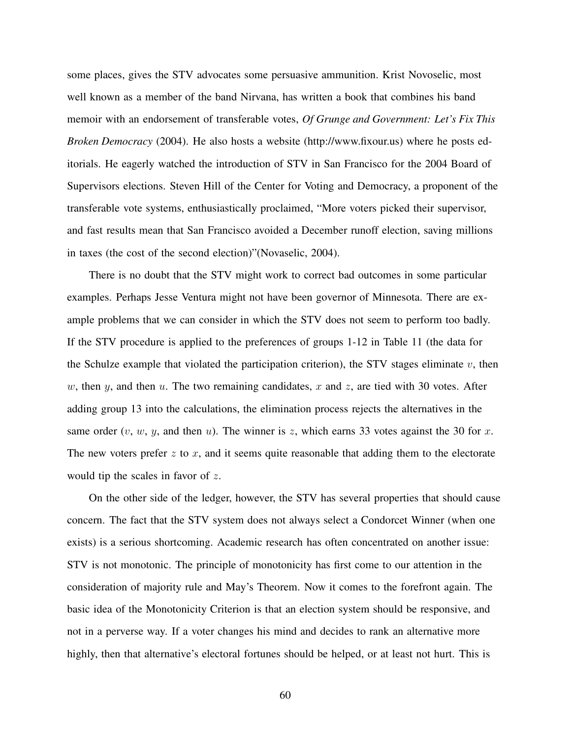some places, gives the STV advocates some persuasive ammunition. Krist Novoselic, most well known as a member of the band Nirvana, has written a book that combines his band memoir with an endorsement of transferable votes, *Of Grunge and Government: Let's Fix This Broken Democracy* (2004). He also hosts a website (http://www.fixour.us) where he posts editorials. He eagerly watched the introduction of STV in San Francisco for the 2004 Board of Supervisors elections. Steven Hill of the Center for Voting and Democracy, a proponent of the transferable vote systems, enthusiastically proclaimed, "More voters picked their supervisor, and fast results mean that San Francisco avoided a December runoff election, saving millions in taxes (the cost of the second election)"(Novaselic, 2004).

There is no doubt that the STV might work to correct bad outcomes in some particular examples. Perhaps Jesse Ventura might not have been governor of Minnesota. There are example problems that we can consider in which the STV does not seem to perform too badly. If the STV procedure is applied to the preferences of groups 1-12 in Table 11 (the data for the Schulze example that violated the participation criterion), the STV stages eliminate $v$, then $w$, then $y$, and then $u$. The two remaining candidates, $x$ and $z$, are tied with 30 votes. After adding group 13 into the calculations, the elimination process rejects the alternatives in the same order ($v$, $w$, $y$, and then $u$). The winner is $z$, which earns 33 votes against the 30 for $x$. The new voters prefer $z$ to $x$, and it seems quite reasonable that adding them to the electorate would tip the scales in favor of $z$.

On the other side of the ledger, however, the STV has several properties that should cause concern. The fact that the STV system does not always select a Condorcet Winner (when one exists) is a serious shortcoming. Academic research has often concentrated on another issue: STV is not monotonic. The principle of monotonicity has first come to our attention in the consideration of majority rule and May's Theorem. Now it comes to the forefront again. The basic idea of the Monotonicity Criterion is that an election system should be responsive, and not in a perverse way. If a voter changes his mind and decides to rank an alternative more highly, then that alternative's electoral fortunes should be helped, or at least not hurt. This is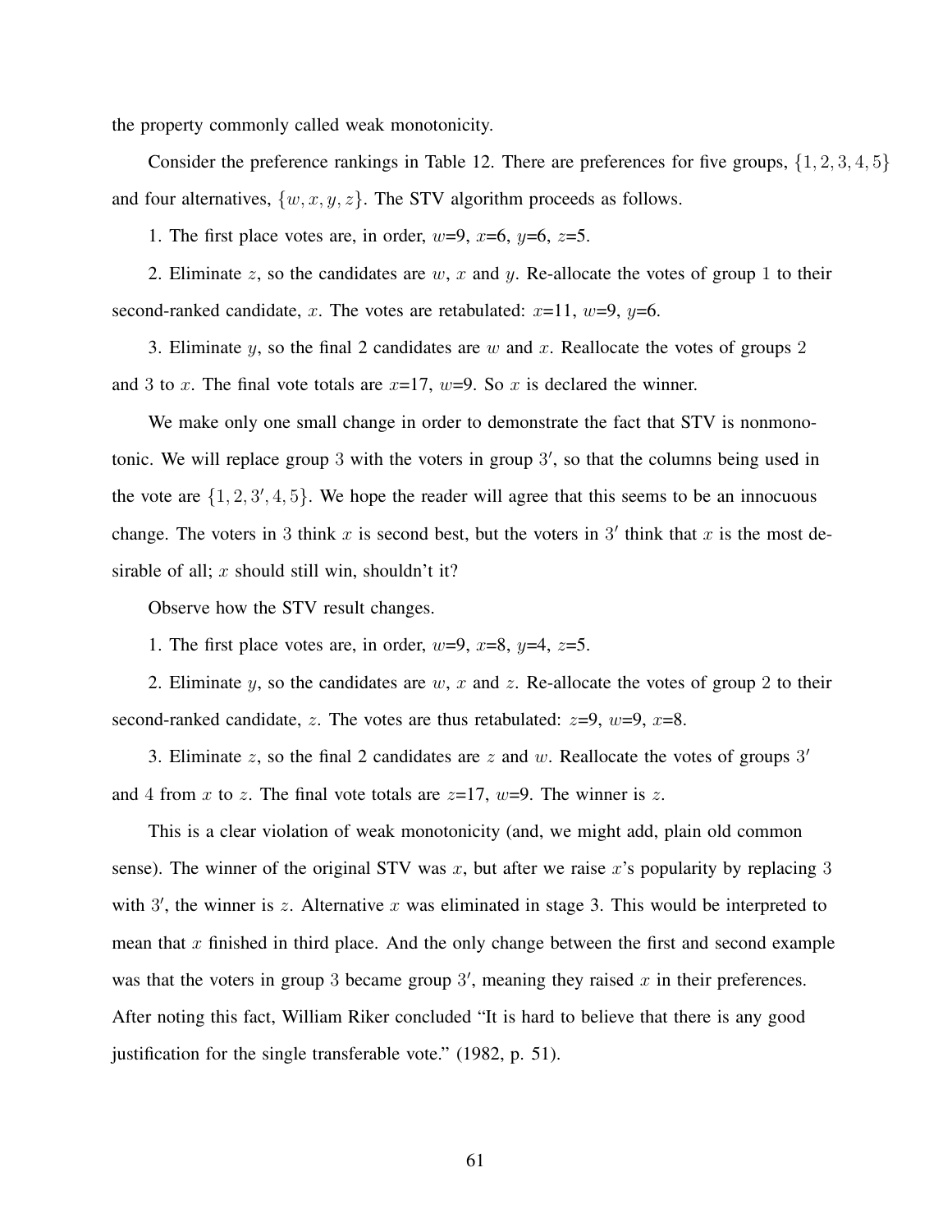the property commonly called weak monotonicity.

Consider the preference rankings in Table 12. There are preferences for five groups, $\{1, 2, 3, 4, 5\}$ and four alternatives, $\{w, x, y, z\}$. The STV algorithm proceeds as follows.

1. The first place votes are, in order, $w$=9, $x$=6, $y$=6, $z$=5.

2. Eliminate $z$, so the candidates are $w$, $x$ and $y$. Re-allocate the votes of group 1 to their second-ranked candidate, $x$. The votes are retabulated: $x$=11, $w$=9, $y$=6.

3. Eliminate $y$, so the final 2 candidates are $w$ and $x$. Reallocate the votes of groups 2 and 3 to $x$. The final vote totals are $x$=17, $w$=9. So $x$ is declared the winner.

We make only one small change in order to demonstrate the fact that STV is nonmonotonic. We will replace group 3 with the voters in group $3'$, so that the columns being used in the vote are $\{1, 2, 3', 4, 5\}$. We hope the reader will agree that this seems to be an innocuous change. The voters in 3 think $x$ is second best, but the voters in $3'$ think that $x$ is the most desirable of all; $x$ should still win, shouldn't it?

Observe how the STV result changes.

1. The first place votes are, in order, $w$=9, $x$=8, $y$=4, $z$=5.

2. Eliminate $y$, so the candidates are $w$, $x$ and $z$. Re-allocate the votes of group 2 to their second-ranked candidate, $z$. The votes are thus retabulated: $z$=9, $w$=9, $x$=8.

3. Eliminate $z$, so the final 2 candidates are $z$ and $w$. Reallocate the votes of groups $3'$ and 4 from $x$ to $z$. The final vote totals are $z$=17, $w$=9. The winner is $z$.

This is a clear violation of weak monotonicity (and, we might add, plain old common sense). The winner of the original STV was $x$, but after we raise $x$'s popularity by replacing 3 with $3'$, the winner is $z$. Alternative $x$ was eliminated in stage 3. This would be interpreted to mean that $x$ finished in third place. And the only change between the first and second example was that the voters in group 3 became group $3'$, meaning they raised $x$ in their preferences. After noting this fact, William Riker concluded "It is hard to believe that there is any good justification for the single transferable vote." (1982, p. 51).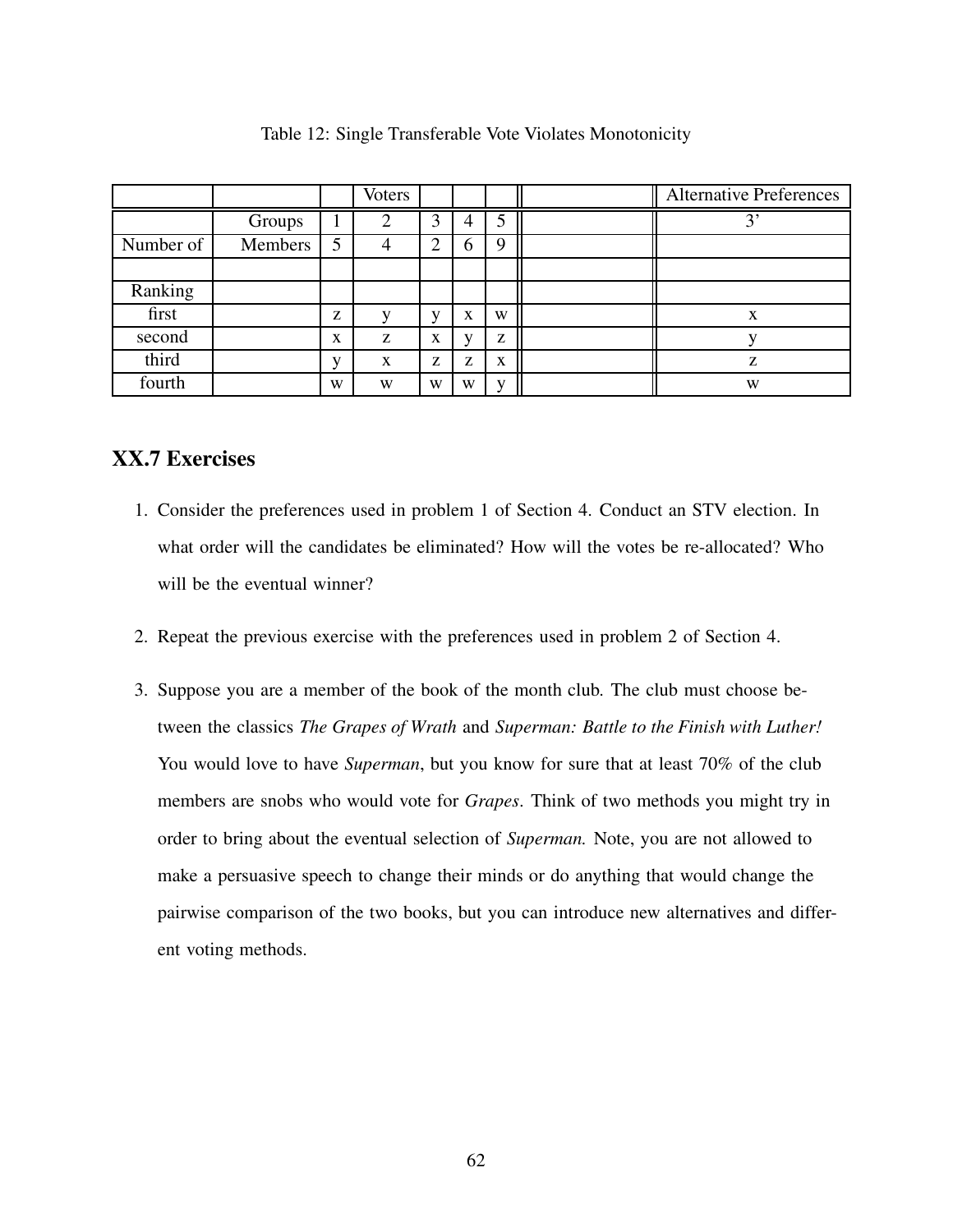Table 12: Single Transferable Vote Violates Monotonicity

| | | | Voters | | | | | Alternative Preferences |
|---|---|---|---|---|---|---|---|---|
| | Groups | 1 | 2 | 3 | 4 | 5 | | 3' |
| Number of | Members | 5 | 4 | 2 | 6 | 9 | | |
| | | | | | | | | |
| Ranking | | | | | | | | |
| first | | z | y | y | x | w | | x |
| second | | x | z | x | y | z | | y |
| third | | y | x | z | z | x | | z |
| fourth | | w | w | w | w | y | | w |

## XX.7 Exercises

1. Consider the preferences used in problem 1 of Section 4. Conduct an STV election. In what order will the candidates be eliminated? How will the votes be re-allocated? Who will be the eventual winner?

2. Repeat the previous exercise with the preferences used in problem 2 of Section 4.

3. Suppose you are a member of the book of the month club. The club must choose between the classics *The Grapes of Wrath* and *Superman: Battle to the Finish with Luther!* You would love to have *Superman*, but you know for sure that at least 70% of the club members are snobs who would vote for *Grapes*. Think of two methods you might try in order to bring about the eventual selection of *Superman.* Note, you are not allowed to make a persuasive speech to change their minds or do anything that would change the pairwise comparison of the two books, but you can introduce new alternatives and different voting methods.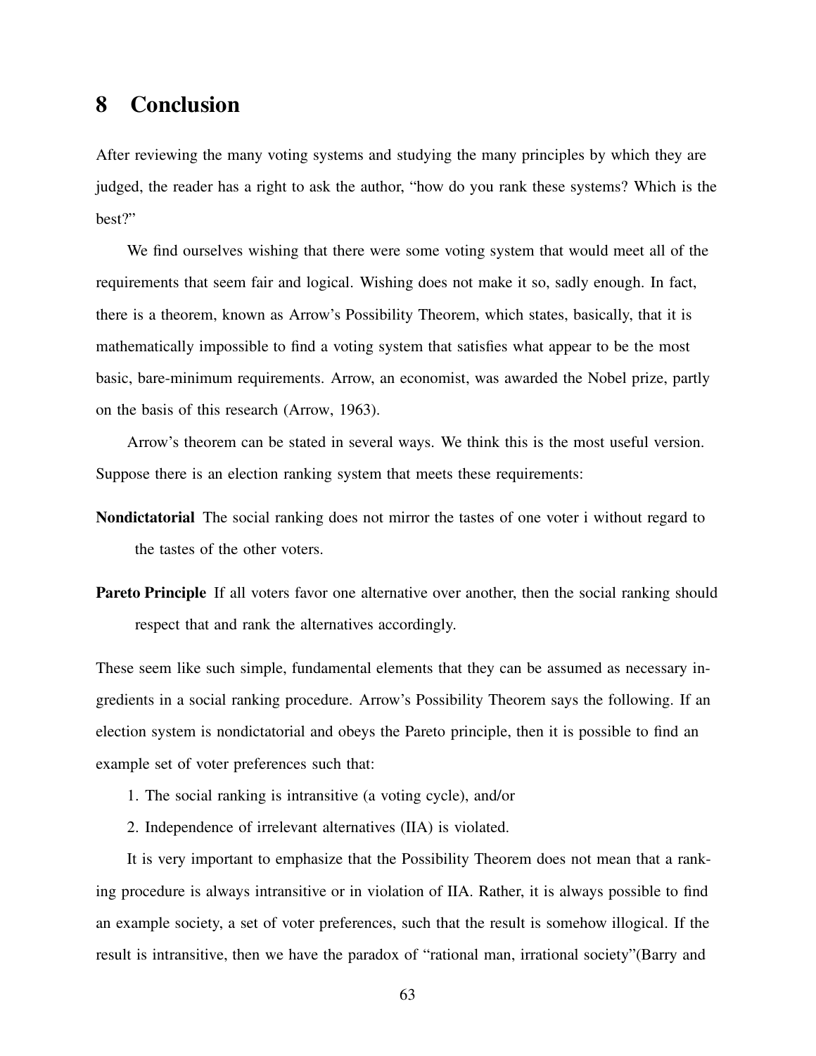# 8 Conclusion

After reviewing the many voting systems and studying the many principles by which they are judged, the reader has a right to ask the author, "how do you rank these systems? Which is the best?"

We find ourselves wishing that there were some voting system that would meet all of the requirements that seem fair and logical. Wishing does not make it so, sadly enough. In fact, there is a theorem, known as Arrow's Possibility Theorem, which states, basically, that it is mathematically impossible to find a voting system that satisfies what appear to be the most basic, bare-minimum requirements. Arrow, an economist, was awarded the Nobel prize, partly on the basis of this research (Arrow, 1963).

Arrow's theorem can be stated in several ways. We think this is the most useful version. Suppose there is an election ranking system that meets these requirements:

**Nondictatorial** The social ranking does not mirror the tastes of one voter i without regard to the tastes of the other voters.

**Pareto Principle** If all voters favor one alternative over another, then the social ranking should respect that and rank the alternatives accordingly.

These seem like such simple, fundamental elements that they can be assumed as necessary ingredients in a social ranking procedure. Arrow's Possibility Theorem says the following. If an election system is nondictatorial and obeys the Pareto principle, then it is possible to find an example set of voter preferences such that:

1. The social ranking is intransitive (a voting cycle), and/or
2. Independence of irrelevant alternatives (IIA) is violated.

It is very important to emphasize that the Possibility Theorem does not mean that a ranking procedure is always intransitive or in violation of IIA. Rather, it is always possible to find an example society, a set of voter preferences, such that the result is somehow illogical. If the result is intransitive, then we have the paradox of "rational man, irrational society"(Barry and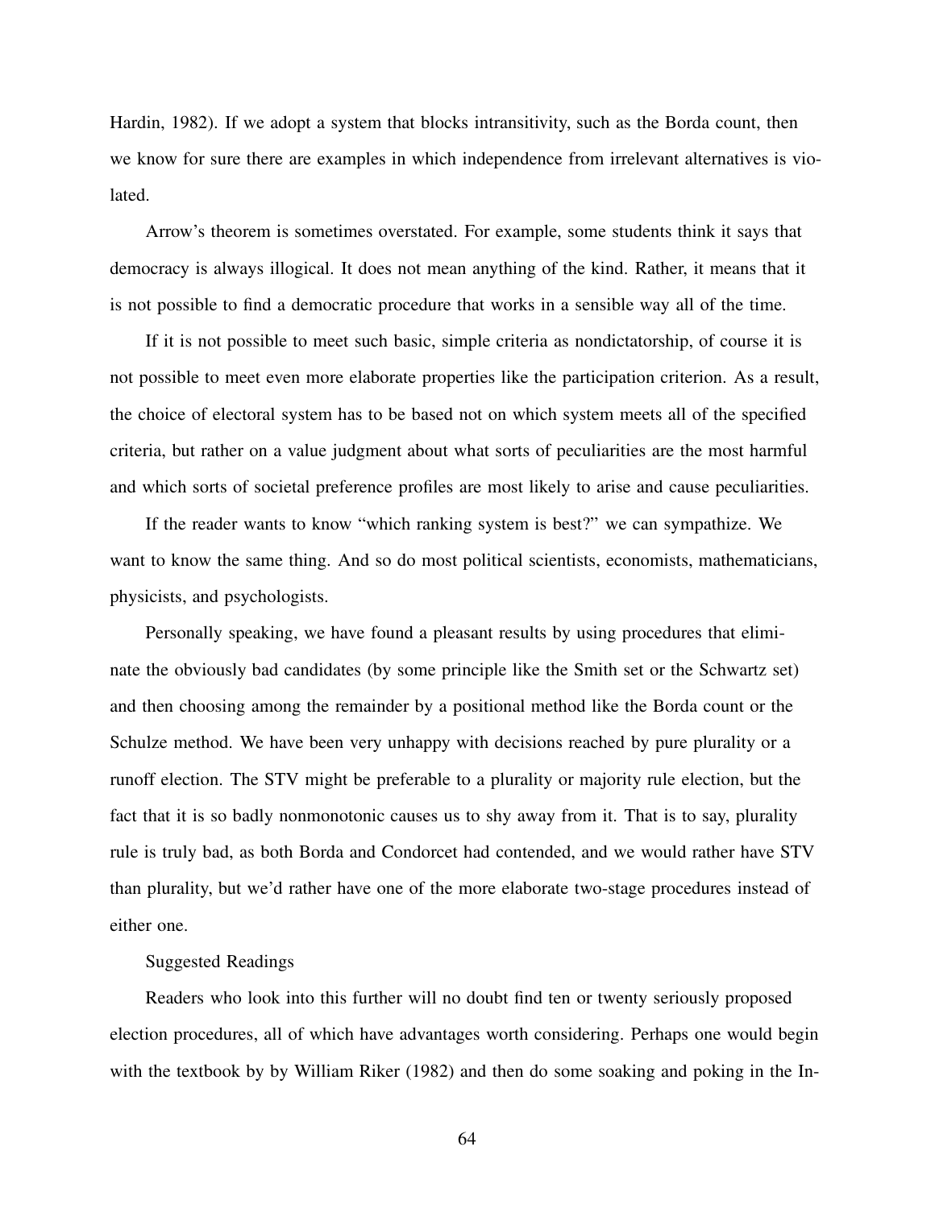Hardin, 1982). If we adopt a system that blocks intransitivity, such as the Borda count, then we know for sure there are examples in which independence from irrelevant alternatives is violated.

Arrow's theorem is sometimes overstated. For example, some students think it says that democracy is always illogical. It does not mean anything of the kind. Rather, it means that it is not possible to find a democratic procedure that works in a sensible way all of the time.

If it is not possible to meet such basic, simple criteria as nondictatorship, of course it is not possible to meet even more elaborate properties like the participation criterion. As a result, the choice of electoral system has to be based not on which system meets all of the specified criteria, but rather on a value judgment about what sorts of peculiarities are the most harmful and which sorts of societal preference profiles are most likely to arise and cause peculiarities.

If the reader wants to know "which ranking system is best?" we can sympathize. We want to know the same thing. And so do most political scientists, economists, mathematicians, physicists, and psychologists.

Personally speaking, we have found a pleasant results by using procedures that eliminate the obviously bad candidates (by some principle like the Smith set or the Schwartz set) and then choosing among the remainder by a positional method like the Borda count or the Schulze method. We have been very unhappy with decisions reached by pure plurality or a runoff election. The STV might be preferable to a plurality or majority rule election, but the fact that it is so badly nonmonotonic causes us to shy away from it. That is to say, plurality rule is truly bad, as both Borda and Condorcet had contended, and we would rather have STV than plurality, but we'd rather have one of the more elaborate two-stage procedures instead of either one.

Suggested Readings

Readers who look into this further will no doubt find ten or twenty seriously proposed election procedures, all of which have advantages worth considering. Perhaps one would begin with the textbook by by William Riker (1982) and then do some soaking and poking in the In-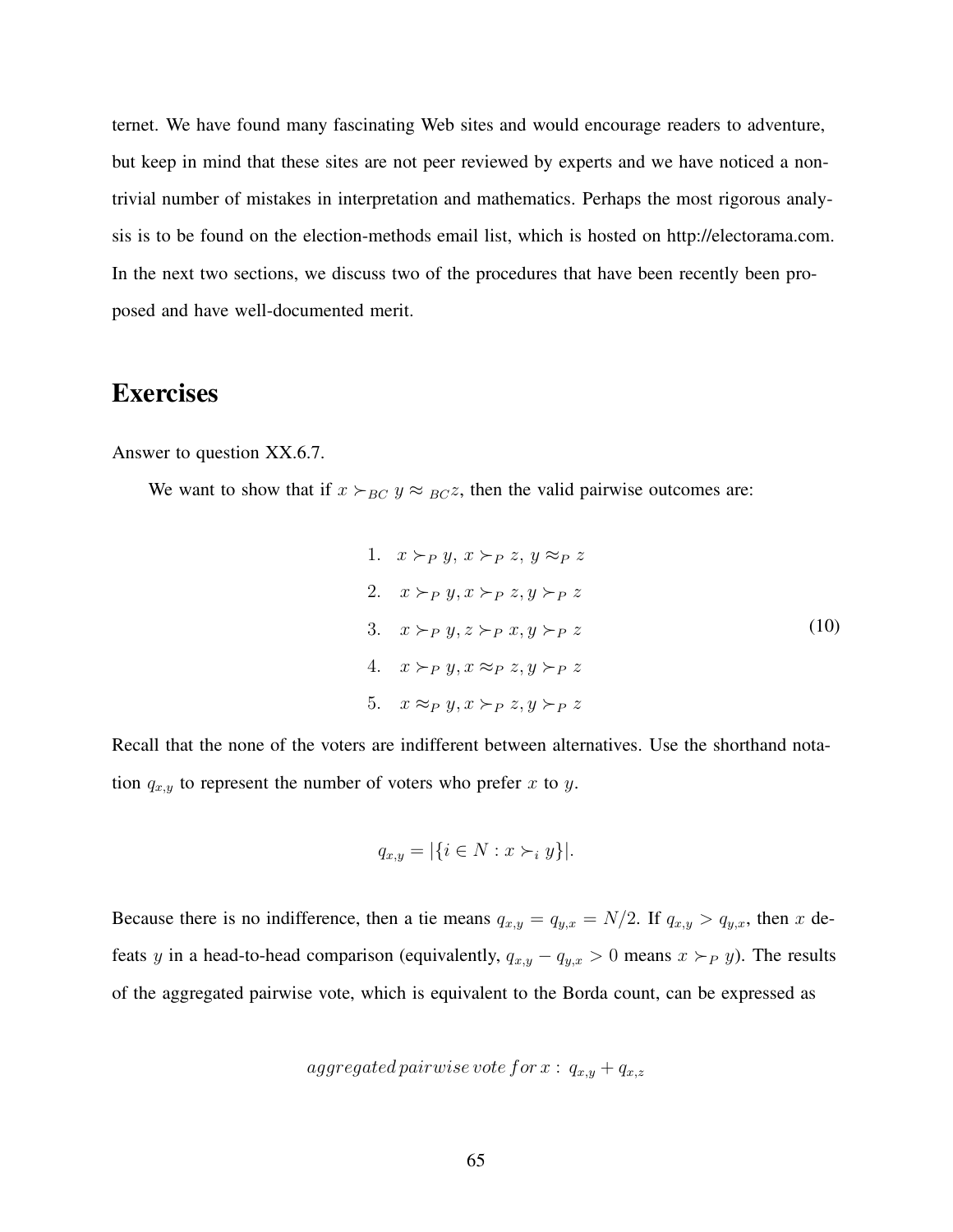ternet. We have found many fascinating Web sites and would encourage readers to adventure, but keep in mind that these sites are not peer reviewed by experts and we have noticed a non-trivial number of mistakes in interpretation and mathematics. Perhaps the most rigorous analysis is to be found on the election-methods email list, which is hosted on http://electorama.com. In the next two sections, we discuss two of the procedures that have been recently been proposed and have well-documented merit.

## Exercises

Answer to question XX.6.7.

We want to show that if $x \succ_{BC} y \approx_{BC} z$, then the valid pairwise outcomes are:

$$
\begin{array}{ll}
1. & x \succ_P y,\ x \succ_P z,\ y \approx_P z \\
2. & x \succ_P y, x \succ_P z, y \succ_P z \\
3. & x \succ_P y, z \succ_P x, y \succ_P z \\
4. & x \succ_P y, x \approx_P z, y \succ_P z \\
5. & x \approx_P y, x \succ_P z, y \succ_P z
\end{array}
\tag{10}
$$

Recall that the none of the voters are indifferent between alternatives. Use the shorthand notation $q_{x,y}$ to represent the number of voters who prefer $x$ to $y$.

$$
q_{x,y} = |\{i \in N : x \succ_i y\}|.
$$

Because there is no indifference, then a tie means $q_{x,y} = q_{y,x} = N/2$. If $q_{x,y} > q_{y,x}$, then $x$ defeats $y$ in a head-to-head comparison (equivalently, $q_{x,y} - q_{y,x} > 0$ means $x \succ_P y$). The results of the aggregated pairwise vote, which is equivalent to the Borda count, can be expressed as

$$
aggregated\, pairwise\, vote\, for\, x : \ q_{x,y} + q_{x,z}
$$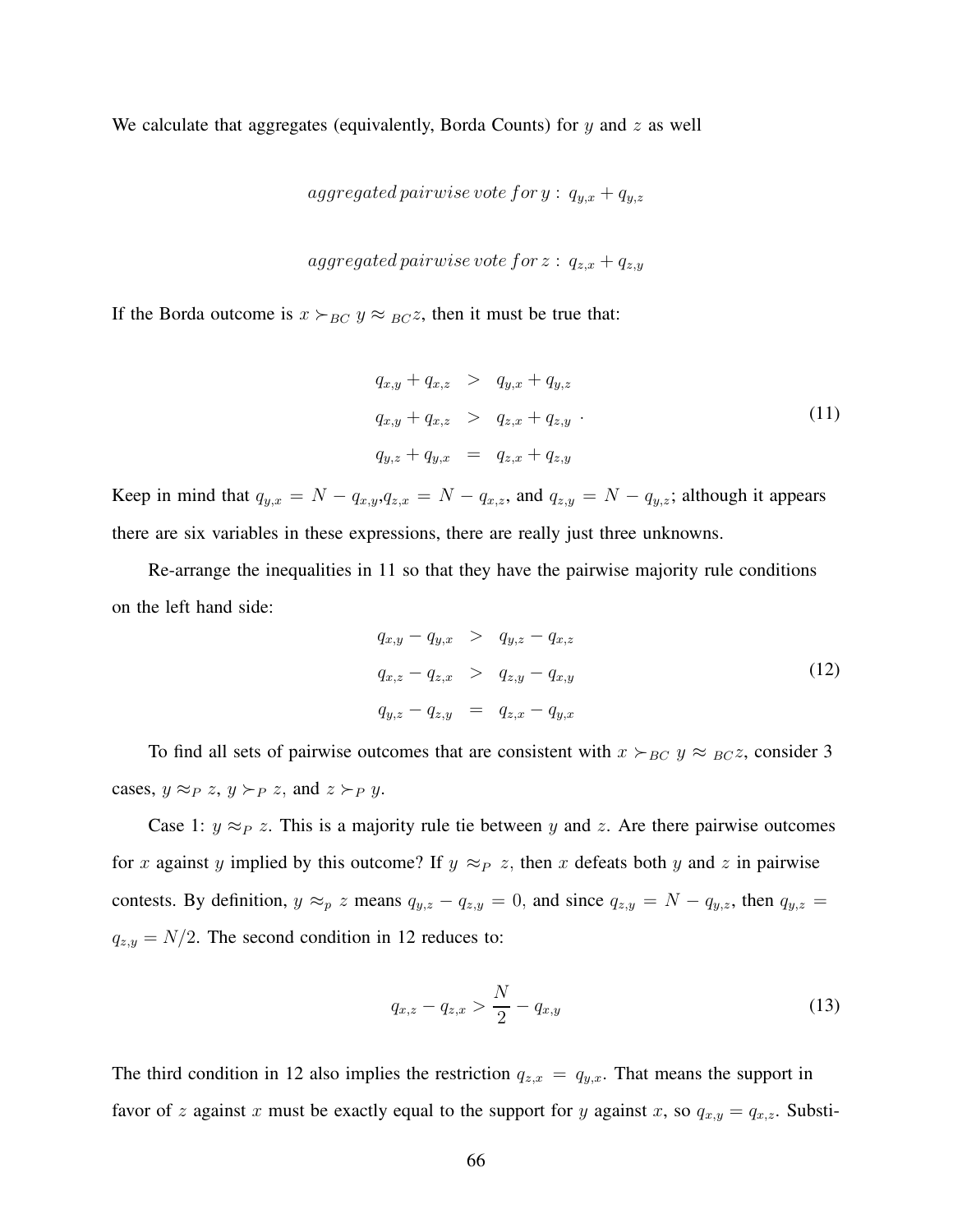We calculate that aggregates (equivalently, Borda Counts) for $y$ and $z$ as well

$$aggregated\,pairwise\,vote\,for\,y:\;q_{y,x}+q_{y,z}$$

$$aggregated\,pairwise\,vote\,for\,z:\;q_{z,x}+q_{z,y}$$

If the Borda outcome is $x \succ_{BC} y \approx_{BC} z$, then it must be true that:

$$\begin{aligned}
q_{x,y}+q_{x,z} &> q_{y,x}+q_{y,z} \\
q_{x,y}+q_{x,z} &> q_{z,x}+q_{z,y} \\
q_{y,z}+q_{y,x} &= q_{z,x}+q_{z,y}
\end{aligned} \tag{11}$$

Keep in mind that $q_{y,x} = N - q_{x,y}$, $q_{z,x} = N - q_{x,z}$, and $q_{z,y} = N - q_{y,z}$; although it appears there are six variables in these expressions, there are really just three unknowns.

Re-arrange the inequalities in 11 so that they have the pairwise majority rule conditions on the left hand side:

$$\begin{aligned}
q_{x,y}-q_{y,x} &> q_{y,z}-q_{x,z} \\
q_{x,z}-q_{z,x} &> q_{z,y}-q_{x,y} \\
q_{y,z}-q_{z,y} &= q_{z,x}-q_{y,x}
\end{aligned} \tag{12}$$

To find all sets of pairwise outcomes that are consistent with $x \succ_{BC} y \approx_{BC} z$, consider 3 cases, $y \approx_P z$, $y \succ_P z$, and $z \succ_P y$.

Case 1: $y \approx_P z$. This is a majority rule tie between $y$ and $z$. Are there pairwise outcomes for $x$ against $y$ implied by this outcome? If $y \approx_P z$, then $x$ defeats both $y$ and $z$ in pairwise contests. By definition, $y \approx_p z$ means $q_{y,z} - q_{z,y} = 0$, and since $q_{z,y} = N - q_{y,z}$, then $q_{y,z} = q_{z,y} = N/2$. The second condition in 12 reduces to:

$$q_{x,z} - q_{z,x} > \frac{N}{2} - q_{x,y} \tag{13}$$

The third condition in 12 also implies the restriction $q_{z,x} = q_{y,x}$. That means the support in favor of $z$ against $x$ must be exactly equal to the support for $y$ against $x$, so $q_{x,y} = q_{x,z}$. Substi-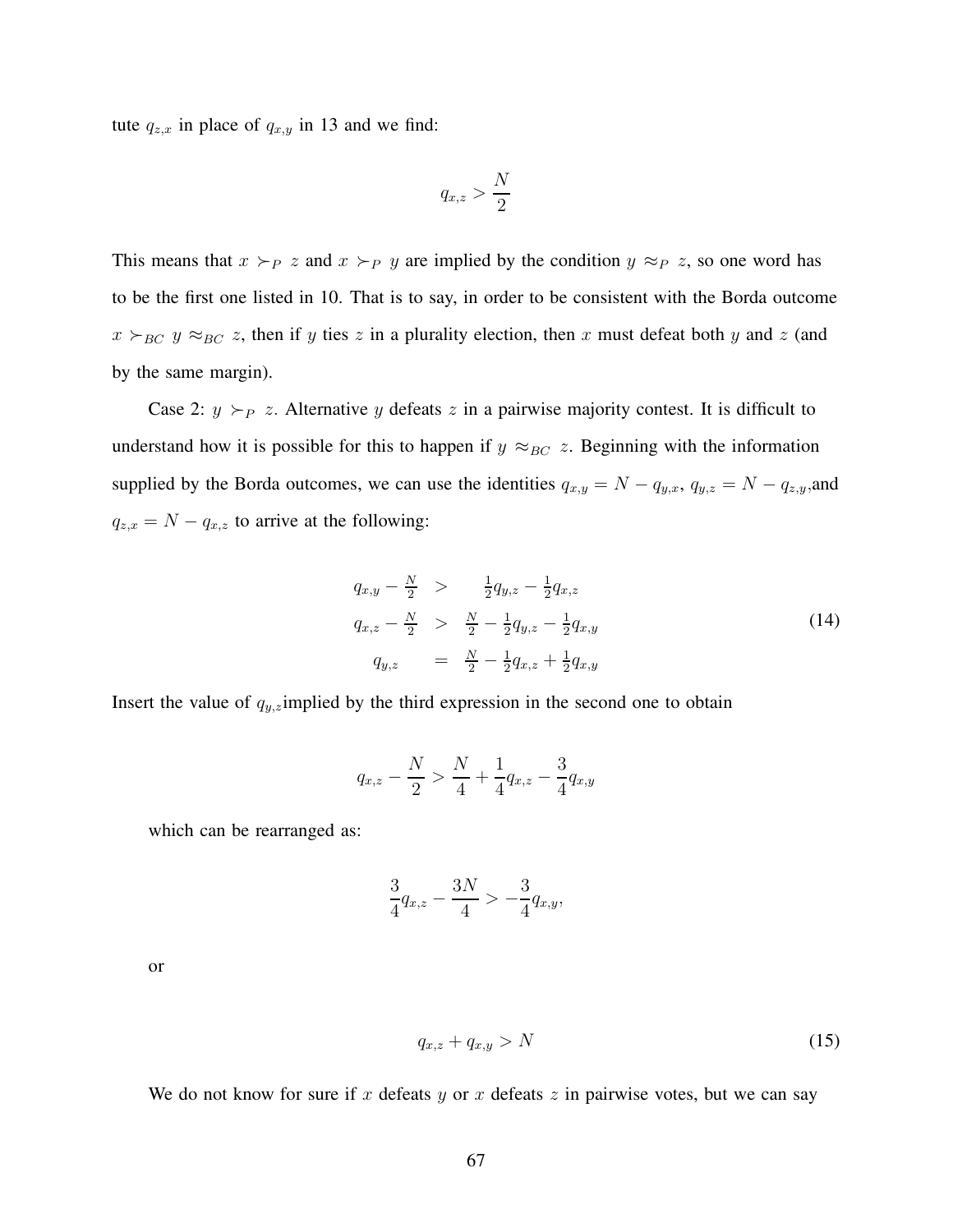tute $q_{z,x}$ in place of $q_{x,y}$ in 13 and we find:

$$q_{x,z} > \frac{N}{2}$$

This means that $x \succ_P z$ and $x \succ_P y$ are implied by the condition $y \approx_P z$, so one word has to be the first one listed in 10. That is to say, in order to be consistent with the Borda outcome $x \succ_{BC} y \approx_{BC} z$, then if $y$ ties $z$ in a plurality election, then $x$ must defeat both $y$ and $z$ (and by the same margin).

Case 2: $y \succ_P z$. Alternative $y$ defeats $z$ in a pairwise majority contest. It is difficult to understand how it is possible for this to happen if $y \approx_{BC} z$. Beginning with the information supplied by the Borda outcomes, we can use the identities $q_{x,y} = N - q_{y,x}$, $q_{y,z} = N - q_{z,y}$, and $q_{z,x} = N - q_{x,z}$ to arrive at the following:

$$\begin{aligned} q_{x,y} - \tfrac{N}{2} &> \tfrac{1}{2}q_{y,z} - \tfrac{1}{2}q_{x,z} \\ q_{x,z} - \tfrac{N}{2} &> \tfrac{N}{2} - \tfrac{1}{2}q_{y,z} - \tfrac{1}{2}q_{x,y} \\ q_{y,z} &= \tfrac{N}{2} - \tfrac{1}{2}q_{x,z} + \tfrac{1}{2}q_{x,y} \end{aligned} \tag{14}$$

Insert the value of $q_{y,z}$ implied by the third expression in the second one to obtain

$$q_{x,z} - \frac{N}{2} > \frac{N}{4} + \frac{1}{4}q_{x,z} - \frac{3}{4}q_{x,y}$$

which can be rearranged as:

$$\frac{3}{4}q_{x,z} - \frac{3N}{4} > -\frac{3}{4}q_{x,y},$$

or

$$q_{x,z} + q_{x,y} > N \tag{15}$$

We do not know for sure if $x$ defeats $y$ or $x$ defeats $z$ in pairwise votes, but we can say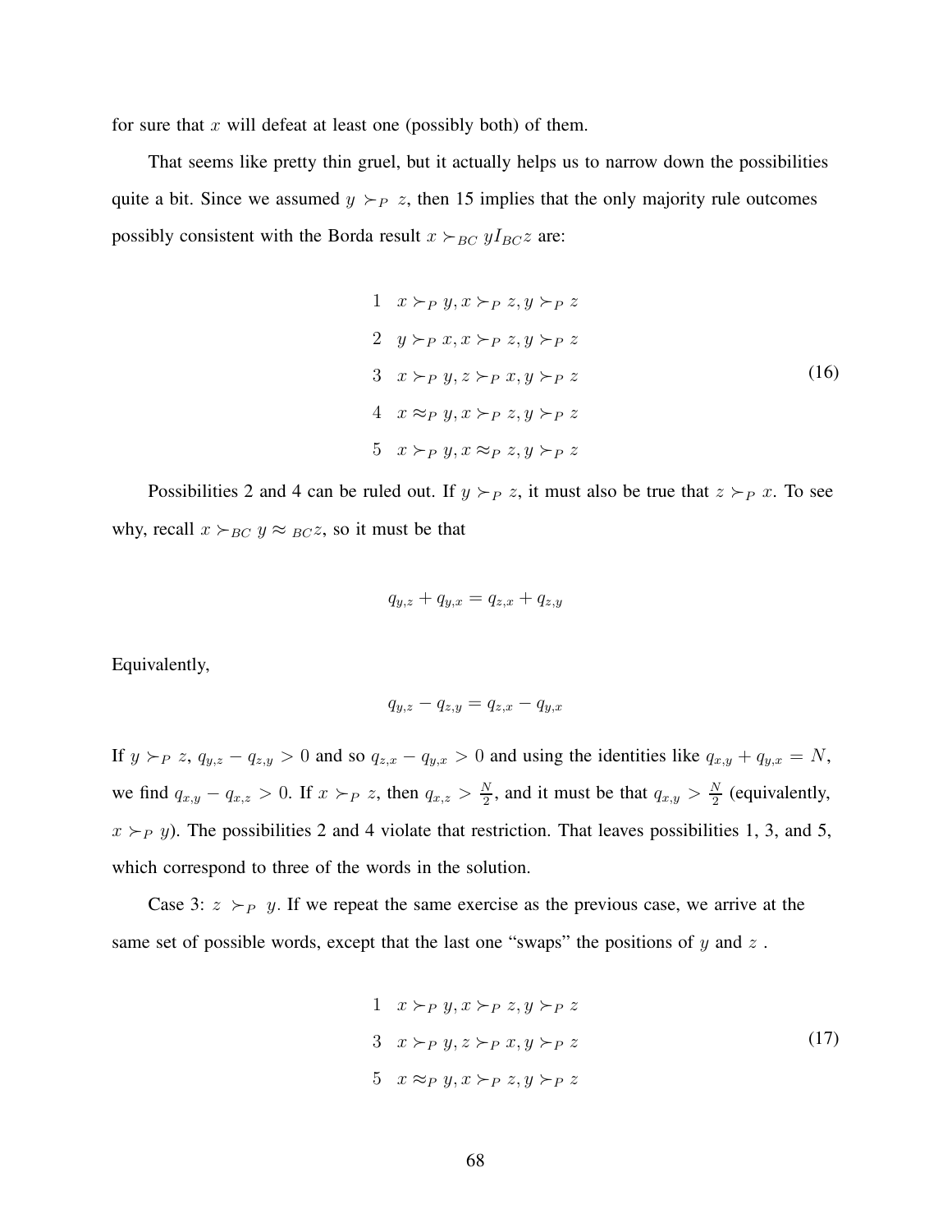for sure that $x$ will defeat at least one (possibly both) of them.

That seems like pretty thin gruel, but it actually helps us to narrow down the possibilities quite a bit. Since we assumed $y \succ_P z$, then 15 implies that the only majority rule outcomes possibly consistent with the Borda result $x \succ_{BC} yI_{BC}z$ are:

$$
\begin{array}{ll}
1 & x \succ_P y, x \succ_P z, y \succ_P z \\
2 & y \succ_P x, x \succ_P z, y \succ_P z \\
3 & x \succ_P y, z \succ_P x, y \succ_P z \\
4 & x \approx_P y, x \succ_P z, y \succ_P z \\
5 & x \succ_P y, x \approx_P z, y \succ_P z
\end{array}
\tag{16}
$$

Possibilities 2 and 4 can be ruled out. If $y \succ_P z$, it must also be true that $z \succ_P x$. To see why, recall $x \succ_{BC} y \approx_{BC} z$, so it must be that

$$q_{y,z} + q_{y,x} = q_{z,x} + q_{z,y}$$

Equivalently,

$$q_{y,z} - q_{z,y} = q_{z,x} - q_{y,x}$$

If $y \succ_P z$, $q_{y,z} - q_{z,y} > 0$ and so $q_{z,x} - q_{y,x} > 0$ and using the identities like $q_{x,y} + q_{y,x} = N$, we find $q_{x,y} - q_{x,z} > 0$. If $x \succ_P z$, then $q_{x,z} > \frac{N}{2}$, and it must be that $q_{x,y} > \frac{N}{2}$ (equivalently, $x \succ_P y$). The possibilities 2 and 4 violate that restriction. That leaves possibilities 1, 3, and 5, which correspond to three of the words in the solution.

Case 3: $z \succ_P y$. If we repeat the same exercise as the previous case, we arrive at the same set of possible words, except that the last one "swaps" the positions of $y$ and $z$ .

$$
\begin{array}{ll}
1 & x \succ_P y, x \succ_P z, y \succ_P z \\
3 & x \succ_P y, z \succ_P x, y \succ_P z \\
5 & x \approx_P y, x \succ_P z, y \succ_P z
\end{array}
\tag{17}
$$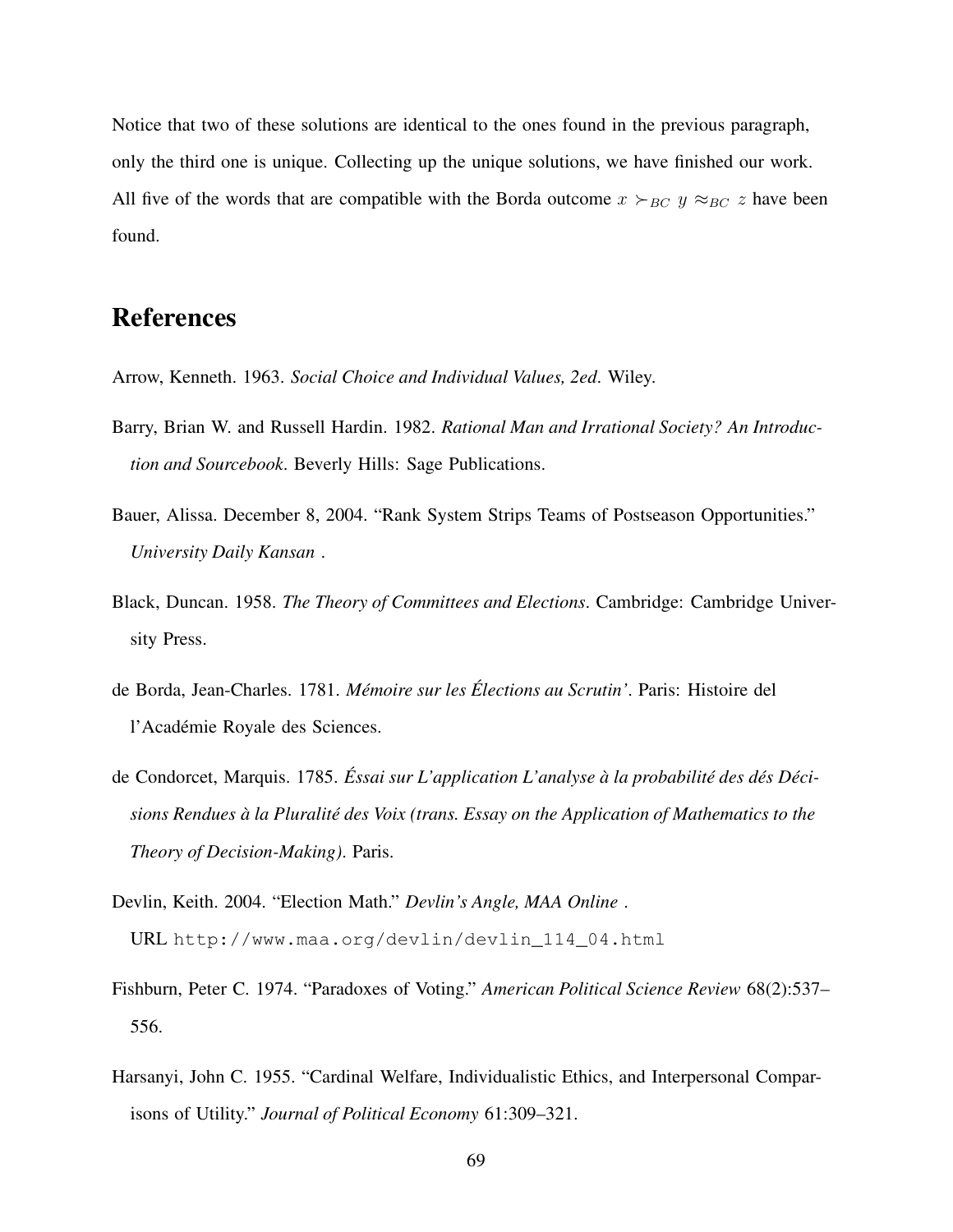Notice that two of these solutions are identical to the ones found in the previous paragraph, only the third one is unique. Collecting up the unique solutions, we have finished our work. All five of the words that are compatible with the Borda outcome $x \succ_{BC} y \approx_{BC} z$ have been found.

## References

Arrow, Kenneth. 1963. *Social Choice and Individual Values, 2ed*. Wiley.

Barry, Brian W. and Russell Hardin. 1982. *Rational Man and Irrational Society? An Introduction and Sourcebook*. Beverly Hills: Sage Publications.

Bauer, Alissa. December 8, 2004. "Rank System Strips Teams of Postseason Opportunities." *University Daily Kansan* .

Black, Duncan. 1958. *The Theory of Committees and Elections*. Cambridge: Cambridge University Press.

de Borda, Jean-Charles. 1781. *Mémoire sur les Élections au Scrutin'*. Paris: Histoire del l'Académie Royale des Sciences.

de Condorcet, Marquis. 1785. *Éssai sur L'application L'analyse à la probabilité des dés Décisions Rendues à la Pluralité des Voix (trans. Essay on the Application of Mathematics to the Theory of Decision-Making)*. Paris.

Devlin, Keith. 2004. "Election Math." *Devlin's Angle, MAA Online* .
URL `http://www.maa.org/devlin/devlin_114_04.html`

Fishburn, Peter C. 1974. "Paradoxes of Voting." *American Political Science Review* 68(2):537–556.

Harsanyi, John C. 1955. "Cardinal Welfare, Individualistic Ethics, and Interpersonal Comparisons of Utility." *Journal of Political Economy* 61:309–321.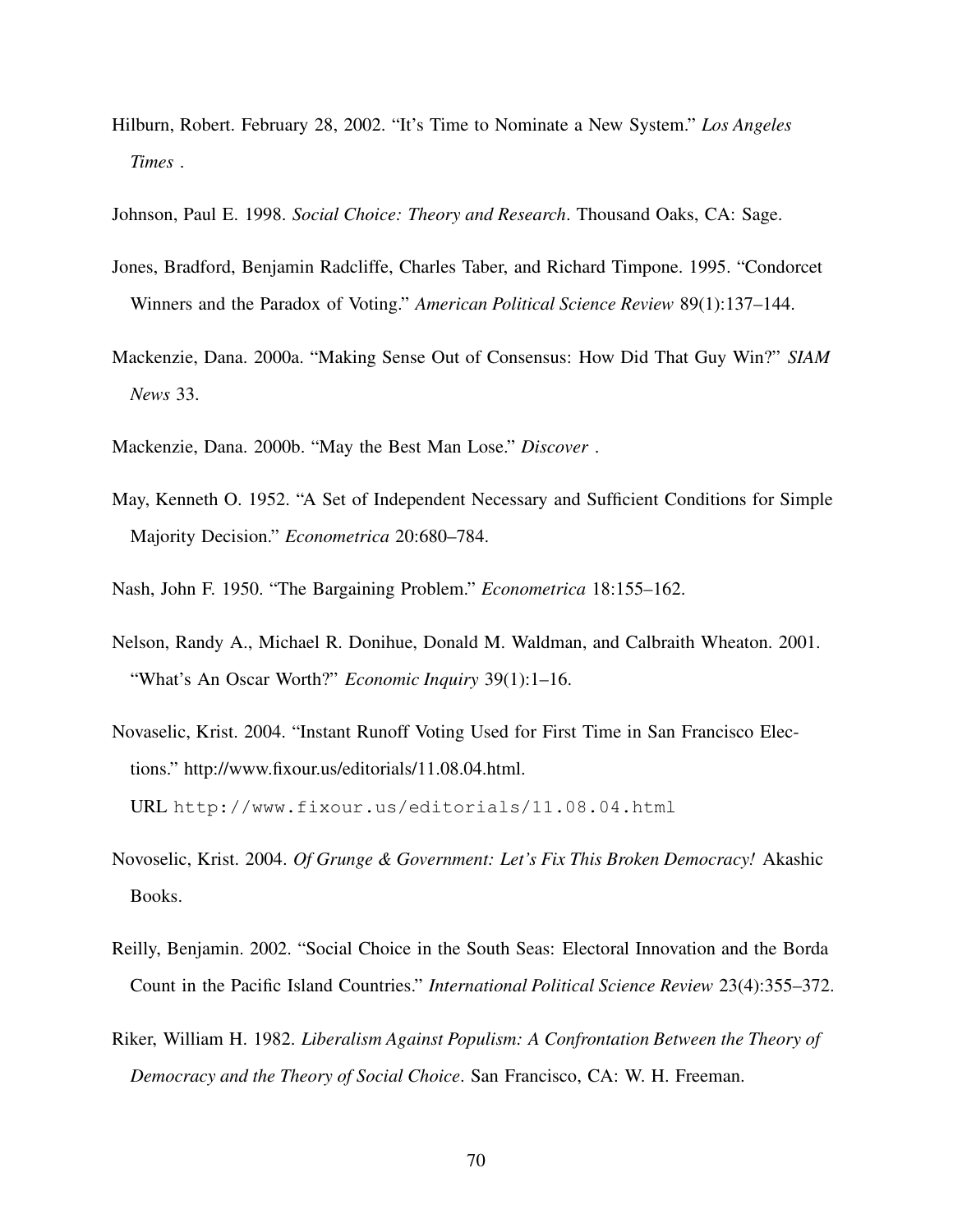Hilburn, Robert. February 28, 2002. "It's Time to Nominate a New System." *Los Angeles Times* .

Johnson, Paul E. 1998. *Social Choice: Theory and Research*. Thousand Oaks, CA: Sage.

Jones, Bradford, Benjamin Radcliffe, Charles Taber, and Richard Timpone. 1995. "Condorcet Winners and the Paradox of Voting." *American Political Science Review* 89(1):137–144.

Mackenzie, Dana. 2000a. "Making Sense Out of Consensus: How Did That Guy Win?" *SIAM News* 33.

Mackenzie, Dana. 2000b. "May the Best Man Lose." *Discover* .

May, Kenneth O. 1952. "A Set of Independent Necessary and Sufficient Conditions for Simple Majority Decision." *Econometrica* 20:680–784.

Nash, John F. 1950. "The Bargaining Problem." *Econometrica* 18:155–162.

Nelson, Randy A., Michael R. Donihue, Donald M. Waldman, and Calbraith Wheaton. 2001. "What's An Oscar Worth?" *Economic Inquiry* 39(1):1–16.

Novaselic, Krist. 2004. "Instant Runoff Voting Used for First Time in San Francisco Elections." http://www.fixour.us/editorials/11.08.04.html.
URL `http://www.fixour.us/editorials/11.08.04.html`

Novoselic, Krist. 2004. *Of Grunge & Government: Let's Fix This Broken Democracy!* Akashic Books.

Reilly, Benjamin. 2002. "Social Choice in the South Seas: Electoral Innovation and the Borda Count in the Pacific Island Countries." *International Political Science Review* 23(4):355–372.

Riker, William H. 1982. *Liberalism Against Populism: A Confrontation Between the Theory of Democracy and the Theory of Social Choice*. San Francisco, CA: W. H. Freeman.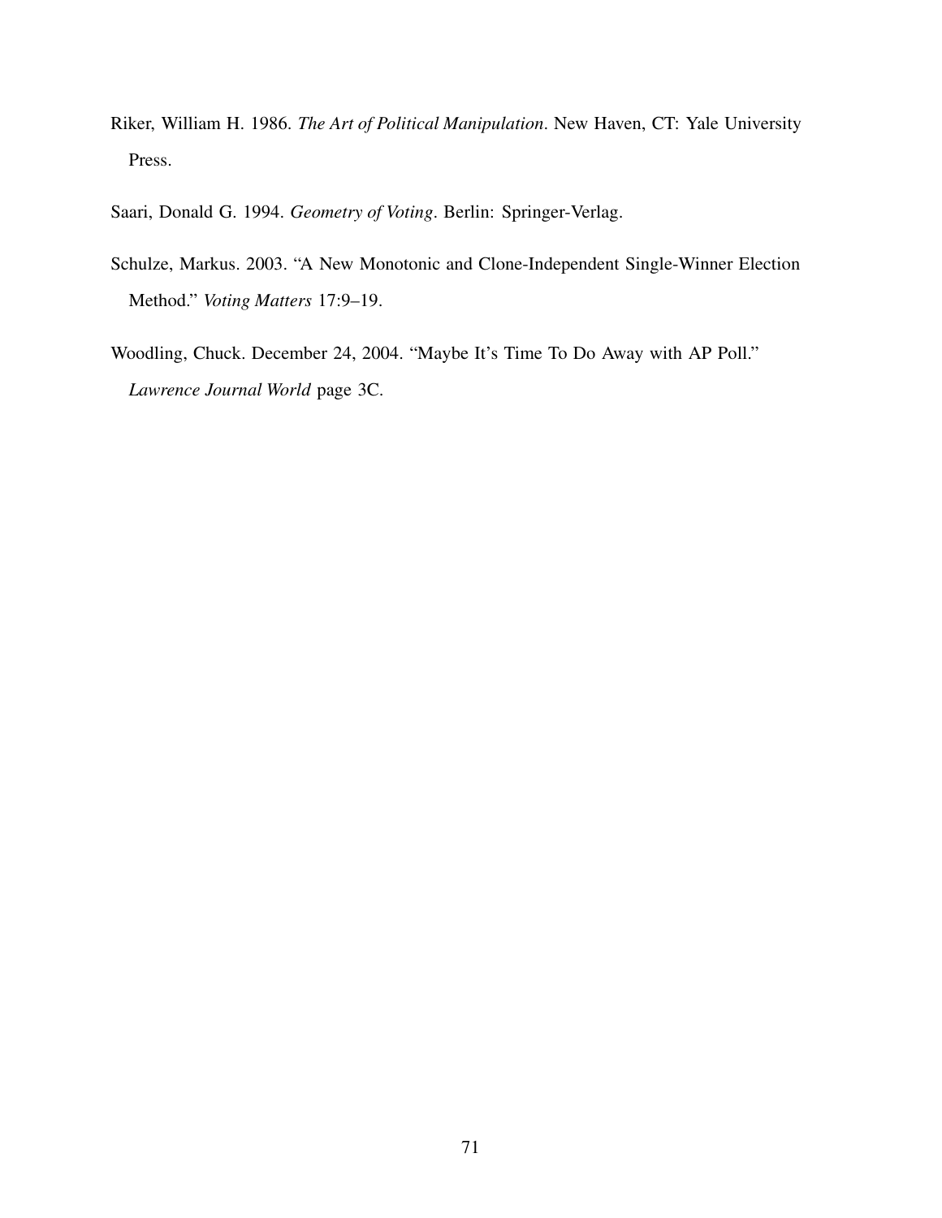Riker, William H. 1986. *The Art of Political Manipulation*. New Haven, CT: Yale University Press.

Saari, Donald G. 1994. *Geometry of Voting*. Berlin: Springer-Verlag.

Schulze, Markus. 2003. "A New Monotonic and Clone-Independent Single-Winner Election Method." *Voting Matters* 17:9–19.

Woodling, Chuck. December 24, 2004. "Maybe It's Time To Do Away with AP Poll." *Lawrence Journal World* page 3C.